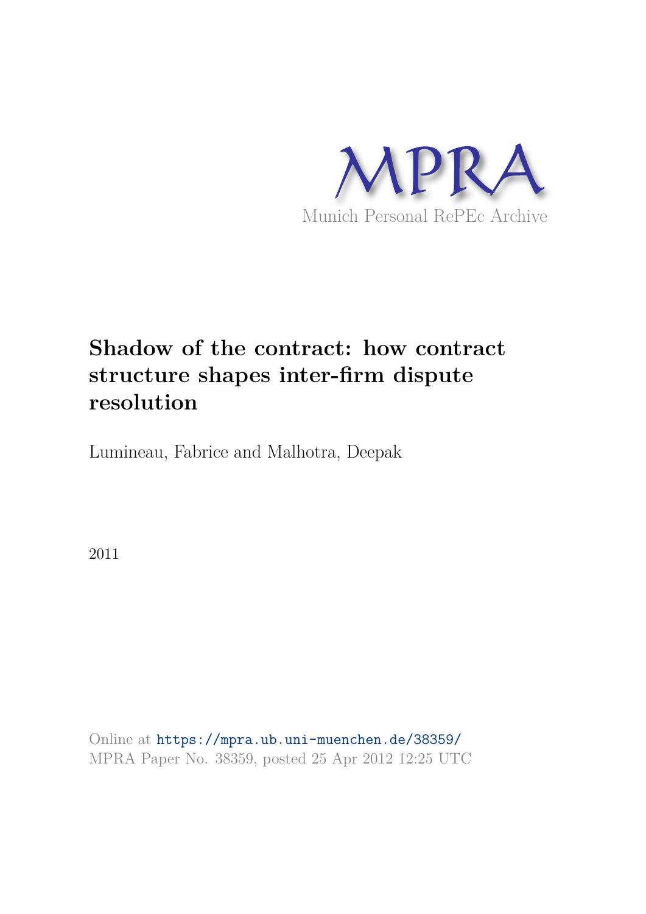MPRA

Munich Personal RePEc Archive

# Shadow of the contract: how contract structure shapes inter-firm dispute resolution

Lumineau, Fabrice and Malhotra, Deepak

2011

Online at https://mpra.ub.uni-muenchen.de/38359/
MPRA Paper No. 38359, posted 25 Apr 2012 12:25 UTC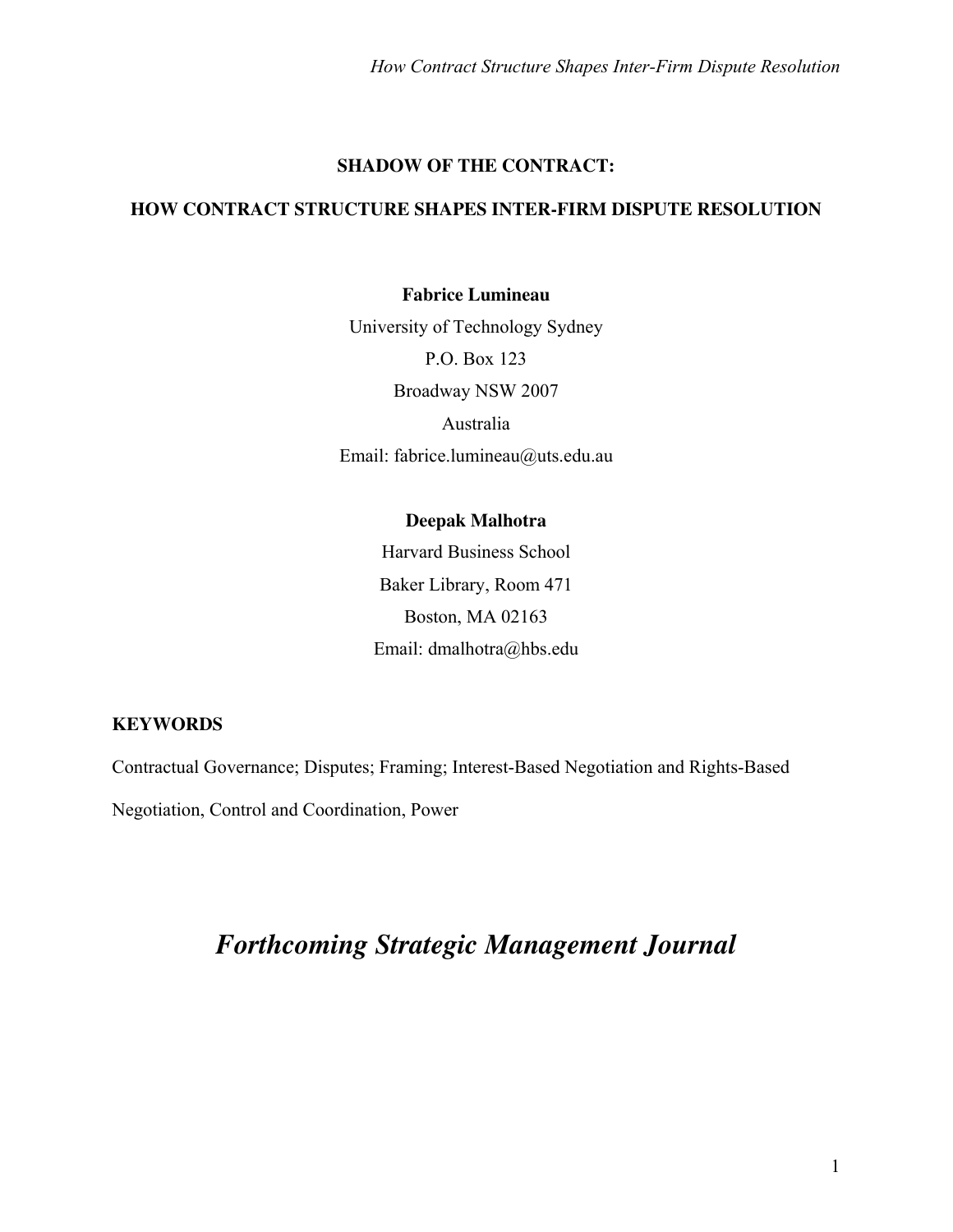# SHADOW OF THE CONTRACT:

# HOW CONTRACT STRUCTURE SHAPES INTER-FIRM DISPUTE RESOLUTION

**Fabrice Lumineau**

University of Technology Sydney

P.O. Box 123

Broadway NSW 2007

Australia

Email: fabrice.lumineau@uts.edu.au

**Deepak Malhotra**

Harvard Business School

Baker Library, Room 471

Boston, MA 02163

Email: dmalhotra@hbs.edu

**KEYWORDS**

Contractual Governance; Disputes; Framing; Interest-Based Negotiation and Rights-Based Negotiation, Control and Coordination, Power

## *Forthcoming Strategic Management Journal*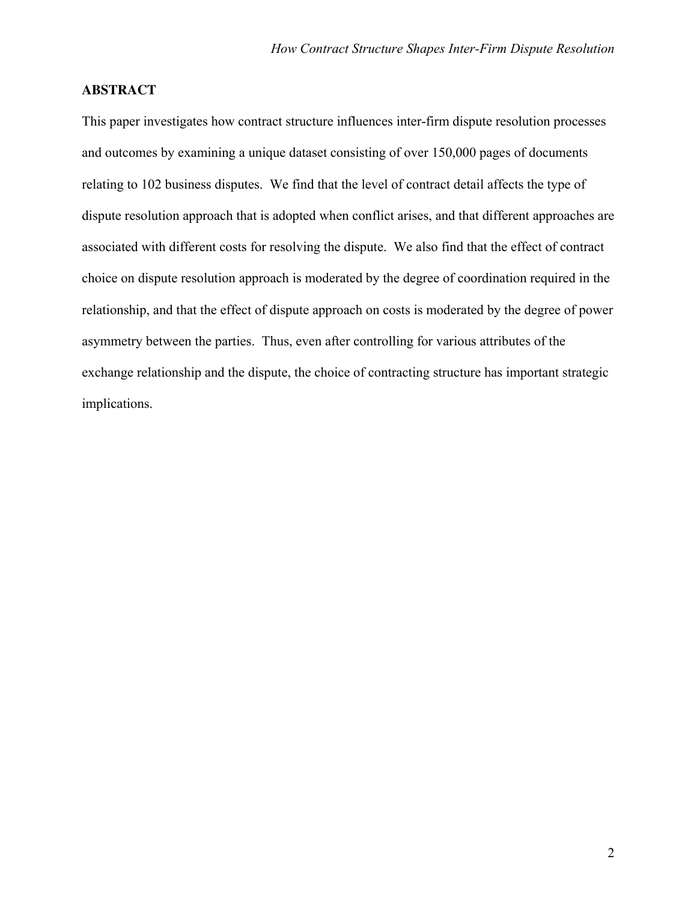## ABSTRACT

This paper investigates how contract structure influences inter-firm dispute resolution processes and outcomes by examining a unique dataset consisting of over 150,000 pages of documents relating to 102 business disputes. We find that the level of contract detail affects the type of dispute resolution approach that is adopted when conflict arises, and that different approaches are associated with different costs for resolving the dispute. We also find that the effect of contract choice on dispute resolution approach is moderated by the degree of coordination required in the relationship, and that the effect of dispute approach on costs is moderated by the degree of power asymmetry between the parties. Thus, even after controlling for various attributes of the exchange relationship and the dispute, the choice of contracting structure has important strategic implications.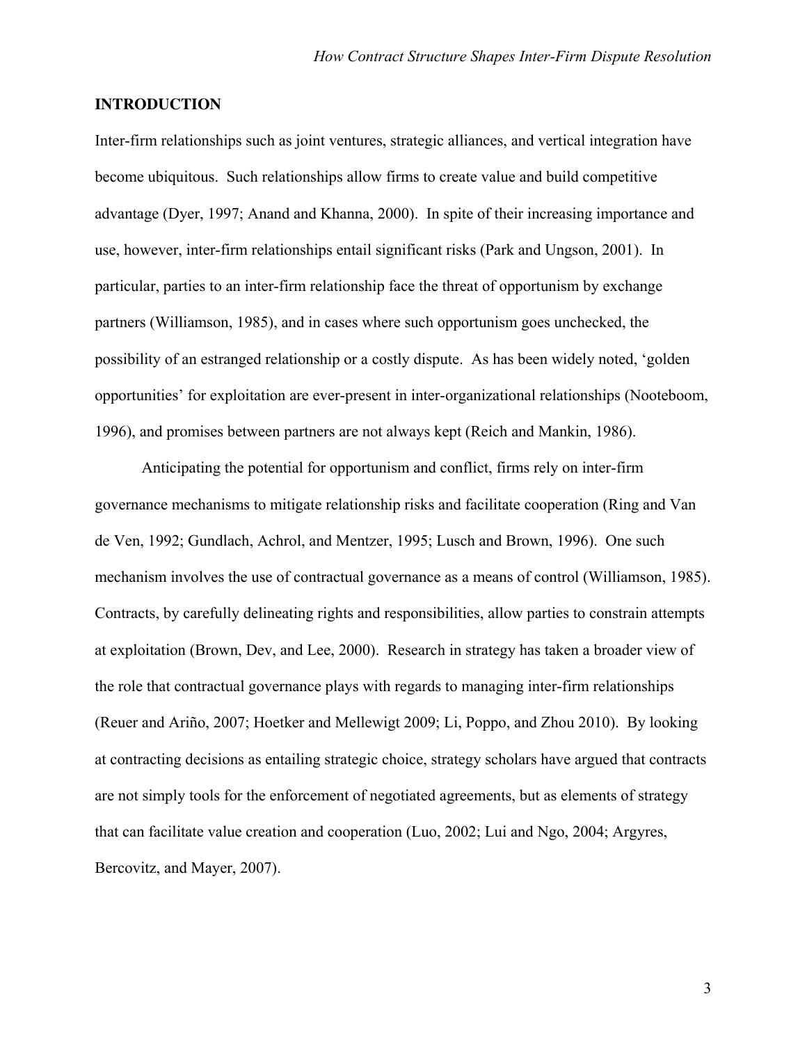## INTRODUCTION

Inter-firm relationships such as joint ventures, strategic alliances, and vertical integration have become ubiquitous. Such relationships allow firms to create value and build competitive advantage (Dyer, 1997; Anand and Khanna, 2000). In spite of their increasing importance and use, however, inter-firm relationships entail significant risks (Park and Ungson, 2001). In particular, parties to an inter-firm relationship face the threat of opportunism by exchange partners (Williamson, 1985), and in cases where such opportunism goes unchecked, the possibility of an estranged relationship or a costly dispute. As has been widely noted, 'golden opportunities' for exploitation are ever-present in inter-organizational relationships (Nooteboom, 1996), and promises between partners are not always kept (Reich and Mankin, 1986).

Anticipating the potential for opportunism and conflict, firms rely on inter-firm governance mechanisms to mitigate relationship risks and facilitate cooperation (Ring and Van de Ven, 1992; Gundlach, Achrol, and Mentzer, 1995; Lusch and Brown, 1996). One such mechanism involves the use of contractual governance as a means of control (Williamson, 1985). Contracts, by carefully delineating rights and responsibilities, allow parties to constrain attempts at exploitation (Brown, Dev, and Lee, 2000). Research in strategy has taken a broader view of the role that contractual governance plays with regards to managing inter-firm relationships (Reuer and Ariño, 2007; Hoetker and Mellewigt 2009; Li, Poppo, and Zhou 2010). By looking at contracting decisions as entailing strategic choice, strategy scholars have argued that contracts are not simply tools for the enforcement of negotiated agreements, but as elements of strategy that can facilitate value creation and cooperation (Luo, 2002; Lui and Ngo, 2004; Argyres, Bercovitz, and Mayer, 2007).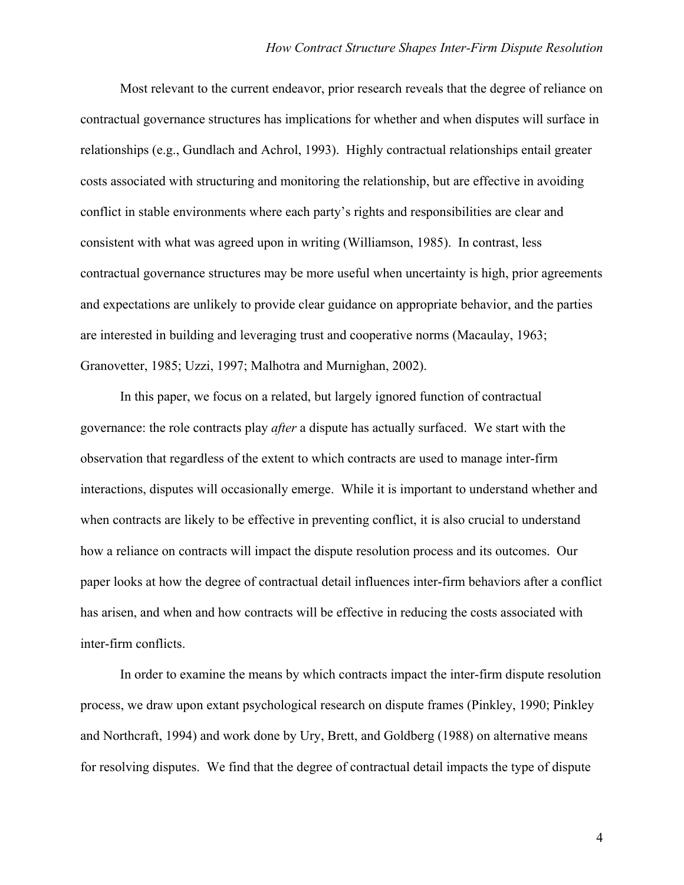Most relevant to the current endeavor, prior research reveals that the degree of reliance on contractual governance structures has implications for whether and when disputes will surface in relationships (e.g., Gundlach and Achrol, 1993). Highly contractual relationships entail greater costs associated with structuring and monitoring the relationship, but are effective in avoiding conflict in stable environments where each party's rights and responsibilities are clear and consistent with what was agreed upon in writing (Williamson, 1985). In contrast, less contractual governance structures may be more useful when uncertainty is high, prior agreements and expectations are unlikely to provide clear guidance on appropriate behavior, and the parties are interested in building and leveraging trust and cooperative norms (Macaulay, 1963; Granovetter, 1985; Uzzi, 1997; Malhotra and Murnighan, 2002).

In this paper, we focus on a related, but largely ignored function of contractual governance: the role contracts play *after* a dispute has actually surfaced. We start with the observation that regardless of the extent to which contracts are used to manage inter-firm interactions, disputes will occasionally emerge. While it is important to understand whether and when contracts are likely to be effective in preventing conflict, it is also crucial to understand how a reliance on contracts will impact the dispute resolution process and its outcomes. Our paper looks at how the degree of contractual detail influences inter-firm behaviors after a conflict has arisen, and when and how contracts will be effective in reducing the costs associated with inter-firm conflicts.

In order to examine the means by which contracts impact the inter-firm dispute resolution process, we draw upon extant psychological research on dispute frames (Pinkley, 1990; Pinkley and Northcraft, 1994) and work done by Ury, Brett, and Goldberg (1988) on alternative means for resolving disputes. We find that the degree of contractual detail impacts the type of dispute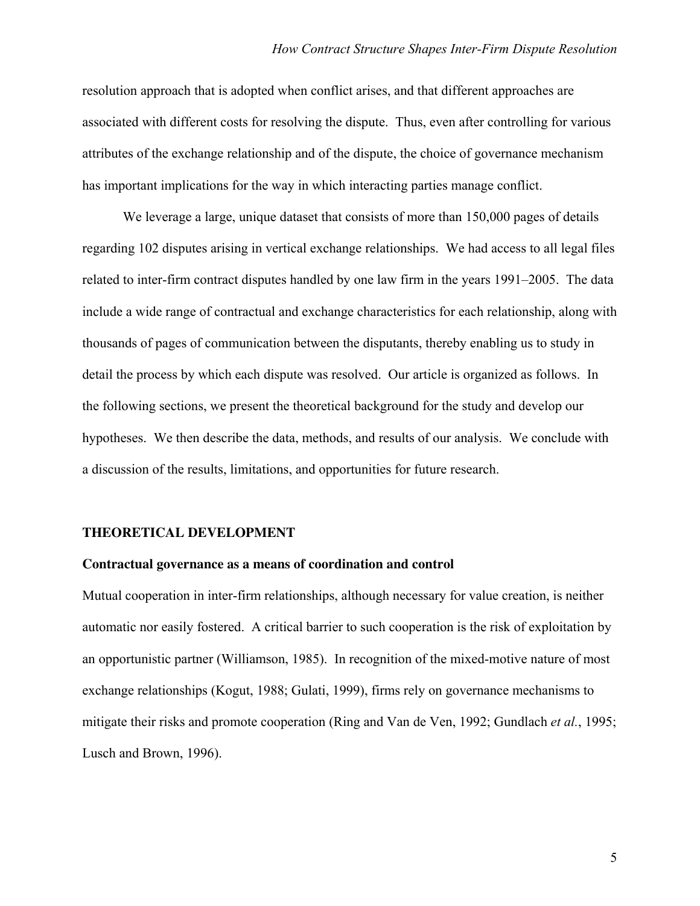resolution approach that is adopted when conflict arises, and that different approaches are associated with different costs for resolving the dispute. Thus, even after controlling for various attributes of the exchange relationship and of the dispute, the choice of governance mechanism has important implications for the way in which interacting parties manage conflict.

We leverage a large, unique dataset that consists of more than 150,000 pages of details regarding 102 disputes arising in vertical exchange relationships. We had access to all legal files related to inter-firm contract disputes handled by one law firm in the years 1991–2005. The data include a wide range of contractual and exchange characteristics for each relationship, along with thousands of pages of communication between the disputants, thereby enabling us to study in detail the process by which each dispute was resolved. Our article is organized as follows. In the following sections, we present the theoretical background for the study and develop our hypotheses. We then describe the data, methods, and results of our analysis. We conclude with a discussion of the results, limitations, and opportunities for future research.

## THEORETICAL DEVELOPMENT

### Contractual governance as a means of coordination and control

Mutual cooperation in inter-firm relationships, although necessary for value creation, is neither automatic nor easily fostered. A critical barrier to such cooperation is the risk of exploitation by an opportunistic partner (Williamson, 1985). In recognition of the mixed-motive nature of most exchange relationships (Kogut, 1988; Gulati, 1999), firms rely on governance mechanisms to mitigate their risks and promote cooperation (Ring and Van de Ven, 1992; Gundlach *et al.*, 1995; Lusch and Brown, 1996).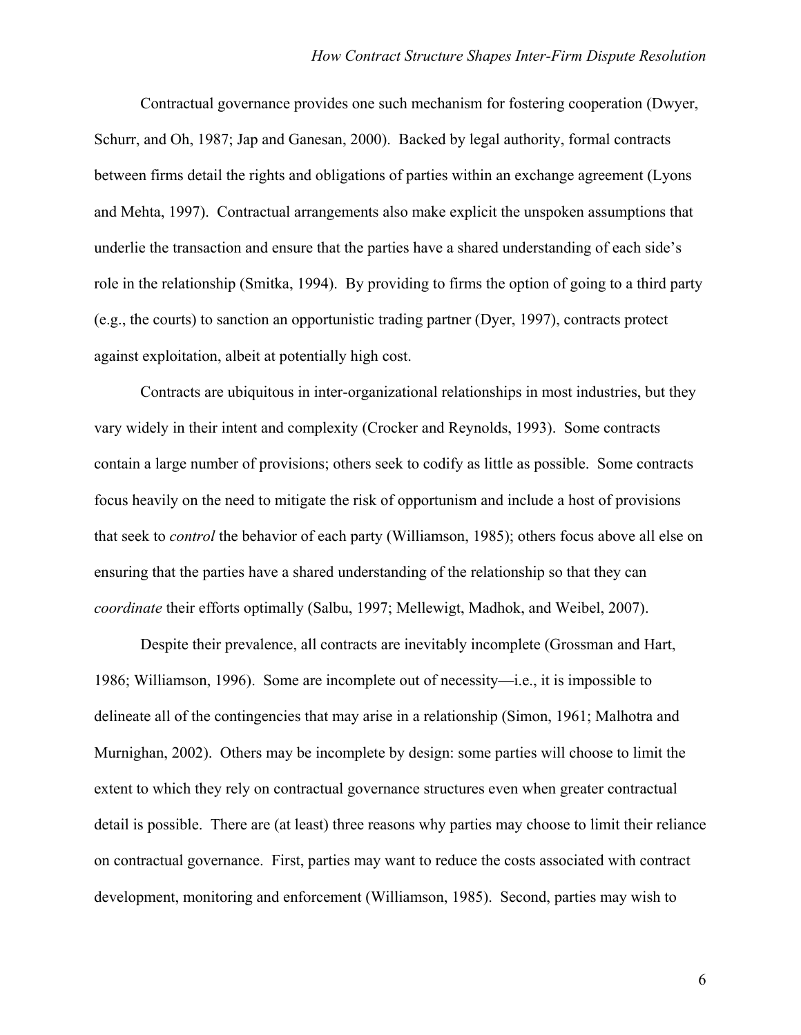Contractual governance provides one such mechanism for fostering cooperation (Dwyer, Schurr, and Oh, 1987; Jap and Ganesan, 2000). Backed by legal authority, formal contracts between firms detail the rights and obligations of parties within an exchange agreement (Lyons and Mehta, 1997). Contractual arrangements also make explicit the unspoken assumptions that underlie the transaction and ensure that the parties have a shared understanding of each side's role in the relationship (Smitka, 1994). By providing to firms the option of going to a third party (e.g., the courts) to sanction an opportunistic trading partner (Dyer, 1997), contracts protect against exploitation, albeit at potentially high cost.

Contracts are ubiquitous in inter-organizational relationships in most industries, but they vary widely in their intent and complexity (Crocker and Reynolds, 1993). Some contracts contain a large number of provisions; others seek to codify as little as possible. Some contracts focus heavily on the need to mitigate the risk of opportunism and include a host of provisions that seek to *control* the behavior of each party (Williamson, 1985); others focus above all else on ensuring that the parties have a shared understanding of the relationship so that they can *coordinate* their efforts optimally (Salbu, 1997; Mellewigt, Madhok, and Weibel, 2007).

Despite their prevalence, all contracts are inevitably incomplete (Grossman and Hart, 1986; Williamson, 1996). Some are incomplete out of necessity—i.e., it is impossible to delineate all of the contingencies that may arise in a relationship (Simon, 1961; Malhotra and Murnighan, 2002). Others may be incomplete by design: some parties will choose to limit the extent to which they rely on contractual governance structures even when greater contractual detail is possible. There are (at least) three reasons why parties may choose to limit their reliance on contractual governance. First, parties may want to reduce the costs associated with contract development, monitoring and enforcement (Williamson, 1985). Second, parties may wish to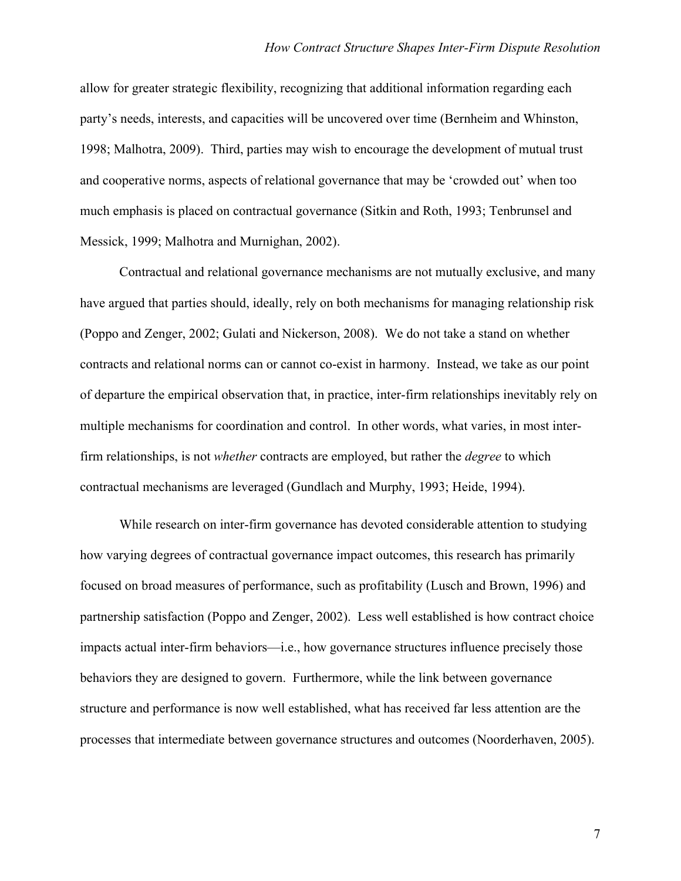allow for greater strategic flexibility, recognizing that additional information regarding each party's needs, interests, and capacities will be uncovered over time (Bernheim and Whinston, 1998; Malhotra, 2009). Third, parties may wish to encourage the development of mutual trust and cooperative norms, aspects of relational governance that may be 'crowded out' when too much emphasis is placed on contractual governance (Sitkin and Roth, 1993; Tenbrunsel and Messick, 1999; Malhotra and Murnighan, 2002).

Contractual and relational governance mechanisms are not mutually exclusive, and many have argued that parties should, ideally, rely on both mechanisms for managing relationship risk (Poppo and Zenger, 2002; Gulati and Nickerson, 2008). We do not take a stand on whether contracts and relational norms can or cannot co-exist in harmony. Instead, we take as our point of departure the empirical observation that, in practice, inter-firm relationships inevitably rely on multiple mechanisms for coordination and control. In other words, what varies, in most inter-firm relationships, is not *whether* contracts are employed, but rather the *degree* to which contractual mechanisms are leveraged (Gundlach and Murphy, 1993; Heide, 1994).

While research on inter-firm governance has devoted considerable attention to studying how varying degrees of contractual governance impact outcomes, this research has primarily focused on broad measures of performance, such as profitability (Lusch and Brown, 1996) and partnership satisfaction (Poppo and Zenger, 2002). Less well established is how contract choice impacts actual inter-firm behaviors—i.e., how governance structures influence precisely those behaviors they are designed to govern. Furthermore, while the link between governance structure and performance is now well established, what has received far less attention are the processes that intermediate between governance structures and outcomes (Noorderhaven, 2005).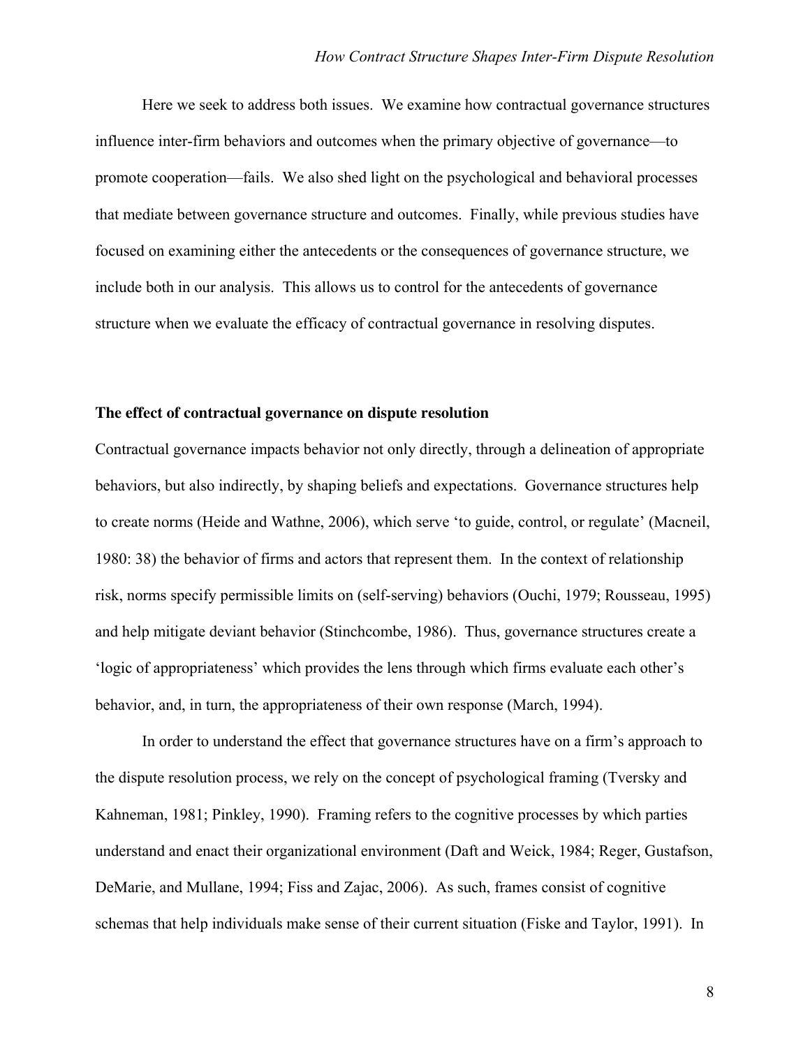Here we seek to address both issues. We examine how contractual governance structures influence inter-firm behaviors and outcomes when the primary objective of governance—to promote cooperation—fails. We also shed light on the psychological and behavioral processes that mediate between governance structure and outcomes. Finally, while previous studies have focused on examining either the antecedents or the consequences of governance structure, we include both in our analysis. This allows us to control for the antecedents of governance structure when we evaluate the efficacy of contractual governance in resolving disputes.

**The effect of contractual governance on dispute resolution**

Contractual governance impacts behavior not only directly, through a delineation of appropriate behaviors, but also indirectly, by shaping beliefs and expectations. Governance structures help to create norms (Heide and Wathne, 2006), which serve 'to guide, control, or regulate' (Macneil, 1980: 38) the behavior of firms and actors that represent them. In the context of relationship risk, norms specify permissible limits on (self-serving) behaviors (Ouchi, 1979; Rousseau, 1995) and help mitigate deviant behavior (Stinchcombe, 1986). Thus, governance structures create a 'logic of appropriateness' which provides the lens through which firms evaluate each other's behavior, and, in turn, the appropriateness of their own response (March, 1994).

In order to understand the effect that governance structures have on a firm's approach to the dispute resolution process, we rely on the concept of psychological framing (Tversky and Kahneman, 1981; Pinkley, 1990). Framing refers to the cognitive processes by which parties understand and enact their organizational environment (Daft and Weick, 1984; Reger, Gustafson, DeMarie, and Mullane, 1994; Fiss and Zajac, 2006). As such, frames consist of cognitive schemas that help individuals make sense of their current situation (Fiske and Taylor, 1991). In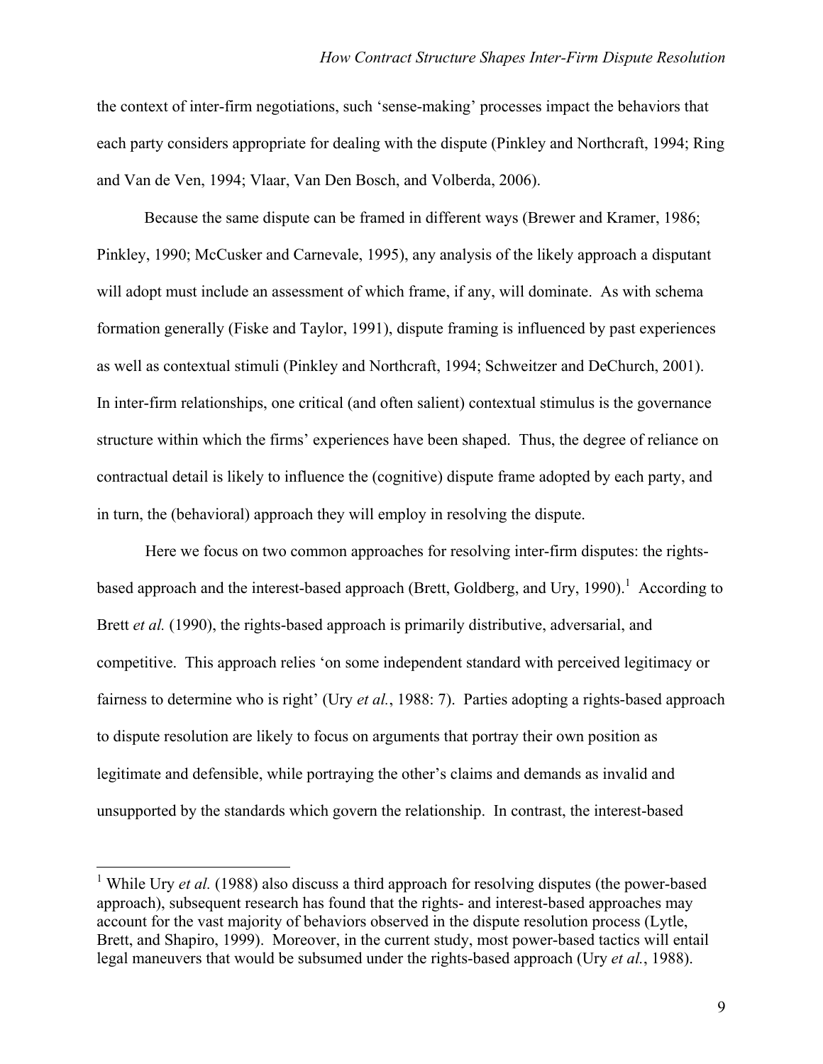the context of inter-firm negotiations, such 'sense-making' processes impact the behaviors that each party considers appropriate for dealing with the dispute (Pinkley and Northcraft, 1994; Ring and Van de Ven, 1994; Vlaar, Van Den Bosch, and Volberda, 2006).

Because the same dispute can be framed in different ways (Brewer and Kramer, 1986; Pinkley, 1990; McCusker and Carnevale, 1995), any analysis of the likely approach a disputant will adopt must include an assessment of which frame, if any, will dominate. As with schema formation generally (Fiske and Taylor, 1991), dispute framing is influenced by past experiences as well as contextual stimuli (Pinkley and Northcraft, 1994; Schweitzer and DeChurch, 2001). In inter-firm relationships, one critical (and often salient) contextual stimulus is the governance structure within which the firms' experiences have been shaped. Thus, the degree of reliance on contractual detail is likely to influence the (cognitive) dispute frame adopted by each party, and in turn, the (behavioral) approach they will employ in resolving the dispute.

Here we focus on two common approaches for resolving inter-firm disputes: the rights-based approach and the interest-based approach (Brett, Goldberg, and Ury, 1990).[1] According to Brett *et al.* (1990), the rights-based approach is primarily distributive, adversarial, and competitive. This approach relies 'on some independent standard with perceived legitimacy or fairness to determine who is right' (Ury *et al.*, 1988: 7). Parties adopting a rights-based approach to dispute resolution are likely to focus on arguments that portray their own position as legitimate and defensible, while portraying the other's claims and demands as invalid and unsupported by the standards which govern the relationship. In contrast, the interest-based

[1] While Ury *et al.* (1988) also discuss a third approach for resolving disputes (the power-based approach), subsequent research has found that the rights- and interest-based approaches may account for the vast majority of behaviors observed in the dispute resolution process (Lytle, Brett, and Shapiro, 1999). Moreover, in the current study, most power-based tactics will entail legal maneuvers that would be subsumed under the rights-based approach (Ury *et al.*, 1988).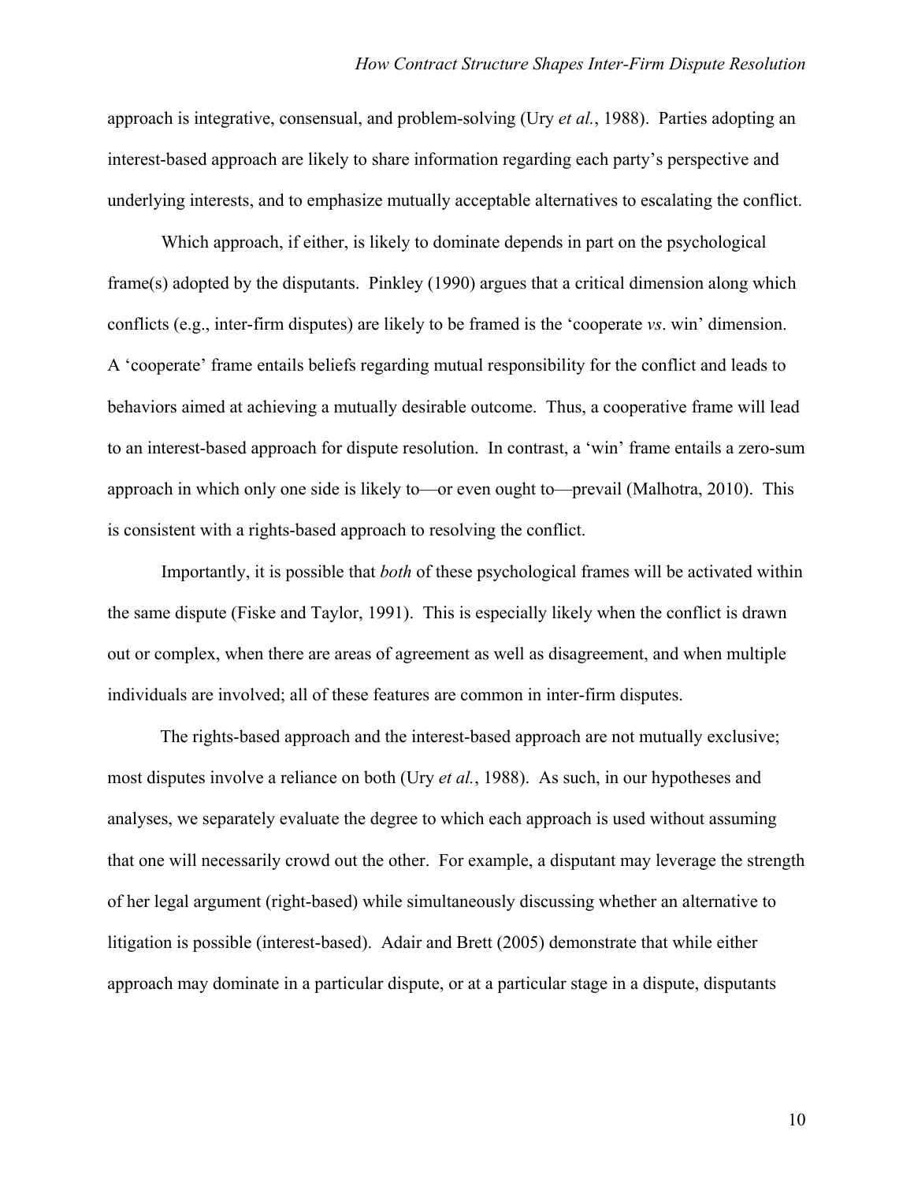approach is integrative, consensual, and problem-solving (Ury *et al.*, 1988). Parties adopting an interest-based approach are likely to share information regarding each party's perspective and underlying interests, and to emphasize mutually acceptable alternatives to escalating the conflict.

Which approach, if either, is likely to dominate depends in part on the psychological frame(s) adopted by the disputants. Pinkley (1990) argues that a critical dimension along which conflicts (e.g., inter-firm disputes) are likely to be framed is the 'cooperate *vs*. win' dimension. A 'cooperate' frame entails beliefs regarding mutual responsibility for the conflict and leads to behaviors aimed at achieving a mutually desirable outcome. Thus, a cooperative frame will lead to an interest-based approach for dispute resolution. In contrast, a 'win' frame entails a zero-sum approach in which only one side is likely to—or even ought to—prevail (Malhotra, 2010). This is consistent with a rights-based approach to resolving the conflict.

Importantly, it is possible that *both* of these psychological frames will be activated within the same dispute (Fiske and Taylor, 1991). This is especially likely when the conflict is drawn out or complex, when there are areas of agreement as well as disagreement, and when multiple individuals are involved; all of these features are common in inter-firm disputes.

The rights-based approach and the interest-based approach are not mutually exclusive; most disputes involve a reliance on both (Ury *et al.*, 1988). As such, in our hypotheses and analyses, we separately evaluate the degree to which each approach is used without assuming that one will necessarily crowd out the other. For example, a disputant may leverage the strength of her legal argument (right-based) while simultaneously discussing whether an alternative to litigation is possible (interest-based). Adair and Brett (2005) demonstrate that while either approach may dominate in a particular dispute, or at a particular stage in a dispute, disputants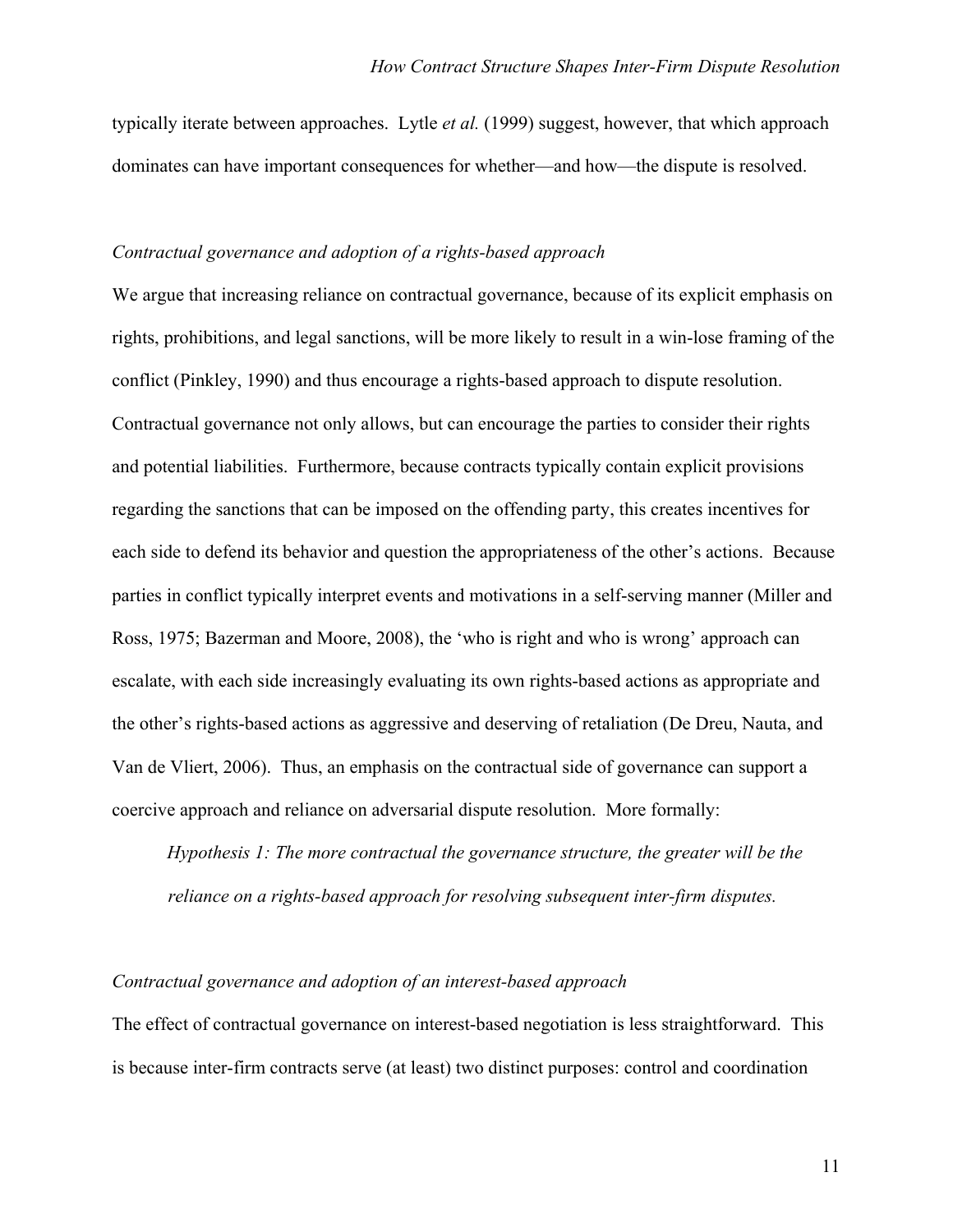typically iterate between approaches. Lytle *et al.* (1999) suggest, however, that which approach dominates can have important consequences for whether—and how—the dispute is resolved.

### *Contractual governance and adoption of a rights-based approach*

We argue that increasing reliance on contractual governance, because of its explicit emphasis on rights, prohibitions, and legal sanctions, will be more likely to result in a win-lose framing of the conflict (Pinkley, 1990) and thus encourage a rights-based approach to dispute resolution. Contractual governance not only allows, but can encourage the parties to consider their rights and potential liabilities. Furthermore, because contracts typically contain explicit provisions regarding the sanctions that can be imposed on the offending party, this creates incentives for each side to defend its behavior and question the appropriateness of the other's actions. Because parties in conflict typically interpret events and motivations in a self-serving manner (Miller and Ross, 1975; Bazerman and Moore, 2008), the 'who is right and who is wrong' approach can escalate, with each side increasingly evaluating its own rights-based actions as appropriate and the other's rights-based actions as aggressive and deserving of retaliation (De Dreu, Nauta, and Van de Vliert, 2006). Thus, an emphasis on the contractual side of governance can support a coercive approach and reliance on adversarial dispute resolution. More formally:

> *Hypothesis 1: The more contractual the governance structure, the greater will be the reliance on a rights-based approach for resolving subsequent inter-firm disputes.*

### *Contractual governance and adoption of an interest-based approach*

The effect of contractual governance on interest-based negotiation is less straightforward. This is because inter-firm contracts serve (at least) two distinct purposes: control and coordination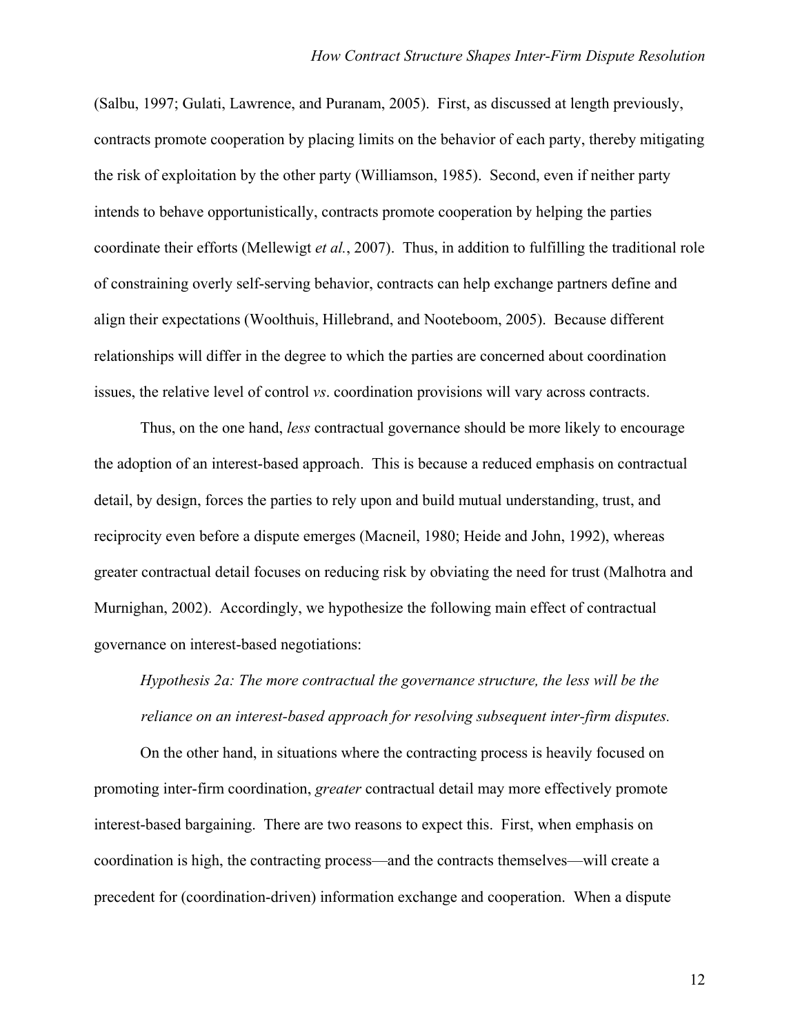(Salbu, 1997; Gulati, Lawrence, and Puranam, 2005). First, as discussed at length previously, contracts promote cooperation by placing limits on the behavior of each party, thereby mitigating the risk of exploitation by the other party (Williamson, 1985). Second, even if neither party intends to behave opportunistically, contracts promote cooperation by helping the parties coordinate their efforts (Mellewigt *et al.*, 2007). Thus, in addition to fulfilling the traditional role of constraining overly self-serving behavior, contracts can help exchange partners define and align their expectations (Woolthuis, Hillebrand, and Nooteboom, 2005). Because different relationships will differ in the degree to which the parties are concerned about coordination issues, the relative level of control *vs*. coordination provisions will vary across contracts.

Thus, on the one hand, *less* contractual governance should be more likely to encourage the adoption of an interest-based approach. This is because a reduced emphasis on contractual detail, by design, forces the parties to rely upon and build mutual understanding, trust, and reciprocity even before a dispute emerges (Macneil, 1980; Heide and John, 1992), whereas greater contractual detail focuses on reducing risk by obviating the need for trust (Malhotra and Murnighan, 2002). Accordingly, we hypothesize the following main effect of contractual governance on interest-based negotiations:

*Hypothesis 2a: The more contractual the governance structure, the less will be the reliance on an interest-based approach for resolving subsequent inter-firm disputes.*

On the other hand, in situations where the contracting process is heavily focused on promoting inter-firm coordination, *greater* contractual detail may more effectively promote interest-based bargaining. There are two reasons to expect this. First, when emphasis on coordination is high, the contracting process—and the contracts themselves—will create a precedent for (coordination-driven) information exchange and cooperation. When a dispute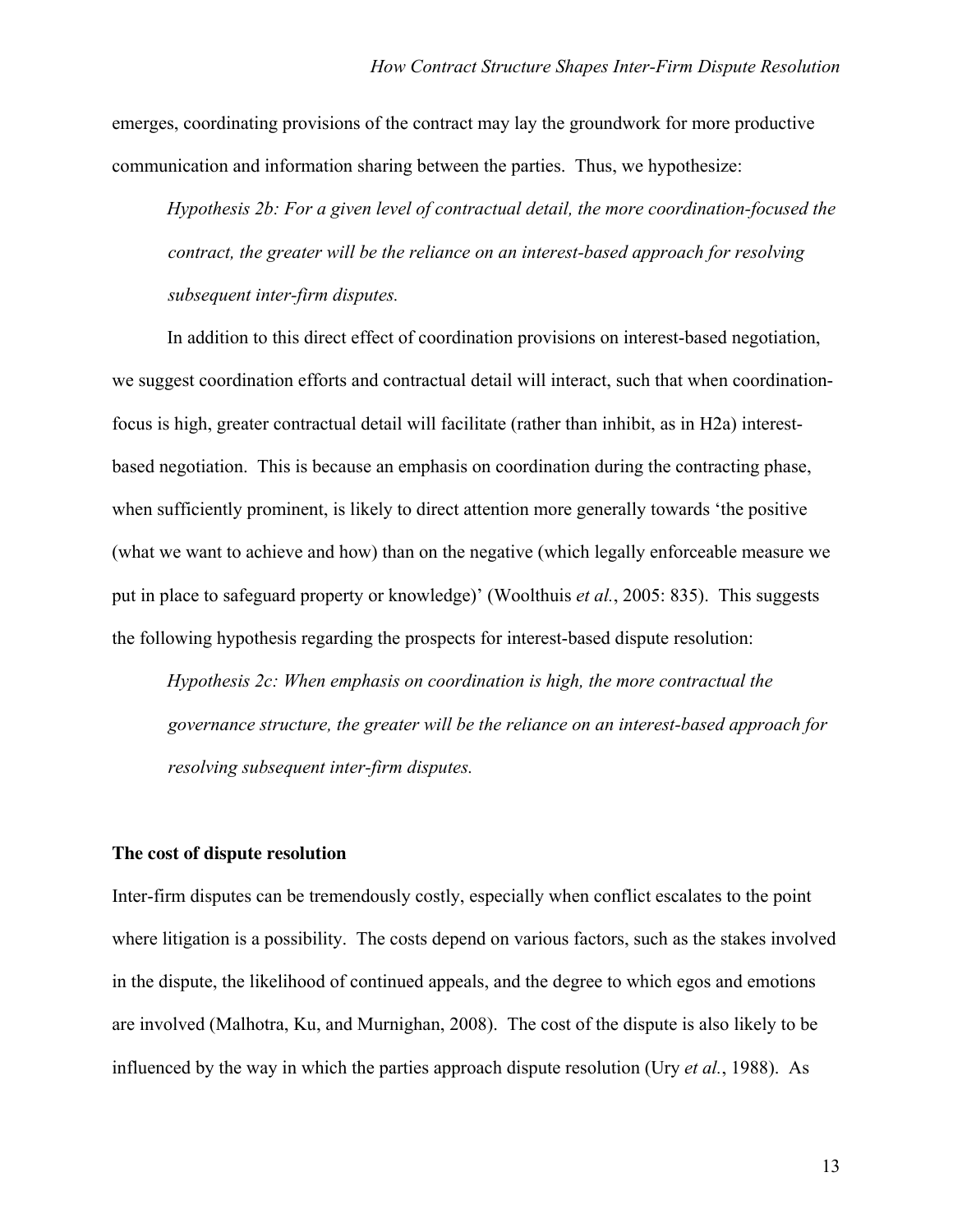emerges, coordinating provisions of the contract may lay the groundwork for more productive communication and information sharing between the parties. Thus, we hypothesize:

*Hypothesis 2b: For a given level of contractual detail, the more coordination-focused the contract, the greater will be the reliance on an interest-based approach for resolving subsequent inter-firm disputes.*

In addition to this direct effect of coordination provisions on interest-based negotiation, we suggest coordination efforts and contractual detail will interact, such that when coordination-focus is high, greater contractual detail will facilitate (rather than inhibit, as in H2a) interest-based negotiation. This is because an emphasis on coordination during the contracting phase, when sufficiently prominent, is likely to direct attention more generally towards 'the positive (what we want to achieve and how) than on the negative (which legally enforceable measure we put in place to safeguard property or knowledge)' (Woolthuis *et al.*, 2005: 835). This suggests the following hypothesis regarding the prospects for interest-based dispute resolution:

*Hypothesis 2c: When emphasis on coordination is high, the more contractual the governance structure, the greater will be the reliance on an interest-based approach for resolving subsequent inter-firm disputes.*

**The cost of dispute resolution**

Inter-firm disputes can be tremendously costly, especially when conflict escalates to the point where litigation is a possibility. The costs depend on various factors, such as the stakes involved in the dispute, the likelihood of continued appeals, and the degree to which egos and emotions are involved (Malhotra, Ku, and Murnighan, 2008). The cost of the dispute is also likely to be influenced by the way in which the parties approach dispute resolution (Ury *et al.*, 1988). As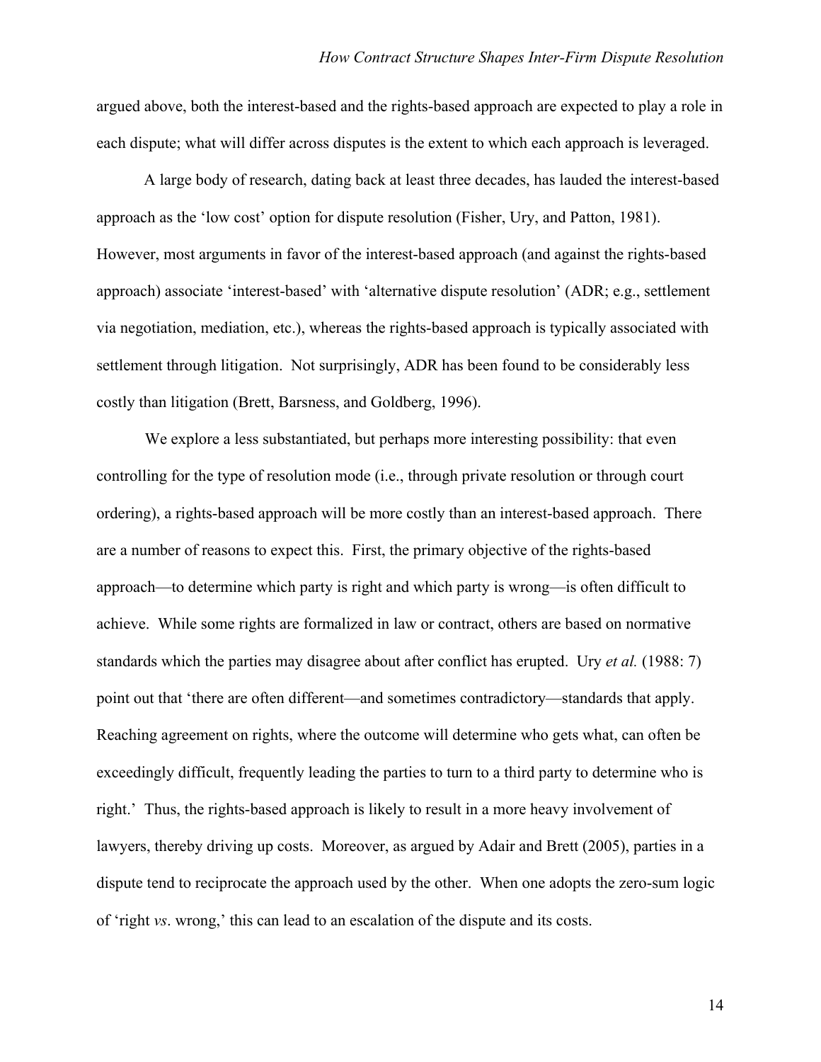argued above, both the interest-based and the rights-based approach are expected to play a role in each dispute; what will differ across disputes is the extent to which each approach is leveraged.

A large body of research, dating back at least three decades, has lauded the interest-based approach as the 'low cost' option for dispute resolution (Fisher, Ury, and Patton, 1981). However, most arguments in favor of the interest-based approach (and against the rights-based approach) associate 'interest-based' with 'alternative dispute resolution' (ADR; e.g., settlement via negotiation, mediation, etc.), whereas the rights-based approach is typically associated with settlement through litigation. Not surprisingly, ADR has been found to be considerably less costly than litigation (Brett, Barsness, and Goldberg, 1996).

We explore a less substantiated, but perhaps more interesting possibility: that even controlling for the type of resolution mode (i.e., through private resolution or through court ordering), a rights-based approach will be more costly than an interest-based approach. There are a number of reasons to expect this. First, the primary objective of the rights-based approach—to determine which party is right and which party is wrong—is often difficult to achieve. While some rights are formalized in law or contract, others are based on normative standards which the parties may disagree about after conflict has erupted. Ury *et al.* (1988: 7) point out that 'there are often different—and sometimes contradictory—standards that apply. Reaching agreement on rights, where the outcome will determine who gets what, can often be exceedingly difficult, frequently leading the parties to turn to a third party to determine who is right.' Thus, the rights-based approach is likely to result in a more heavy involvement of lawyers, thereby driving up costs. Moreover, as argued by Adair and Brett (2005), parties in a dispute tend to reciprocate the approach used by the other. When one adopts the zero-sum logic of 'right *vs*. wrong,' this can lead to an escalation of the dispute and its costs.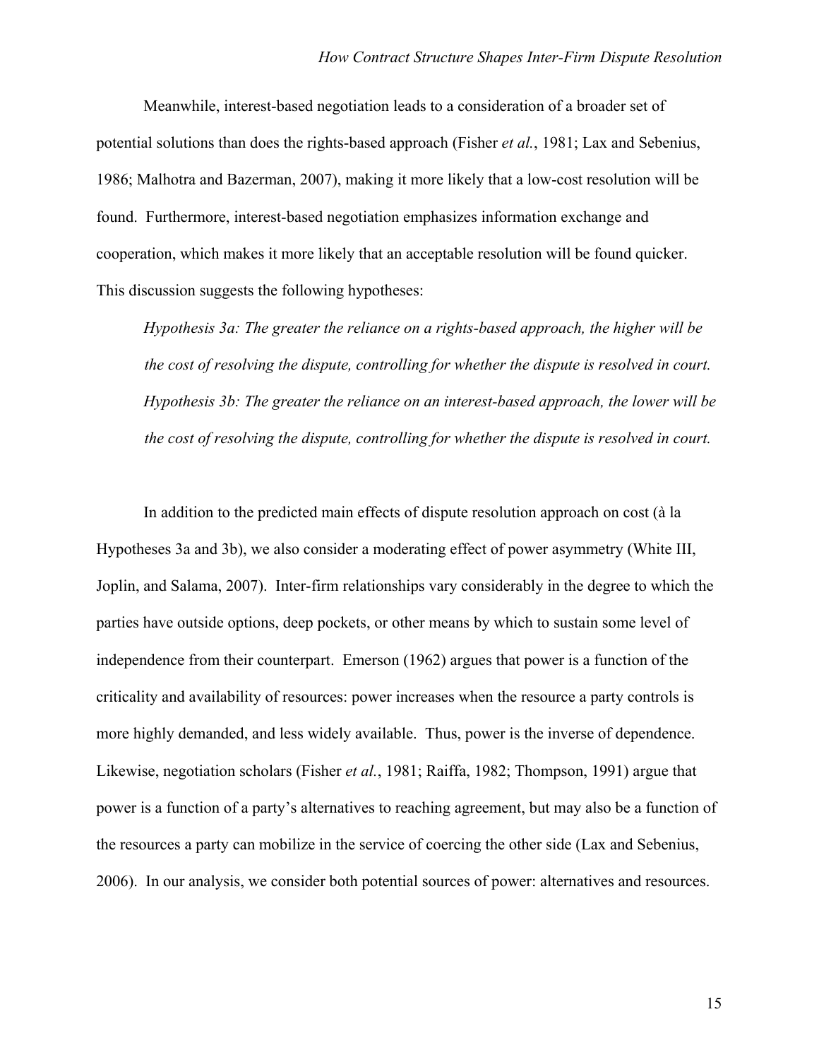Meanwhile, interest-based negotiation leads to a consideration of a broader set of potential solutions than does the rights-based approach (Fisher *et al.*, 1981; Lax and Sebenius, 1986; Malhotra and Bazerman, 2007), making it more likely that a low-cost resolution will be found. Furthermore, interest-based negotiation emphasizes information exchange and cooperation, which makes it more likely that an acceptable resolution will be found quicker. This discussion suggests the following hypotheses:

> *Hypothesis 3a: The greater the reliance on a rights-based approach, the higher will be the cost of resolving the dispute, controlling for whether the dispute is resolved in court.*
>
> *Hypothesis 3b: The greater the reliance on an interest-based approach, the lower will be the cost of resolving the dispute, controlling for whether the dispute is resolved in court.*

In addition to the predicted main effects of dispute resolution approach on cost (à la Hypotheses 3a and 3b), we also consider a moderating effect of power asymmetry (White III, Joplin, and Salama, 2007). Inter-firm relationships vary considerably in the degree to which the parties have outside options, deep pockets, or other means by which to sustain some level of independence from their counterpart. Emerson (1962) argues that power is a function of the criticality and availability of resources: power increases when the resource a party controls is more highly demanded, and less widely available. Thus, power is the inverse of dependence. Likewise, negotiation scholars (Fisher *et al.*, 1981; Raiffa, 1982; Thompson, 1991) argue that power is a function of a party's alternatives to reaching agreement, but may also be a function of the resources a party can mobilize in the service of coercing the other side (Lax and Sebenius, 2006). In our analysis, we consider both potential sources of power: alternatives and resources.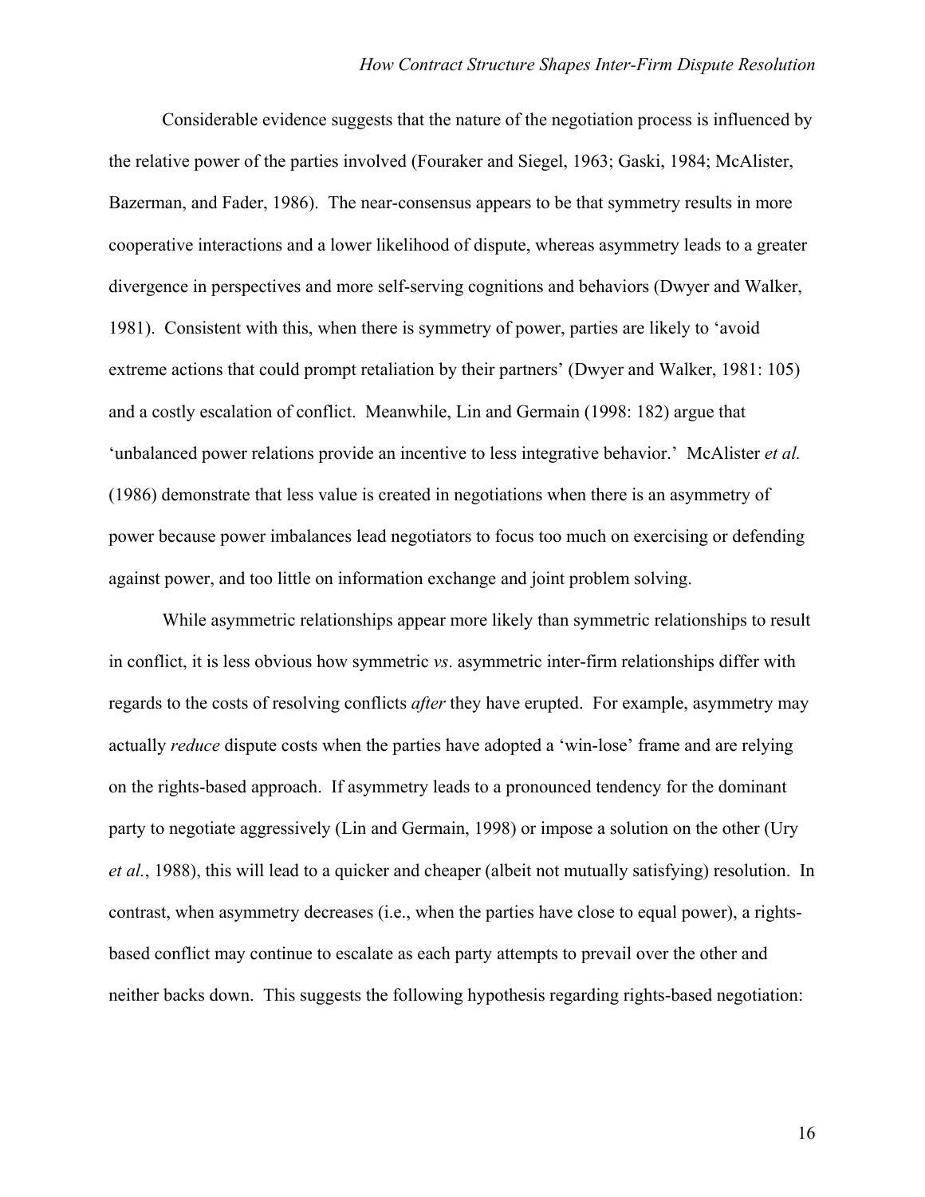Considerable evidence suggests that the nature of the negotiation process is influenced by the relative power of the parties involved (Fouraker and Siegel, 1963; Gaski, 1984; McAlister, Bazerman, and Fader, 1986). The near-consensus appears to be that symmetry results in more cooperative interactions and a lower likelihood of dispute, whereas asymmetry leads to a greater divergence in perspectives and more self-serving cognitions and behaviors (Dwyer and Walker, 1981). Consistent with this, when there is symmetry of power, parties are likely to 'avoid extreme actions that could prompt retaliation by their partners' (Dwyer and Walker, 1981: 105) and a costly escalation of conflict. Meanwhile, Lin and Germain (1998: 182) argue that 'unbalanced power relations provide an incentive to less integrative behavior.' McAlister *et al.* (1986) demonstrate that less value is created in negotiations when there is an asymmetry of power because power imbalances lead negotiators to focus too much on exercising or defending against power, and too little on information exchange and joint problem solving.

While asymmetric relationships appear more likely than symmetric relationships to result in conflict, it is less obvious how symmetric *vs*. asymmetric inter-firm relationships differ with regards to the costs of resolving conflicts *after* they have erupted. For example, asymmetry may actually *reduce* dispute costs when the parties have adopted a 'win-lose' frame and are relying on the rights-based approach. If asymmetry leads to a pronounced tendency for the dominant party to negotiate aggressively (Lin and Germain, 1998) or impose a solution on the other (Ury *et al.*, 1988), this will lead to a quicker and cheaper (albeit not mutually satisfying) resolution. In contrast, when asymmetry decreases (i.e., when the parties have close to equal power), a rights-based conflict may continue to escalate as each party attempts to prevail over the other and neither backs down. This suggests the following hypothesis regarding rights-based negotiation: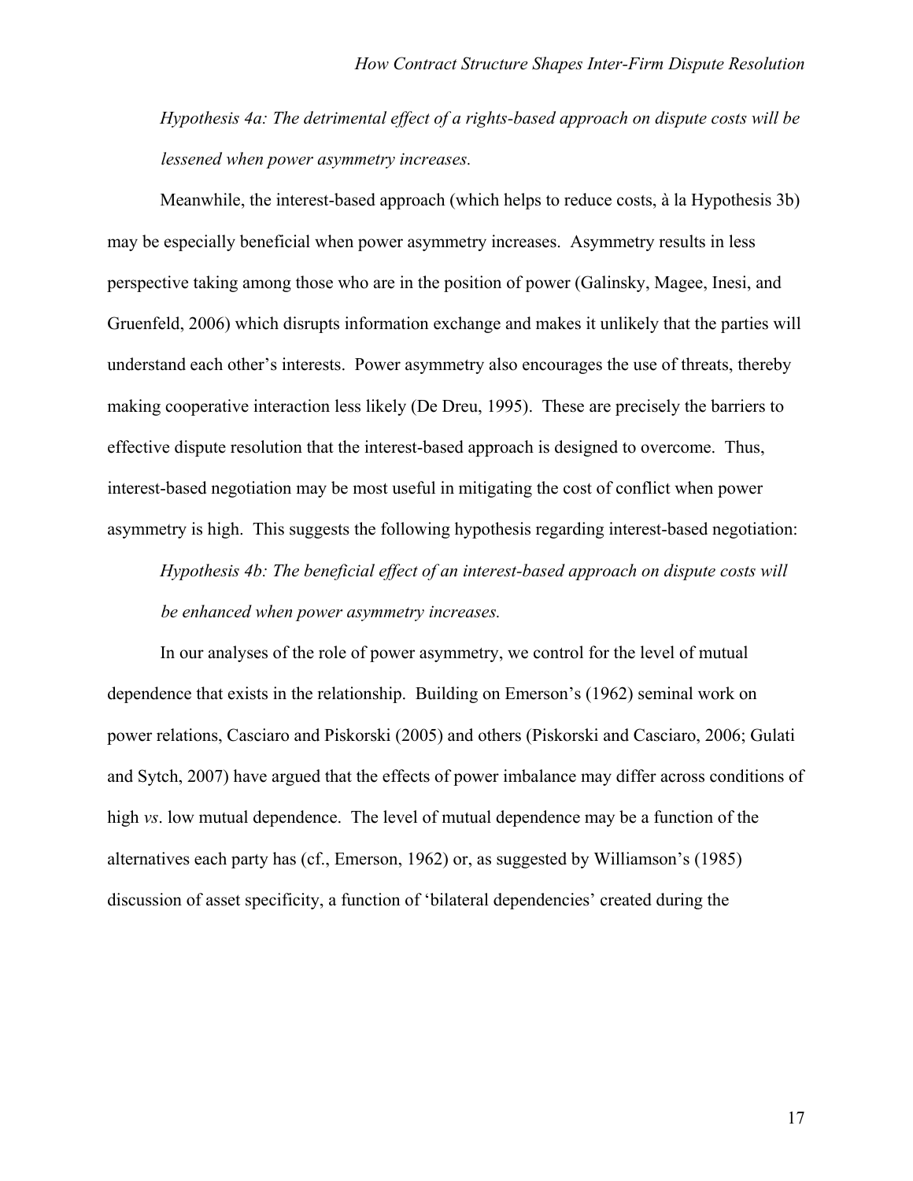*Hypothesis 4a: The detrimental effect of a rights-based approach on dispute costs will be lessened when power asymmetry increases.*

Meanwhile, the interest-based approach (which helps to reduce costs, à la Hypothesis 3b) may be especially beneficial when power asymmetry increases. Asymmetry results in less perspective taking among those who are in the position of power (Galinsky, Magee, Inesi, and Gruenfeld, 2006) which disrupts information exchange and makes it unlikely that the parties will understand each other's interests. Power asymmetry also encourages the use of threats, thereby making cooperative interaction less likely (De Dreu, 1995). These are precisely the barriers to effective dispute resolution that the interest-based approach is designed to overcome. Thus, interest-based negotiation may be most useful in mitigating the cost of conflict when power asymmetry is high. This suggests the following hypothesis regarding interest-based negotiation:

*Hypothesis 4b: The beneficial effect of an interest-based approach on dispute costs will be enhanced when power asymmetry increases.*

In our analyses of the role of power asymmetry, we control for the level of mutual dependence that exists in the relationship. Building on Emerson's (1962) seminal work on power relations, Casciaro and Piskorski (2005) and others (Piskorski and Casciaro, 2006; Gulati and Sytch, 2007) have argued that the effects of power imbalance may differ across conditions of high *vs*. low mutual dependence. The level of mutual dependence may be a function of the alternatives each party has (cf., Emerson, 1962) or, as suggested by Williamson's (1985) discussion of asset specificity, a function of 'bilateral dependencies' created during the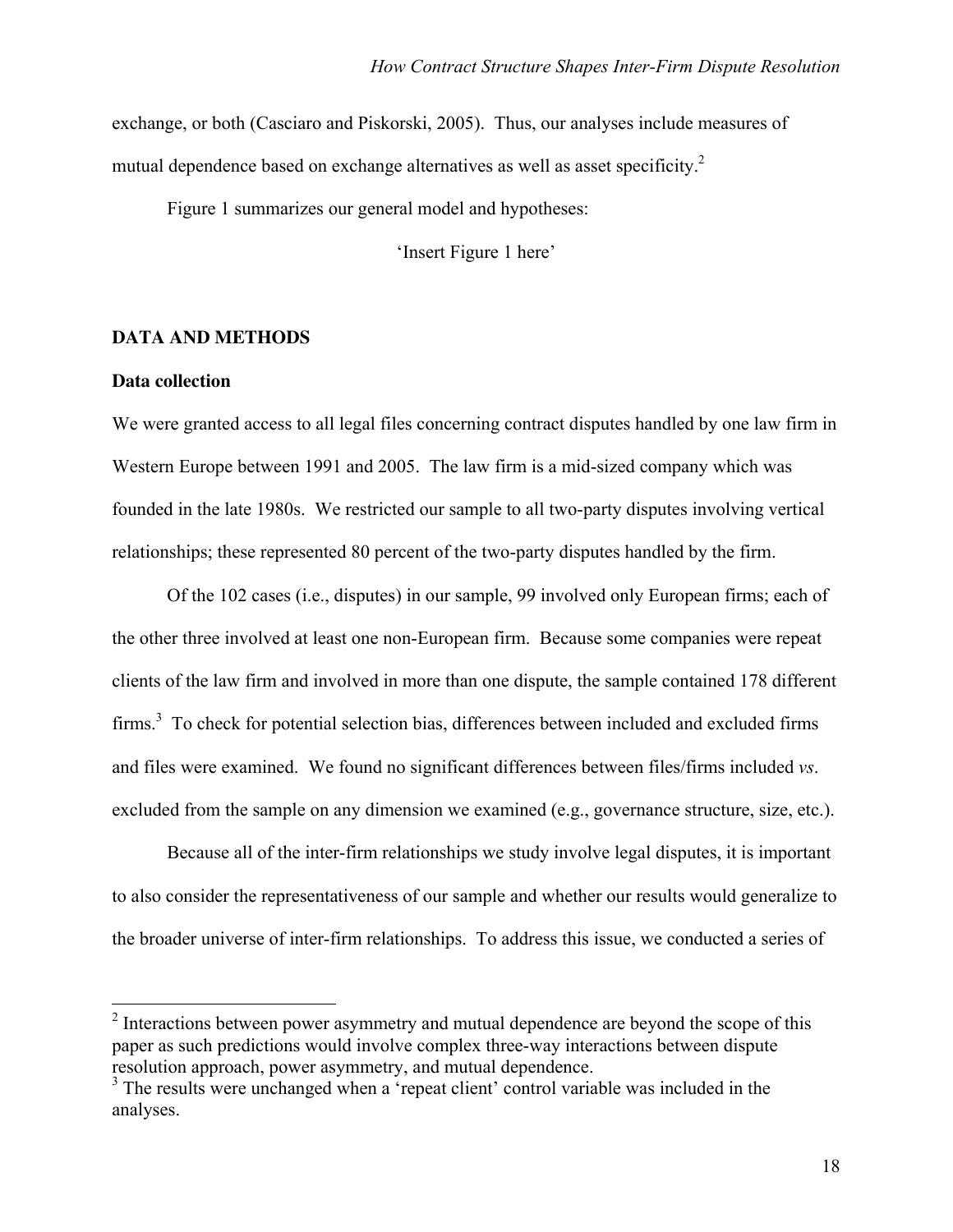exchange, or both (Casciaro and Piskorski, 2005). Thus, our analyses include measures of mutual dependence based on exchange alternatives as well as asset specificity.[2]

Figure 1 summarizes our general model and hypotheses:

'Insert Figure 1 here'

## DATA AND METHODS

### Data collection

We were granted access to all legal files concerning contract disputes handled by one law firm in Western Europe between 1991 and 2005. The law firm is a mid-sized company which was founded in the late 1980s. We restricted our sample to all two-party disputes involving vertical relationships; these represented 80 percent of the two-party disputes handled by the firm.

Of the 102 cases (i.e., disputes) in our sample, 99 involved only European firms; each of the other three involved at least one non-European firm. Because some companies were repeat clients of the law firm and involved in more than one dispute, the sample contained 178 different firms.[3] To check for potential selection bias, differences between included and excluded firms and files were examined. We found no significant differences between files/firms included *vs*. excluded from the sample on any dimension we examined (e.g., governance structure, size, etc.).

Because all of the inter-firm relationships we study involve legal disputes, it is important to also consider the representativeness of our sample and whether our results would generalize to the broader universe of inter-firm relationships. To address this issue, we conducted a series of

---

[2] Interactions between power asymmetry and mutual dependence are beyond the scope of this paper as such predictions would involve complex three-way interactions between dispute resolution approach, power asymmetry, and mutual dependence.

[3] The results were unchanged when a 'repeat client' control variable was included in the analyses.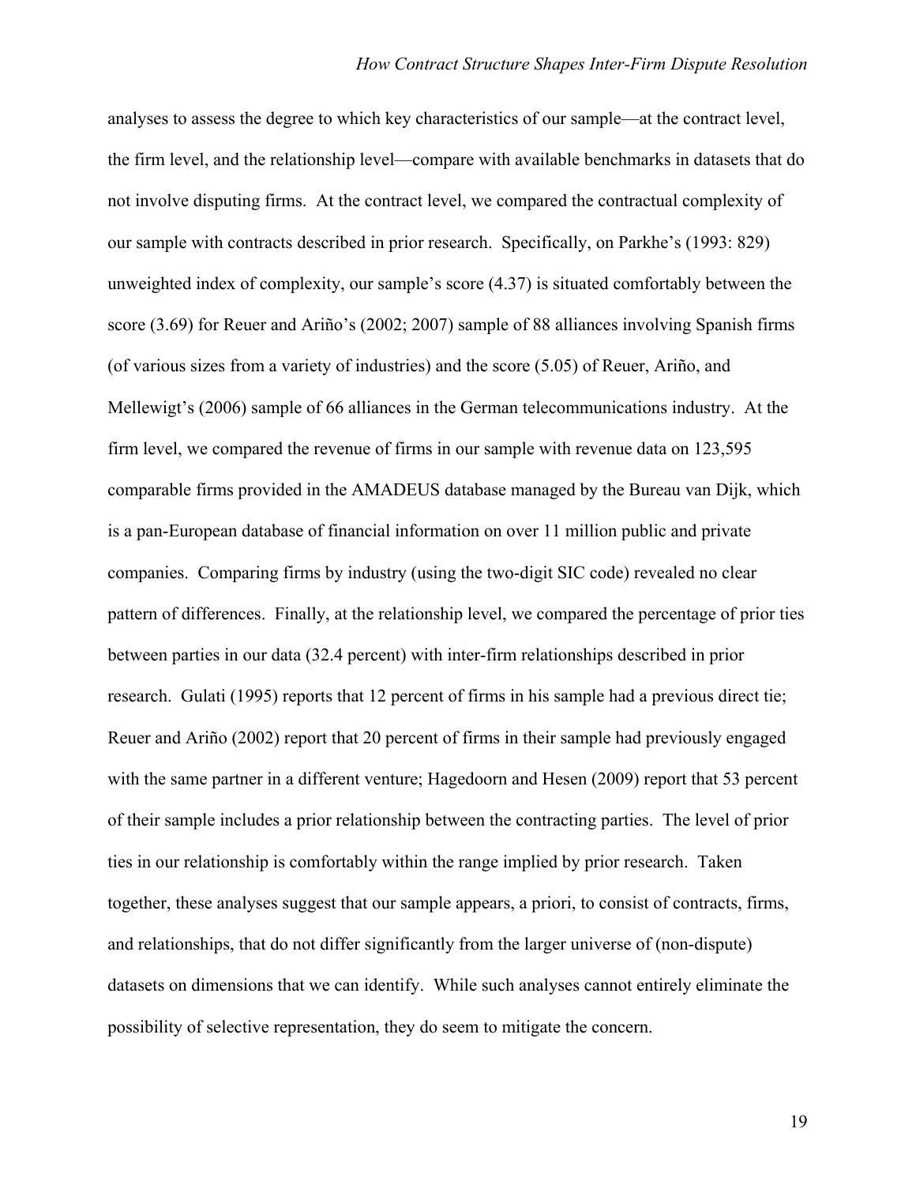analyses to assess the degree to which key characteristics of our sample—at the contract level, the firm level, and the relationship level—compare with available benchmarks in datasets that do not involve disputing firms. At the contract level, we compared the contractual complexity of our sample with contracts described in prior research. Specifically, on Parkhe's (1993: 829) unweighted index of complexity, our sample's score (4.37) is situated comfortably between the score (3.69) for Reuer and Ariño's (2002; 2007) sample of 88 alliances involving Spanish firms (of various sizes from a variety of industries) and the score (5.05) of Reuer, Ariño, and Mellewigt's (2006) sample of 66 alliances in the German telecommunications industry. At the firm level, we compared the revenue of firms in our sample with revenue data on 123,595 comparable firms provided in the AMADEUS database managed by the Bureau van Dijk, which is a pan-European database of financial information on over 11 million public and private companies. Comparing firms by industry (using the two-digit SIC code) revealed no clear pattern of differences. Finally, at the relationship level, we compared the percentage of prior ties between parties in our data (32.4 percent) with inter-firm relationships described in prior research. Gulati (1995) reports that 12 percent of firms in his sample had a previous direct tie; Reuer and Ariño (2002) report that 20 percent of firms in their sample had previously engaged with the same partner in a different venture; Hagedoorn and Hesen (2009) report that 53 percent of their sample includes a prior relationship between the contracting parties. The level of prior ties in our relationship is comfortably within the range implied by prior research. Taken together, these analyses suggest that our sample appears, a priori, to consist of contracts, firms, and relationships, that do not differ significantly from the larger universe of (non-dispute) datasets on dimensions that we can identify. While such analyses cannot entirely eliminate the possibility of selective representation, they do seem to mitigate the concern.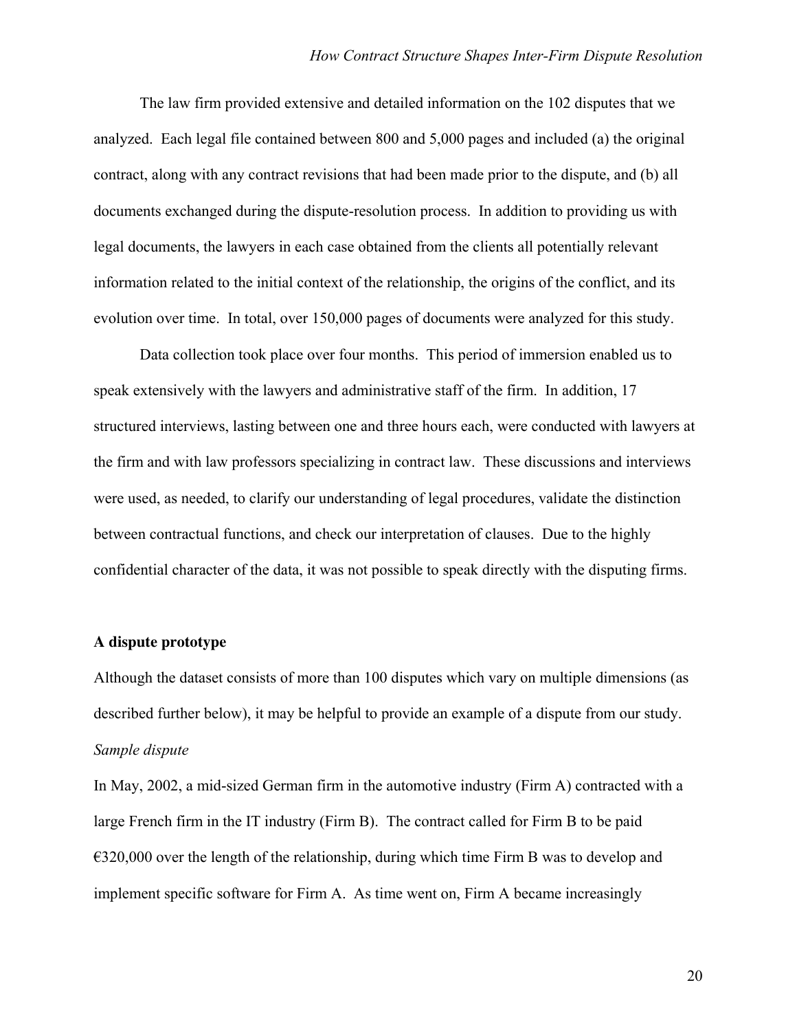The law firm provided extensive and detailed information on the 102 disputes that we analyzed. Each legal file contained between 800 and 5,000 pages and included (a) the original contract, along with any contract revisions that had been made prior to the dispute, and (b) all documents exchanged during the dispute-resolution process. In addition to providing us with legal documents, the lawyers in each case obtained from the clients all potentially relevant information related to the initial context of the relationship, the origins of the conflict, and its evolution over time. In total, over 150,000 pages of documents were analyzed for this study.

Data collection took place over four months. This period of immersion enabled us to speak extensively with the lawyers and administrative staff of the firm. In addition, 17 structured interviews, lasting between one and three hours each, were conducted with lawyers at the firm and with law professors specializing in contract law. These discussions and interviews were used, as needed, to clarify our understanding of legal procedures, validate the distinction between contractual functions, and check our interpretation of clauses. Due to the highly confidential character of the data, it was not possible to speak directly with the disputing firms.

**A dispute prototype**

Although the dataset consists of more than 100 disputes which vary on multiple dimensions (as described further below), it may be helpful to provide an example of a dispute from our study.

*Sample dispute*

In May, 2002, a mid-sized German firm in the automotive industry (Firm A) contracted with a large French firm in the IT industry (Firm B). The contract called for Firm B to be paid €320,000 over the length of the relationship, during which time Firm B was to develop and implement specific software for Firm A. As time went on, Firm A became increasingly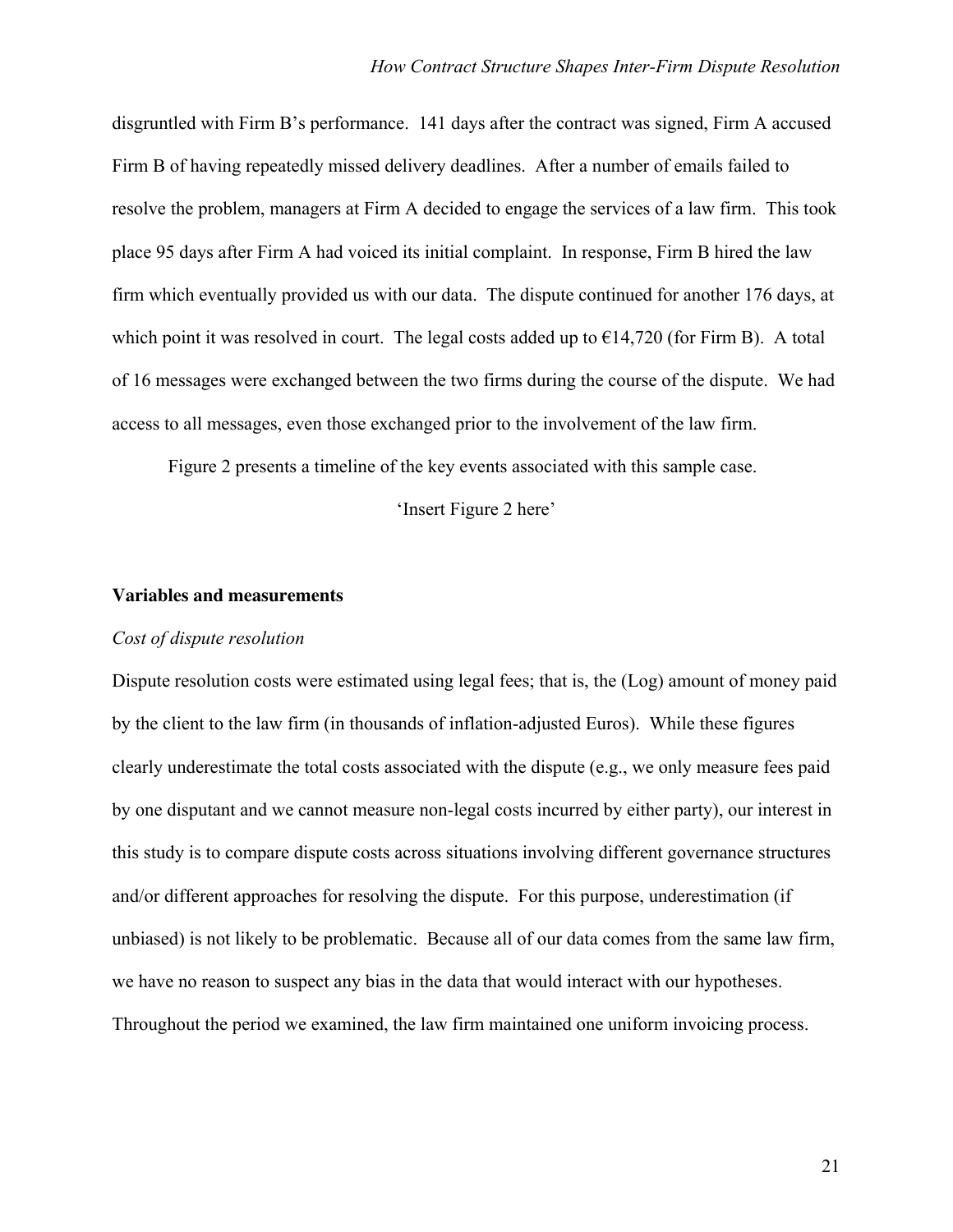disgruntled with Firm B's performance. 141 days after the contract was signed, Firm A accused Firm B of having repeatedly missed delivery deadlines. After a number of emails failed to resolve the problem, managers at Firm A decided to engage the services of a law firm. This took place 95 days after Firm A had voiced its initial complaint. In response, Firm B hired the law firm which eventually provided us with our data. The dispute continued for another 176 days, at which point it was resolved in court. The legal costs added up to €14,720 (for Firm B). A total of 16 messages were exchanged between the two firms during the course of the dispute. We had access to all messages, even those exchanged prior to the involvement of the law firm.

Figure 2 presents a timeline of the key events associated with this sample case.

'Insert Figure 2 here'

**Variables and measurements**

*Cost of dispute resolution*

Dispute resolution costs were estimated using legal fees; that is, the (Log) amount of money paid by the client to the law firm (in thousands of inflation-adjusted Euros). While these figures clearly underestimate the total costs associated with the dispute (e.g., we only measure fees paid by one disputant and we cannot measure non-legal costs incurred by either party), our interest in this study is to compare dispute costs across situations involving different governance structures and/or different approaches for resolving the dispute. For this purpose, underestimation (if unbiased) is not likely to be problematic. Because all of our data comes from the same law firm, we have no reason to suspect any bias in the data that would interact with our hypotheses. Throughout the period we examined, the law firm maintained one uniform invoicing process.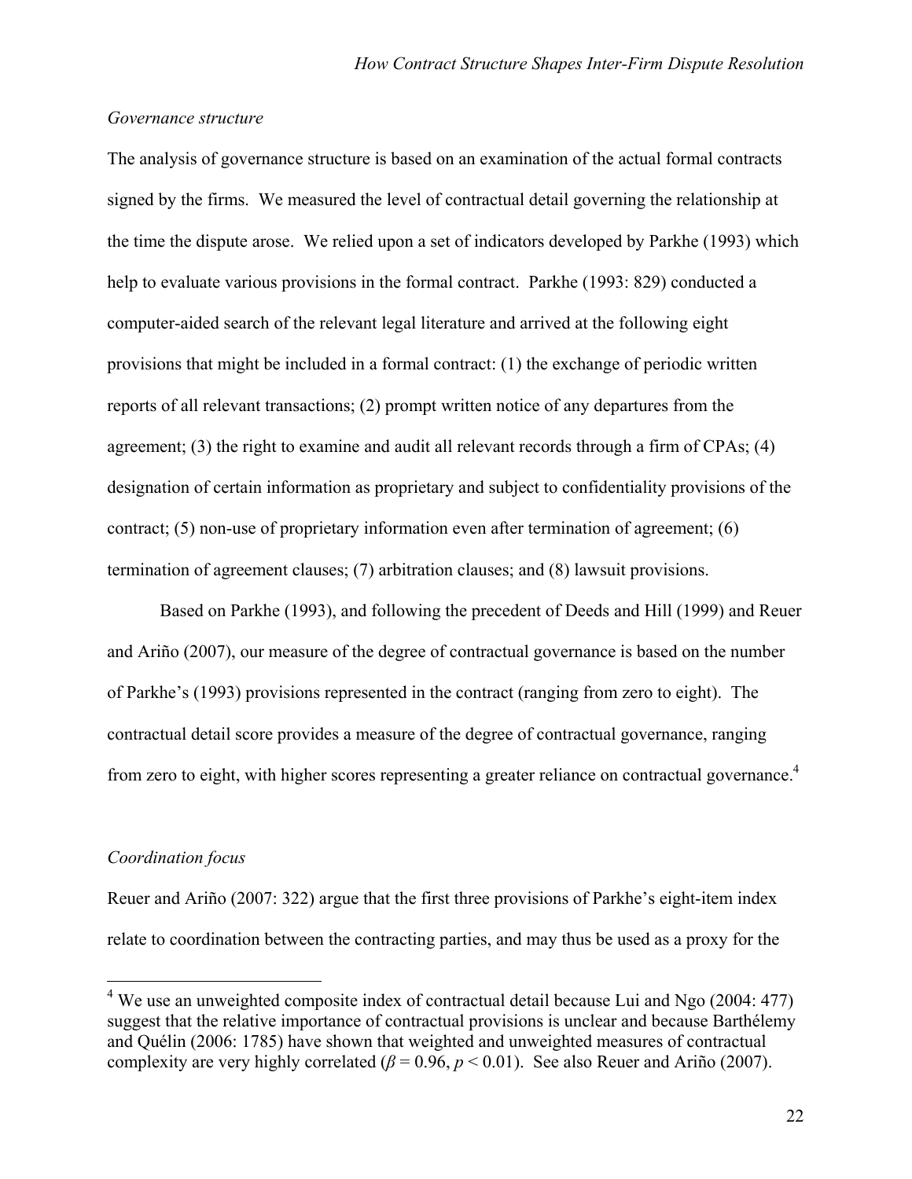*Governance structure*

The analysis of governance structure is based on an examination of the actual formal contracts signed by the firms. We measured the level of contractual detail governing the relationship at the time the dispute arose. We relied upon a set of indicators developed by Parkhe (1993) which help to evaluate various provisions in the formal contract. Parkhe (1993: 829) conducted a computer-aided search of the relevant legal literature and arrived at the following eight provisions that might be included in a formal contract: (1) the exchange of periodic written reports of all relevant transactions; (2) prompt written notice of any departures from the agreement; (3) the right to examine and audit all relevant records through a firm of CPAs; (4) designation of certain information as proprietary and subject to confidentiality provisions of the contract; (5) non-use of proprietary information even after termination of agreement; (6) termination of agreement clauses; (7) arbitration clauses; and (8) lawsuit provisions.

Based on Parkhe (1993), and following the precedent of Deeds and Hill (1999) and Reuer and Ariño (2007), our measure of the degree of contractual governance is based on the number of Parkhe's (1993) provisions represented in the contract (ranging from zero to eight). The contractual detail score provides a measure of the degree of contractual governance, ranging from zero to eight, with higher scores representing a greater reliance on contractual governance.[4]

*Coordination focus*

Reuer and Ariño (2007: 322) argue that the first three provisions of Parkhe's eight-item index relate to coordination between the contracting parties, and may thus be used as a proxy for the

---

[4] We use an unweighted composite index of contractual detail because Lui and Ngo (2004: 477) suggest that the relative importance of contractual provisions is unclear and because Barthélemy and Quélin (2006: 1785) have shown that weighted and unweighted measures of contractual complexity are very highly correlated ($\beta = 0.96$, $p < 0.01$). See also Reuer and Ariño (2007).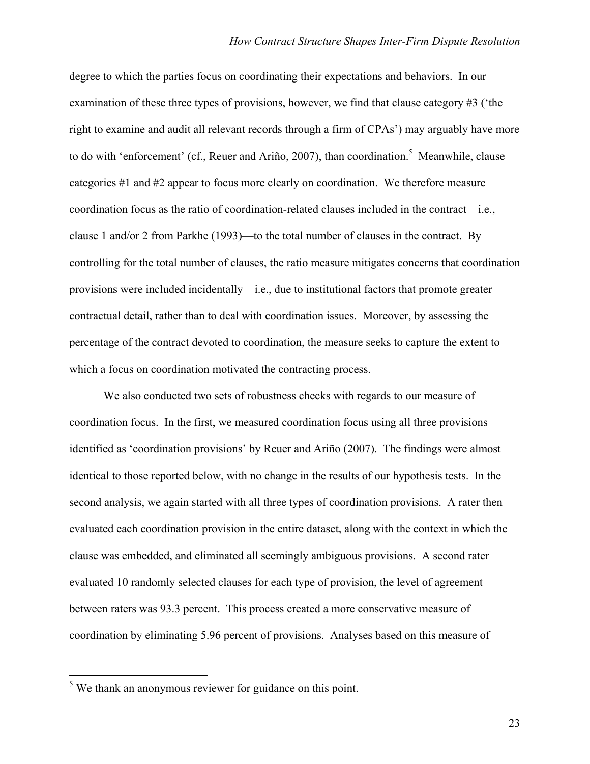degree to which the parties focus on coordinating their expectations and behaviors. In our examination of these three types of provisions, however, we find that clause category #3 ('the right to examine and audit all relevant records through a firm of CPAs') may arguably have more to do with 'enforcement' (cf., Reuer and Ariño, 2007), than coordination.[5] Meanwhile, clause categories #1 and #2 appear to focus more clearly on coordination. We therefore measure coordination focus as the ratio of coordination-related clauses included in the contract—i.e., clause 1 and/or 2 from Parkhe (1993)—to the total number of clauses in the contract. By controlling for the total number of clauses, the ratio measure mitigates concerns that coordination provisions were included incidentally—i.e., due to institutional factors that promote greater contractual detail, rather than to deal with coordination issues. Moreover, by assessing the percentage of the contract devoted to coordination, the measure seeks to capture the extent to which a focus on coordination motivated the contracting process.

We also conducted two sets of robustness checks with regards to our measure of coordination focus. In the first, we measured coordination focus using all three provisions identified as 'coordination provisions' by Reuer and Ariño (2007). The findings were almost identical to those reported below, with no change in the results of our hypothesis tests. In the second analysis, we again started with all three types of coordination provisions. A rater then evaluated each coordination provision in the entire dataset, along with the context in which the clause was embedded, and eliminated all seemingly ambiguous provisions. A second rater evaluated 10 randomly selected clauses for each type of provision, the level of agreement between raters was 93.3 percent. This process created a more conservative measure of coordination by eliminating 5.96 percent of provisions. Analyses based on this measure of

---

[5] We thank an anonymous reviewer for guidance on this point.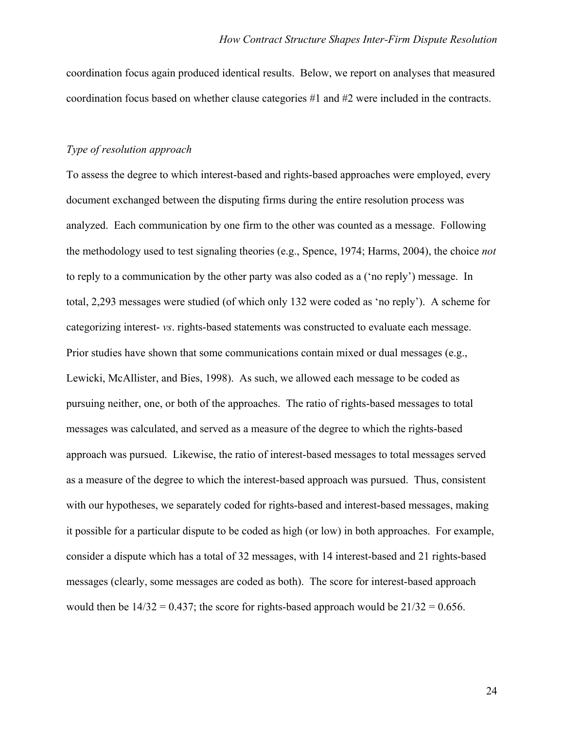coordination focus again produced identical results. Below, we report on analyses that measured coordination focus based on whether clause categories #1 and #2 were included in the contracts.

*Type of resolution approach*

To assess the degree to which interest-based and rights-based approaches were employed, every document exchanged between the disputing firms during the entire resolution process was analyzed. Each communication by one firm to the other was counted as a message. Following the methodology used to test signaling theories (e.g., Spence, 1974; Harms, 2004), the choice *not* to reply to a communication by the other party was also coded as a ('no reply') message. In total, 2,293 messages were studied (of which only 132 were coded as 'no reply'). A scheme for categorizing interest- *vs*. rights-based statements was constructed to evaluate each message. Prior studies have shown that some communications contain mixed or dual messages (e.g., Lewicki, McAllister, and Bies, 1998). As such, we allowed each message to be coded as pursuing neither, one, or both of the approaches. The ratio of rights-based messages to total messages was calculated, and served as a measure of the degree to which the rights-based approach was pursued. Likewise, the ratio of interest-based messages to total messages served as a measure of the degree to which the interest-based approach was pursued. Thus, consistent with our hypotheses, we separately coded for rights-based and interest-based messages, making it possible for a particular dispute to be coded as high (or low) in both approaches. For example, consider a dispute which has a total of 32 messages, with 14 interest-based and 21 rights-based messages (clearly, some messages are coded as both). The score for interest-based approach would then be $14/32 = 0.437$; the score for rights-based approach would be $21/32 = 0.656$.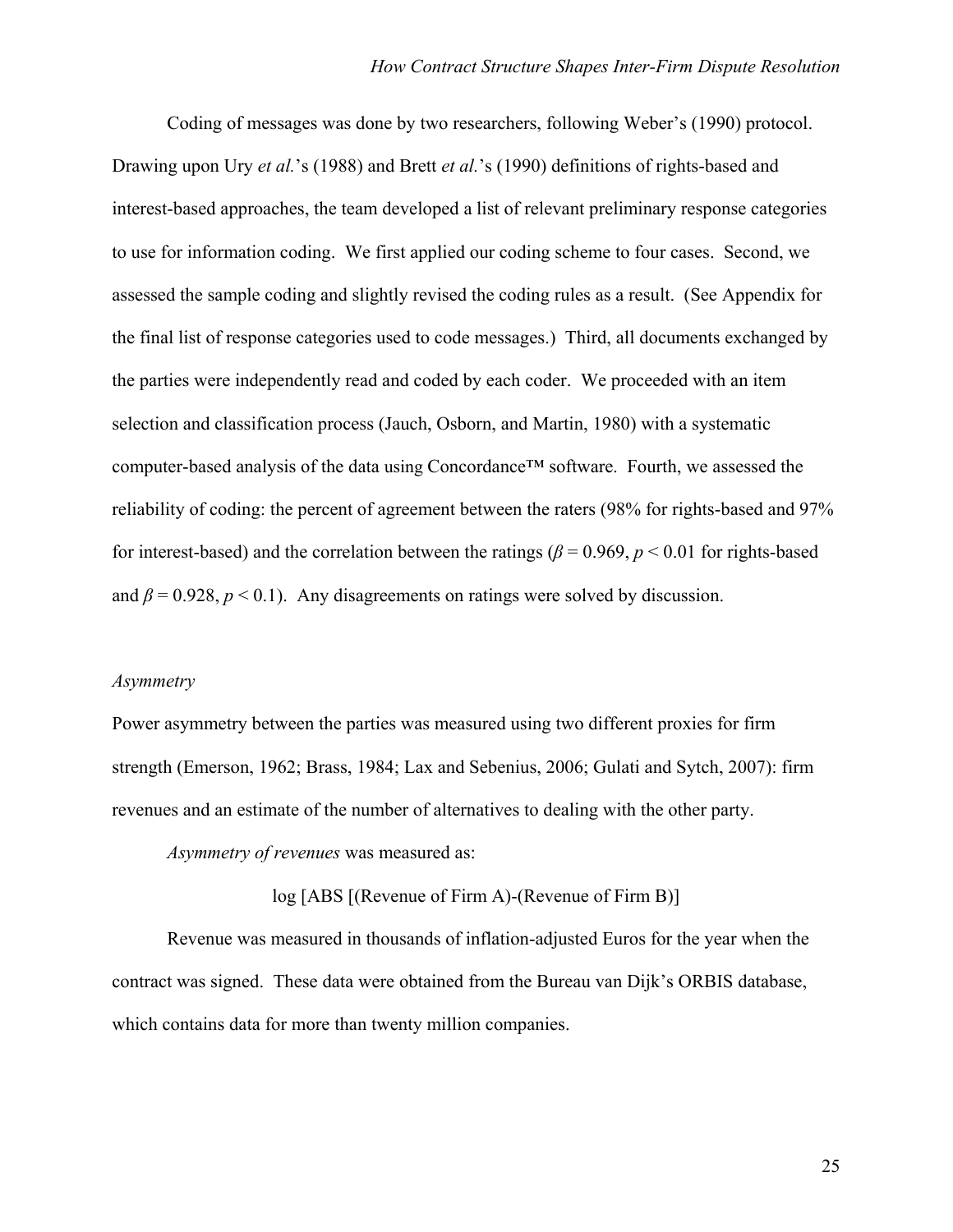Coding of messages was done by two researchers, following Weber's (1990) protocol. Drawing upon Ury *et al.*'s (1988) and Brett *et al.*'s (1990) definitions of rights-based and interest-based approaches, the team developed a list of relevant preliminary response categories to use for information coding. We first applied our coding scheme to four cases. Second, we assessed the sample coding and slightly revised the coding rules as a result. (See Appendix for the final list of response categories used to code messages.) Third, all documents exchanged by the parties were independently read and coded by each coder. We proceeded with an item selection and classification process (Jauch, Osborn, and Martin, 1980) with a systematic computer-based analysis of the data using Concordance™ software. Fourth, we assessed the reliability of coding: the percent of agreement between the raters (98% for rights-based and 97% for interest-based) and the correlation between the ratings ($\beta = 0.969$, $p < 0.01$ for rights-based and $\beta = 0.928$, $p < 0.1$). Any disagreements on ratings were solved by discussion.

*Asymmetry*

Power asymmetry between the parties was measured using two different proxies for firm strength (Emerson, 1962; Brass, 1984; Lax and Sebenius, 2006; Gulati and Sytch, 2007): firm revenues and an estimate of the number of alternatives to dealing with the other party.

*Asymmetry of revenues* was measured as:

$$\log [\text{ABS} [(\text{Revenue of Firm A})-(\text{Revenue of Firm B})]$$

Revenue was measured in thousands of inflation-adjusted Euros for the year when the contract was signed. These data were obtained from the Bureau van Dijk's ORBIS database, which contains data for more than twenty million companies.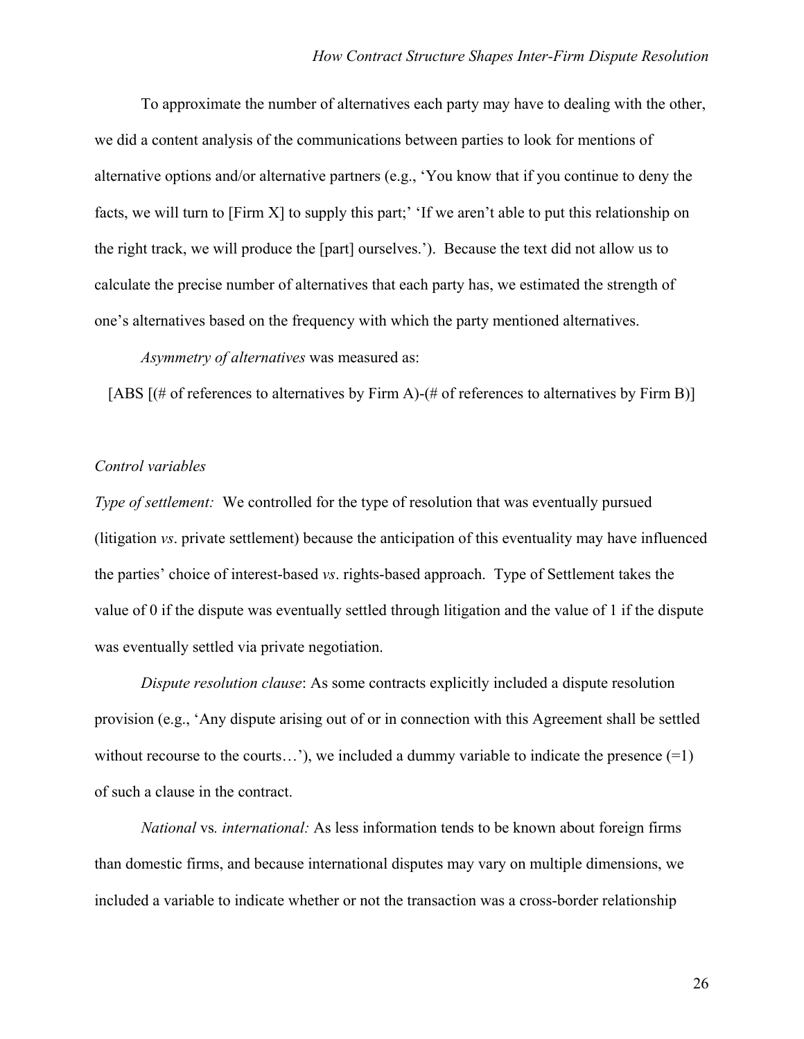To approximate the number of alternatives each party may have to dealing with the other, we did a content analysis of the communications between parties to look for mentions of alternative options and/or alternative partners (e.g., 'You know that if you continue to deny the facts, we will turn to [Firm X] to supply this part;' 'If we aren't able to put this relationship on the right track, we will produce the [part] ourselves.'). Because the text did not allow us to calculate the precise number of alternatives that each party has, we estimated the strength of one's alternatives based on the frequency with which the party mentioned alternatives.

*Asymmetry of alternatives* was measured as:

[ABS [(# of references to alternatives by Firm A)-(# of references to alternatives by Firm B)]

*Control variables*

*Type of settlement:* We controlled for the type of resolution that was eventually pursued (litigation *vs*. private settlement) because the anticipation of this eventuality may have influenced the parties' choice of interest-based *vs*. rights-based approach. Type of Settlement takes the value of 0 if the dispute was eventually settled through litigation and the value of 1 if the dispute was eventually settled via private negotiation.

*Dispute resolution clause*: As some contracts explicitly included a dispute resolution provision (e.g., 'Any dispute arising out of or in connection with this Agreement shall be settled without recourse to the courts…'), we included a dummy variable to indicate the presence (=1) of such a clause in the contract.

*National* vs*. international:* As less information tends to be known about foreign firms than domestic firms, and because international disputes may vary on multiple dimensions, we included a variable to indicate whether or not the transaction was a cross-border relationship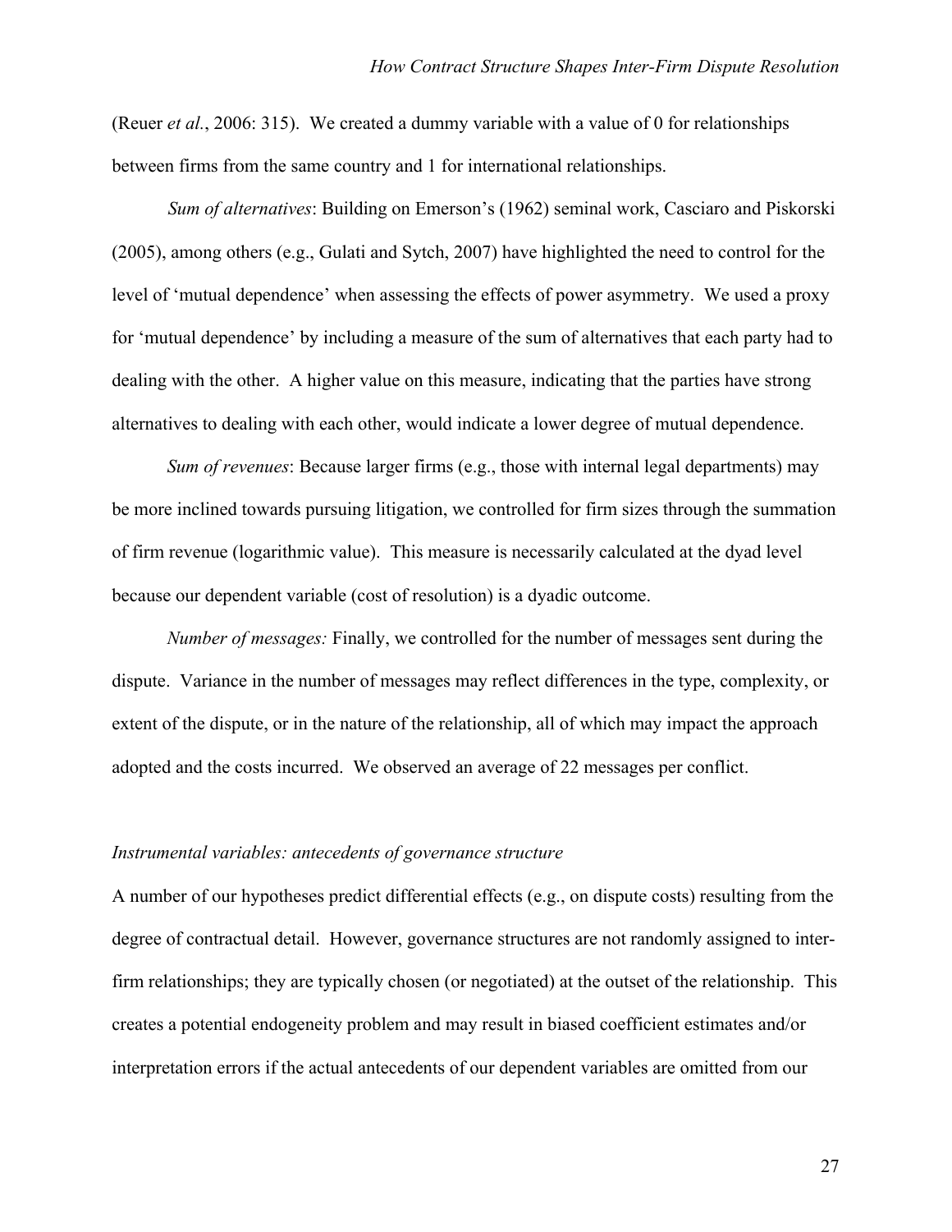(Reuer *et al.*, 2006: 315). We created a dummy variable with a value of 0 for relationships between firms from the same country and 1 for international relationships.

*Sum of alternatives*: Building on Emerson's (1962) seminal work, Casciaro and Piskorski (2005), among others (e.g., Gulati and Sytch, 2007) have highlighted the need to control for the level of 'mutual dependence' when assessing the effects of power asymmetry. We used a proxy for 'mutual dependence' by including a measure of the sum of alternatives that each party had to dealing with the other. A higher value on this measure, indicating that the parties have strong alternatives to dealing with each other, would indicate a lower degree of mutual dependence.

*Sum of revenues*: Because larger firms (e.g., those with internal legal departments) may be more inclined towards pursuing litigation, we controlled for firm sizes through the summation of firm revenue (logarithmic value). This measure is necessarily calculated at the dyad level because our dependent variable (cost of resolution) is a dyadic outcome.

*Number of messages:* Finally, we controlled for the number of messages sent during the dispute. Variance in the number of messages may reflect differences in the type, complexity, or extent of the dispute, or in the nature of the relationship, all of which may impact the approach adopted and the costs incurred. We observed an average of 22 messages per conflict.

### *Instrumental variables: antecedents of governance structure*

A number of our hypotheses predict differential effects (e.g., on dispute costs) resulting from the degree of contractual detail. However, governance structures are not randomly assigned to inter-firm relationships; they are typically chosen (or negotiated) at the outset of the relationship. This creates a potential endogeneity problem and may result in biased coefficient estimates and/or interpretation errors if the actual antecedents of our dependent variables are omitted from our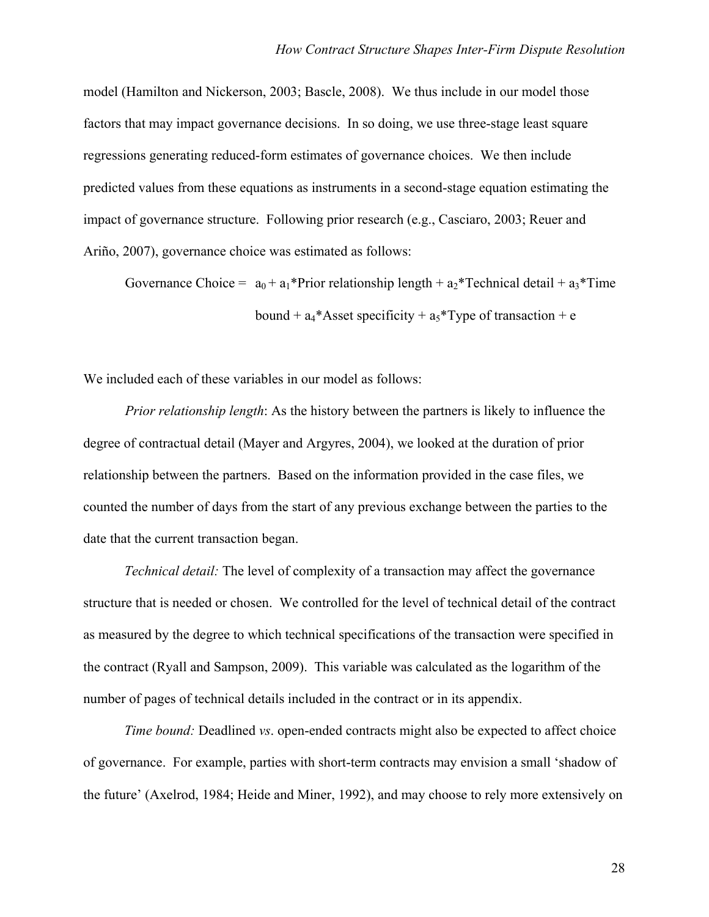model (Hamilton and Nickerson, 2003; Bascle, 2008). We thus include in our model those factors that may impact governance decisions. In so doing, we use three-stage least square regressions generating reduced-form estimates of governance choices. We then include predicted values from these equations as instruments in a second-stage equation estimating the impact of governance structure. Following prior research (e.g., Casciaro, 2003; Reuer and Ariño, 2007), governance choice was estimated as follows:

$$\text{Governance Choice} = a_0 + a_1\text{*Prior relationship length} + a_2\text{*Technical detail} + a_3\text{*Time bound} + a_4\text{*Asset specificity} + a_5\text{*Type of transaction} + e$$

We included each of these variables in our model as follows:

*Prior relationship length*: As the history between the partners is likely to influence the degree of contractual detail (Mayer and Argyres, 2004), we looked at the duration of prior relationship between the partners. Based on the information provided in the case files, we counted the number of days from the start of any previous exchange between the parties to the date that the current transaction began.

*Technical detail:* The level of complexity of a transaction may affect the governance structure that is needed or chosen. We controlled for the level of technical detail of the contract as measured by the degree to which technical specifications of the transaction were specified in the contract (Ryall and Sampson, 2009). This variable was calculated as the logarithm of the number of pages of technical details included in the contract or in its appendix.

*Time bound:* Deadlined *vs*. open-ended contracts might also be expected to affect choice of governance. For example, parties with short-term contracts may envision a small 'shadow of the future' (Axelrod, 1984; Heide and Miner, 1992), and may choose to rely more extensively on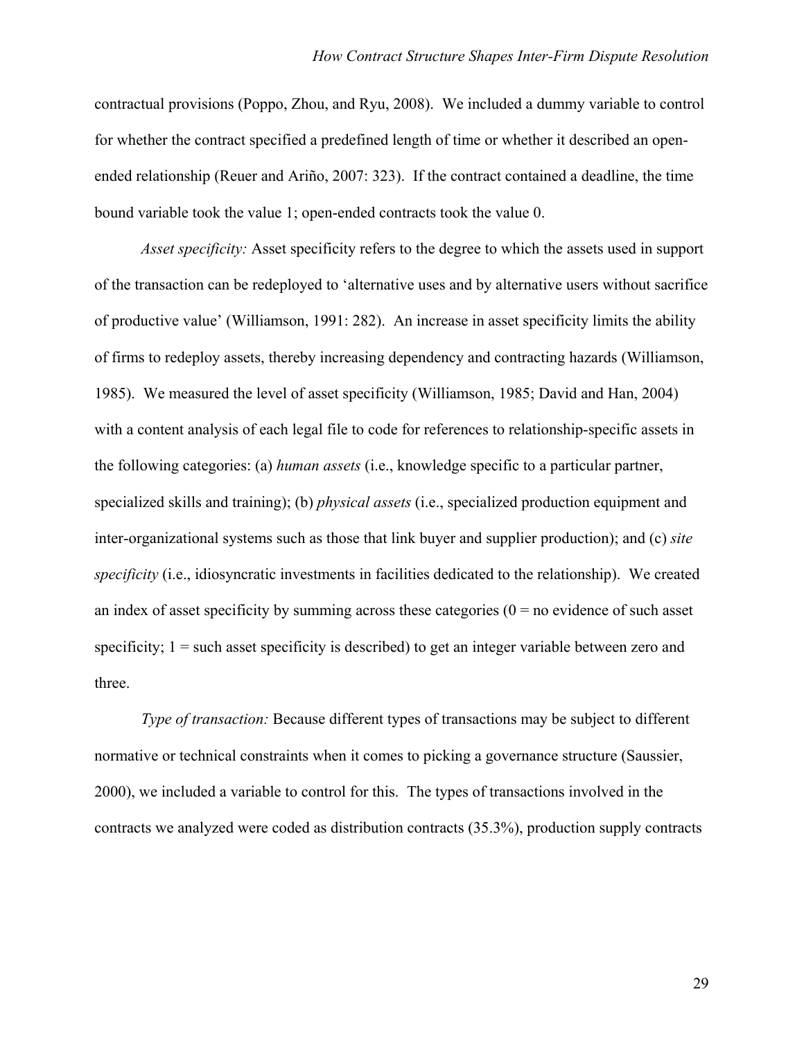contractual provisions (Poppo, Zhou, and Ryu, 2008). We included a dummy variable to control for whether the contract specified a predefined length of time or whether it described an open-ended relationship (Reuer and Ariño, 2007: 323). If the contract contained a deadline, the time bound variable took the value 1; open-ended contracts took the value 0.

*Asset specificity:* Asset specificity refers to the degree to which the assets used in support of the transaction can be redeployed to 'alternative uses and by alternative users without sacrifice of productive value' (Williamson, 1991: 282). An increase in asset specificity limits the ability of firms to redeploy assets, thereby increasing dependency and contracting hazards (Williamson, 1985). We measured the level of asset specificity (Williamson, 1985; David and Han, 2004) with a content analysis of each legal file to code for references to relationship-specific assets in the following categories: (a) *human assets* (i.e., knowledge specific to a particular partner, specialized skills and training); (b) *physical assets* (i.e., specialized production equipment and inter-organizational systems such as those that link buyer and supplier production); and (c) *site specificity* (i.e., idiosyncratic investments in facilities dedicated to the relationship). We created an index of asset specificity by summing across these categories (0 = no evidence of such asset specificity; 1 = such asset specificity is described) to get an integer variable between zero and three.

*Type of transaction:* Because different types of transactions may be subject to different normative or technical constraints when it comes to picking a governance structure (Saussier, 2000), we included a variable to control for this. The types of transactions involved in the contracts we analyzed were coded as distribution contracts (35.3%), production supply contracts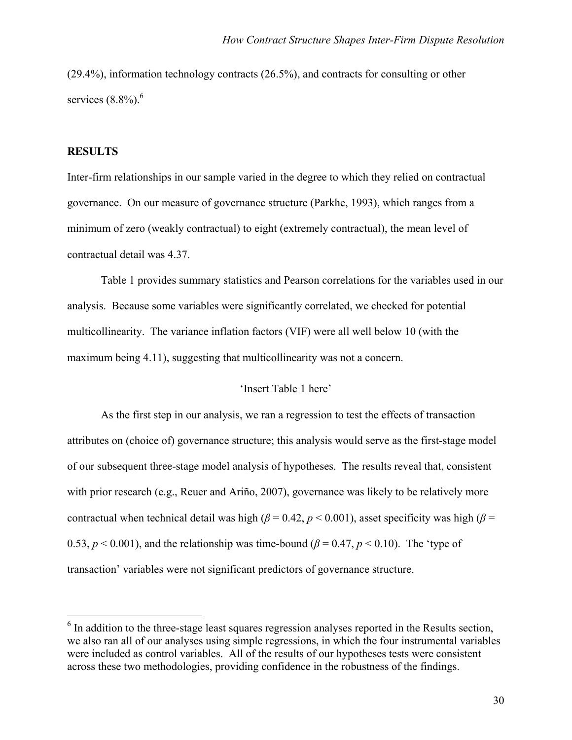(29.4%), information technology contracts (26.5%), and contracts for consulting or other services (8.8%).[6]

## RESULTS

Inter-firm relationships in our sample varied in the degree to which they relied on contractual governance. On our measure of governance structure (Parkhe, 1993), which ranges from a minimum of zero (weakly contractual) to eight (extremely contractual), the mean level of contractual detail was 4.37.

Table 1 provides summary statistics and Pearson correlations for the variables used in our analysis. Because some variables were significantly correlated, we checked for potential multicollinearity. The variance inflation factors (VIF) were all well below 10 (with the maximum being 4.11), suggesting that multicollinearity was not a concern.

'Insert Table 1 here'

As the first step in our analysis, we ran a regression to test the effects of transaction attributes on (choice of) governance structure; this analysis would serve as the first-stage model of our subsequent three-stage model analysis of hypotheses. The results reveal that, consistent with prior research (e.g., Reuer and Ariño, 2007), governance was likely to be relatively more contractual when technical detail was high ($\beta = 0.42$, $p < 0.001$), asset specificity was high ($\beta = 0.53$, $p < 0.001$), and the relationship was time-bound ($\beta = 0.47$, $p < 0.10$). The 'type of transaction' variables were not significant predictors of governance structure.

[6] In addition to the three-stage least squares regression analyses reported in the Results section, we also ran all of our analyses using simple regressions, in which the four instrumental variables were included as control variables. All of the results of our hypotheses tests were consistent across these two methodologies, providing confidence in the robustness of the findings.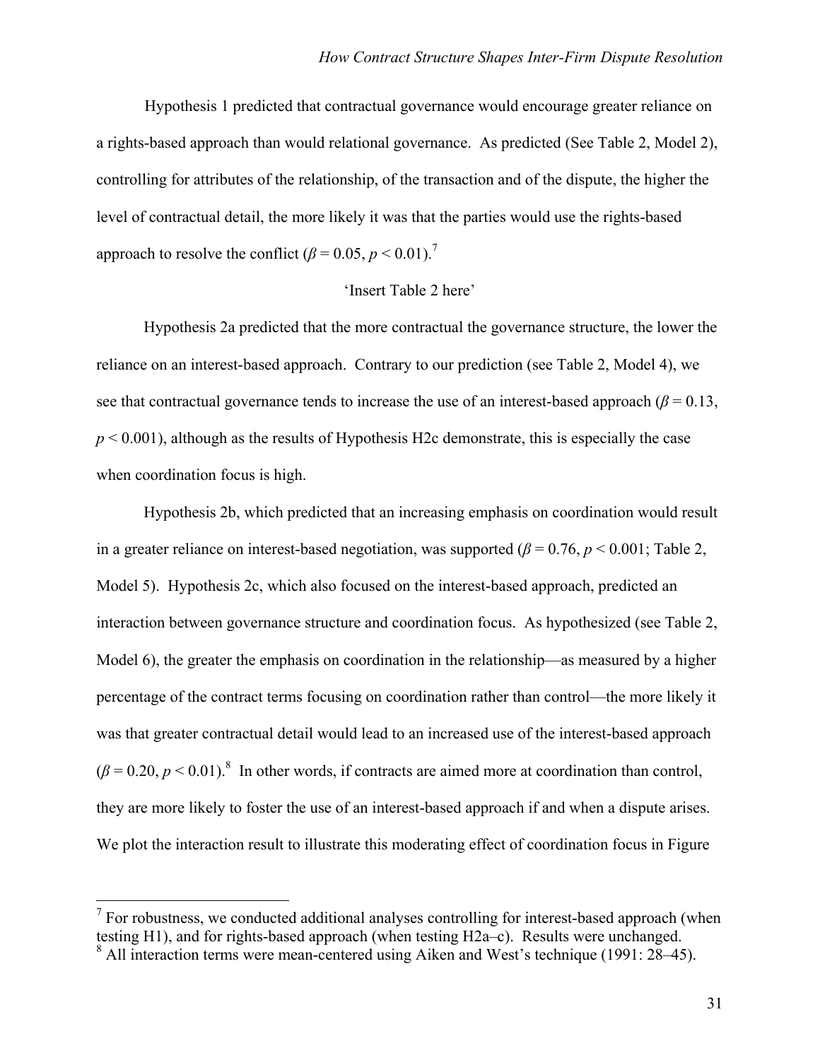Hypothesis 1 predicted that contractual governance would encourage greater reliance on a rights-based approach than would relational governance. As predicted (See Table 2, Model 2), controlling for attributes of the relationship, of the transaction and of the dispute, the higher the level of contractual detail, the more likely it was that the parties would use the rights-based approach to resolve the conflict ($\beta = 0.05$, $p < 0.01$).[7]

'Insert Table 2 here'

Hypothesis 2a predicted that the more contractual the governance structure, the lower the reliance on an interest-based approach. Contrary to our prediction (see Table 2, Model 4), we see that contractual governance tends to increase the use of an interest-based approach ($\beta = 0.13$, $p < 0.001$), although as the results of Hypothesis H2c demonstrate, this is especially the case when coordination focus is high.

Hypothesis 2b, which predicted that an increasing emphasis on coordination would result in a greater reliance on interest-based negotiation, was supported ($\beta = 0.76$, $p < 0.001$; Table 2, Model 5). Hypothesis 2c, which also focused on the interest-based approach, predicted an interaction between governance structure and coordination focus. As hypothesized (see Table 2, Model 6), the greater the emphasis on coordination in the relationship—as measured by a higher percentage of the contract terms focusing on coordination rather than control—the more likely it was that greater contractual detail would lead to an increased use of the interest-based approach ($\beta = 0.20$, $p < 0.01$).[8] In other words, if contracts are aimed more at coordination than control, they are more likely to foster the use of an interest-based approach if and when a dispute arises. We plot the interaction result to illustrate this moderating effect of coordination focus in Figure

---

[7] For robustness, we conducted additional analyses controlling for interest-based approach (when testing H1), and for rights-based approach (when testing H2a–c). Results were unchanged.

[8] All interaction terms were mean-centered using Aiken and West's technique (1991: 28–45).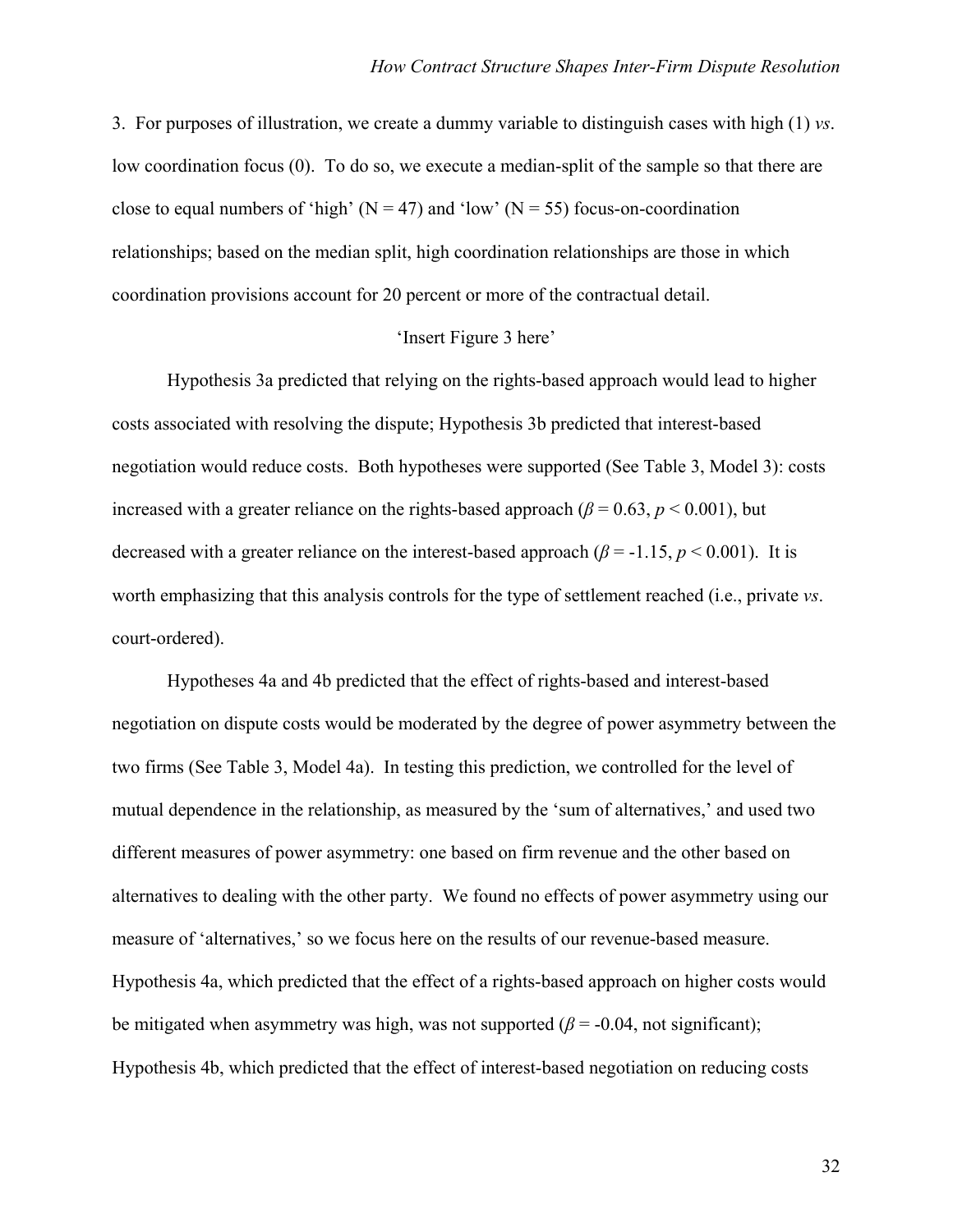3. For purposes of illustration, we create a dummy variable to distinguish cases with high (1) *vs*. low coordination focus (0). To do so, we execute a median-split of the sample so that there are close to equal numbers of 'high' ($N = 47$) and 'low' ($N = 55$) focus-on-coordination relationships; based on the median split, high coordination relationships are those in which coordination provisions account for 20 percent or more of the contractual detail.

'Insert Figure 3 here'

Hypothesis 3a predicted that relying on the rights-based approach would lead to higher costs associated with resolving the dispute; Hypothesis 3b predicted that interest-based negotiation would reduce costs. Both hypotheses were supported (See Table 3, Model 3): costs increased with a greater reliance on the rights-based approach ($\beta = 0.63$, $p < 0.001$), but decreased with a greater reliance on the interest-based approach ($\beta = -1.15$, $p < 0.001$). It is worth emphasizing that this analysis controls for the type of settlement reached (i.e., private *vs*. court-ordered).

Hypotheses 4a and 4b predicted that the effect of rights-based and interest-based negotiation on dispute costs would be moderated by the degree of power asymmetry between the two firms (See Table 3, Model 4a). In testing this prediction, we controlled for the level of mutual dependence in the relationship, as measured by the 'sum of alternatives,' and used two different measures of power asymmetry: one based on firm revenue and the other based on alternatives to dealing with the other party. We found no effects of power asymmetry using our measure of 'alternatives,' so we focus here on the results of our revenue-based measure. Hypothesis 4a, which predicted that the effect of a rights-based approach on higher costs would be mitigated when asymmetry was high, was not supported ($\beta = -0.04$, not significant); Hypothesis 4b, which predicted that the effect of interest-based negotiation on reducing costs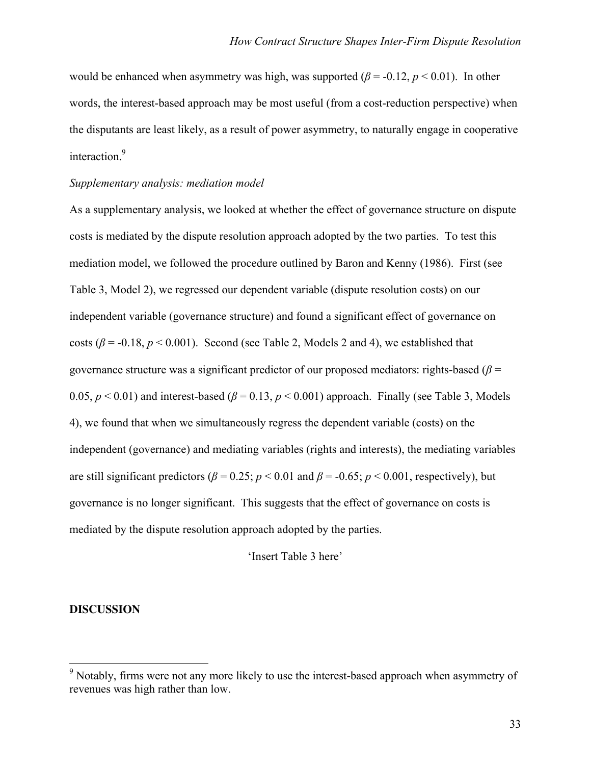would be enhanced when asymmetry was high, was supported ($\beta = -0.12$, $p < 0.01$). In other words, the interest-based approach may be most useful (from a cost-reduction perspective) when the disputants are least likely, as a result of power asymmetry, to naturally engage in cooperative interaction.[9]

*Supplementary analysis: mediation model*

As a supplementary analysis, we looked at whether the effect of governance structure on dispute costs is mediated by the dispute resolution approach adopted by the two parties. To test this mediation model, we followed the procedure outlined by Baron and Kenny (1986). First (see Table 3, Model 2), we regressed our dependent variable (dispute resolution costs) on our independent variable (governance structure) and found a significant effect of governance on costs ($\beta = -0.18$, $p < 0.001$). Second (see Table 2, Models 2 and 4), we established that governance structure was a significant predictor of our proposed mediators: rights-based ($\beta = 0.05$, $p < 0.01$) and interest-based ($\beta = 0.13$, $p < 0.001$) approach. Finally (see Table 3, Models 4), we found that when we simultaneously regress the dependent variable (costs) on the independent (governance) and mediating variables (rights and interests), the mediating variables are still significant predictors ($\beta = 0.25$; $p < 0.01$ and $\beta = -0.65$; $p < 0.001$, respectively), but governance is no longer significant. This suggests that the effect of governance on costs is mediated by the dispute resolution approach adopted by the parties.

'Insert Table 3 here'

## DISCUSSION

[9] Notably, firms were not any more likely to use the interest-based approach when asymmetry of revenues was high rather than low.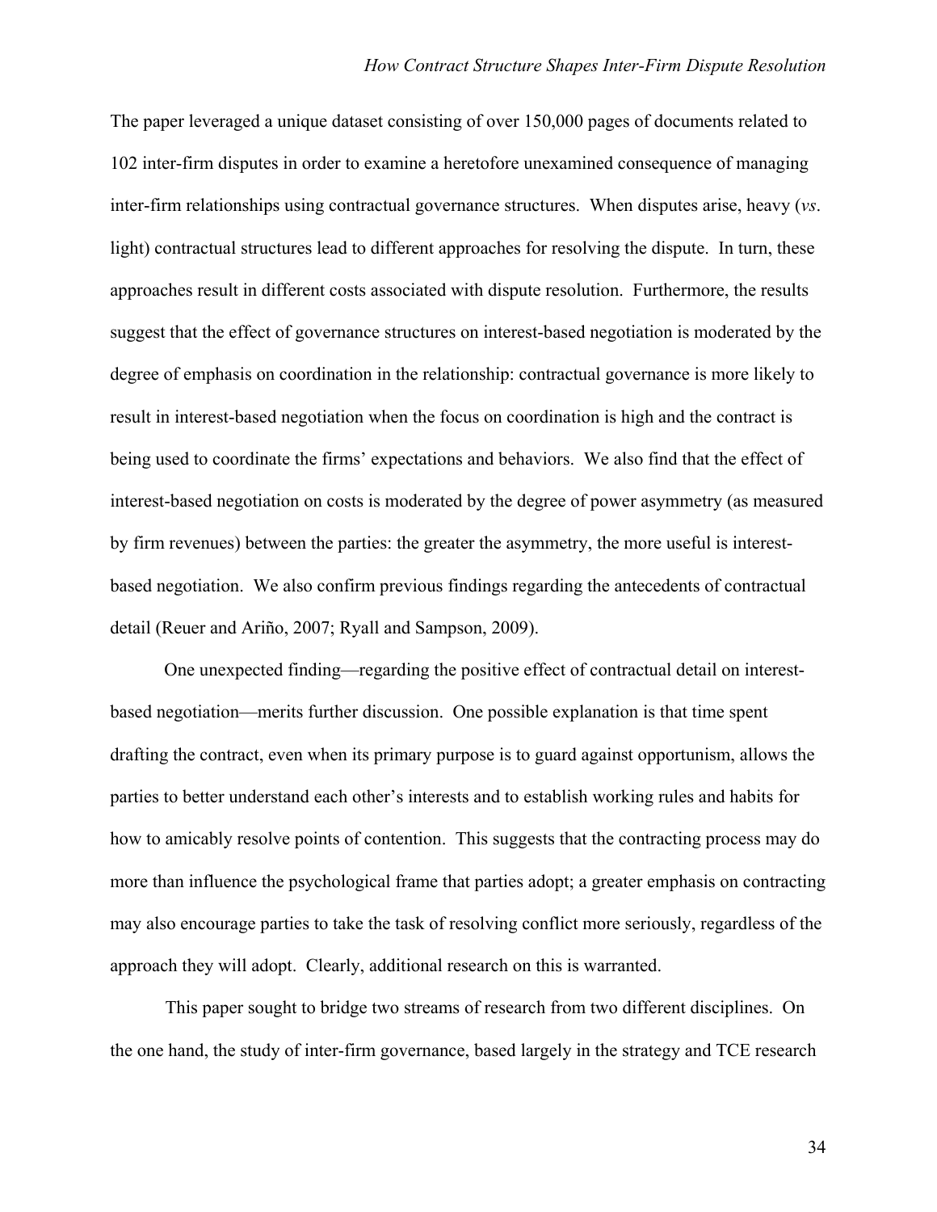The paper leveraged a unique dataset consisting of over 150,000 pages of documents related to 102 inter-firm disputes in order to examine a heretofore unexamined consequence of managing inter-firm relationships using contractual governance structures. When disputes arise, heavy (*vs*. light) contractual structures lead to different approaches for resolving the dispute. In turn, these approaches result in different costs associated with dispute resolution. Furthermore, the results suggest that the effect of governance structures on interest-based negotiation is moderated by the degree of emphasis on coordination in the relationship: contractual governance is more likely to result in interest-based negotiation when the focus on coordination is high and the contract is being used to coordinate the firms' expectations and behaviors. We also find that the effect of interest-based negotiation on costs is moderated by the degree of power asymmetry (as measured by firm revenues) between the parties: the greater the asymmetry, the more useful is interest-based negotiation. We also confirm previous findings regarding the antecedents of contractual detail (Reuer and Ariño, 2007; Ryall and Sampson, 2009).

One unexpected finding—regarding the positive effect of contractual detail on interest-based negotiation—merits further discussion. One possible explanation is that time spent drafting the contract, even when its primary purpose is to guard against opportunism, allows the parties to better understand each other's interests and to establish working rules and habits for how to amicably resolve points of contention. This suggests that the contracting process may do more than influence the psychological frame that parties adopt; a greater emphasis on contracting may also encourage parties to take the task of resolving conflict more seriously, regardless of the approach they will adopt. Clearly, additional research on this is warranted.

This paper sought to bridge two streams of research from two different disciplines. On the one hand, the study of inter-firm governance, based largely in the strategy and TCE research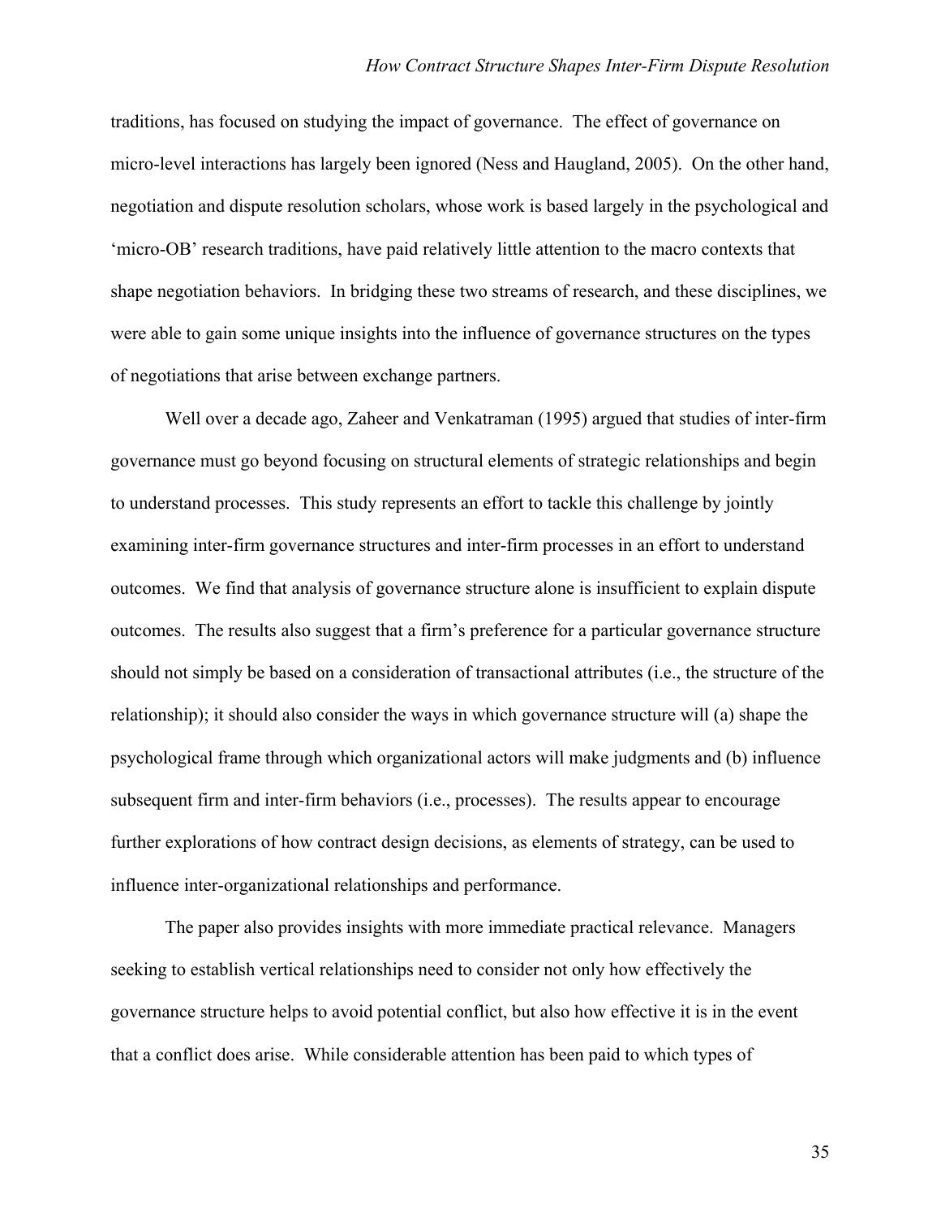traditions, has focused on studying the impact of governance. The effect of governance on micro-level interactions has largely been ignored (Ness and Haugland, 2005). On the other hand, negotiation and dispute resolution scholars, whose work is based largely in the psychological and 'micro-OB' research traditions, have paid relatively little attention to the macro contexts that shape negotiation behaviors. In bridging these two streams of research, and these disciplines, we were able to gain some unique insights into the influence of governance structures on the types of negotiations that arise between exchange partners.

Well over a decade ago, Zaheer and Venkatraman (1995) argued that studies of inter-firm governance must go beyond focusing on structural elements of strategic relationships and begin to understand processes. This study represents an effort to tackle this challenge by jointly examining inter-firm governance structures and inter-firm processes in an effort to understand outcomes. We find that analysis of governance structure alone is insufficient to explain dispute outcomes. The results also suggest that a firm's preference for a particular governance structure should not simply be based on a consideration of transactional attributes (i.e., the structure of the relationship); it should also consider the ways in which governance structure will (a) shape the psychological frame through which organizational actors will make judgments and (b) influence subsequent firm and inter-firm behaviors (i.e., processes). The results appear to encourage further explorations of how contract design decisions, as elements of strategy, can be used to influence inter-organizational relationships and performance.

The paper also provides insights with more immediate practical relevance. Managers seeking to establish vertical relationships need to consider not only how effectively the governance structure helps to avoid potential conflict, but also how effective it is in the event that a conflict does arise. While considerable attention has been paid to which types of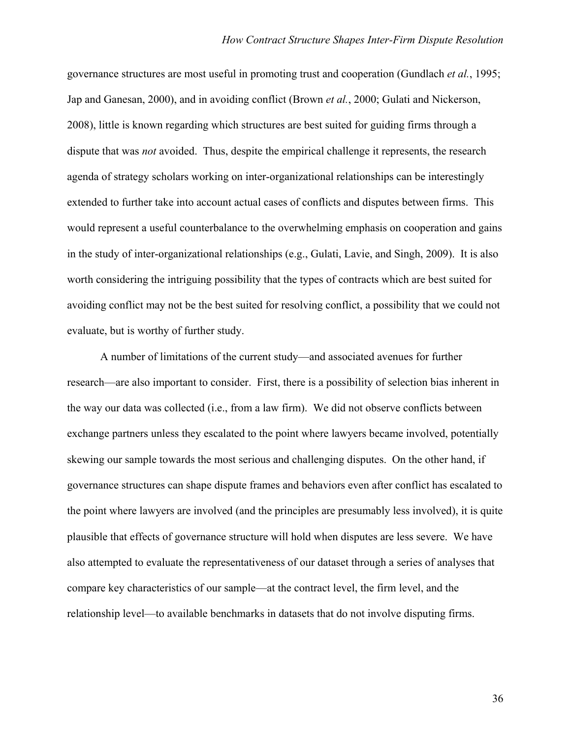governance structures are most useful in promoting trust and cooperation (Gundlach *et al.*, 1995; Jap and Ganesan, 2000), and in avoiding conflict (Brown *et al.*, 2000; Gulati and Nickerson, 2008), little is known regarding which structures are best suited for guiding firms through a dispute that was *not* avoided. Thus, despite the empirical challenge it represents, the research agenda of strategy scholars working on inter-organizational relationships can be interestingly extended to further take into account actual cases of conflicts and disputes between firms. This would represent a useful counterbalance to the overwhelming emphasis on cooperation and gains in the study of inter-organizational relationships (e.g., Gulati, Lavie, and Singh, 2009). It is also worth considering the intriguing possibility that the types of contracts which are best suited for avoiding conflict may not be the best suited for resolving conflict, a possibility that we could not evaluate, but is worthy of further study.

A number of limitations of the current study—and associated avenues for further research—are also important to consider. First, there is a possibility of selection bias inherent in the way our data was collected (i.e., from a law firm). We did not observe conflicts between exchange partners unless they escalated to the point where lawyers became involved, potentially skewing our sample towards the most serious and challenging disputes. On the other hand, if governance structures can shape dispute frames and behaviors even after conflict has escalated to the point where lawyers are involved (and the principles are presumably less involved), it is quite plausible that effects of governance structure will hold when disputes are less severe. We have also attempted to evaluate the representativeness of our dataset through a series of analyses that compare key characteristics of our sample—at the contract level, the firm level, and the relationship level—to available benchmarks in datasets that do not involve disputing firms.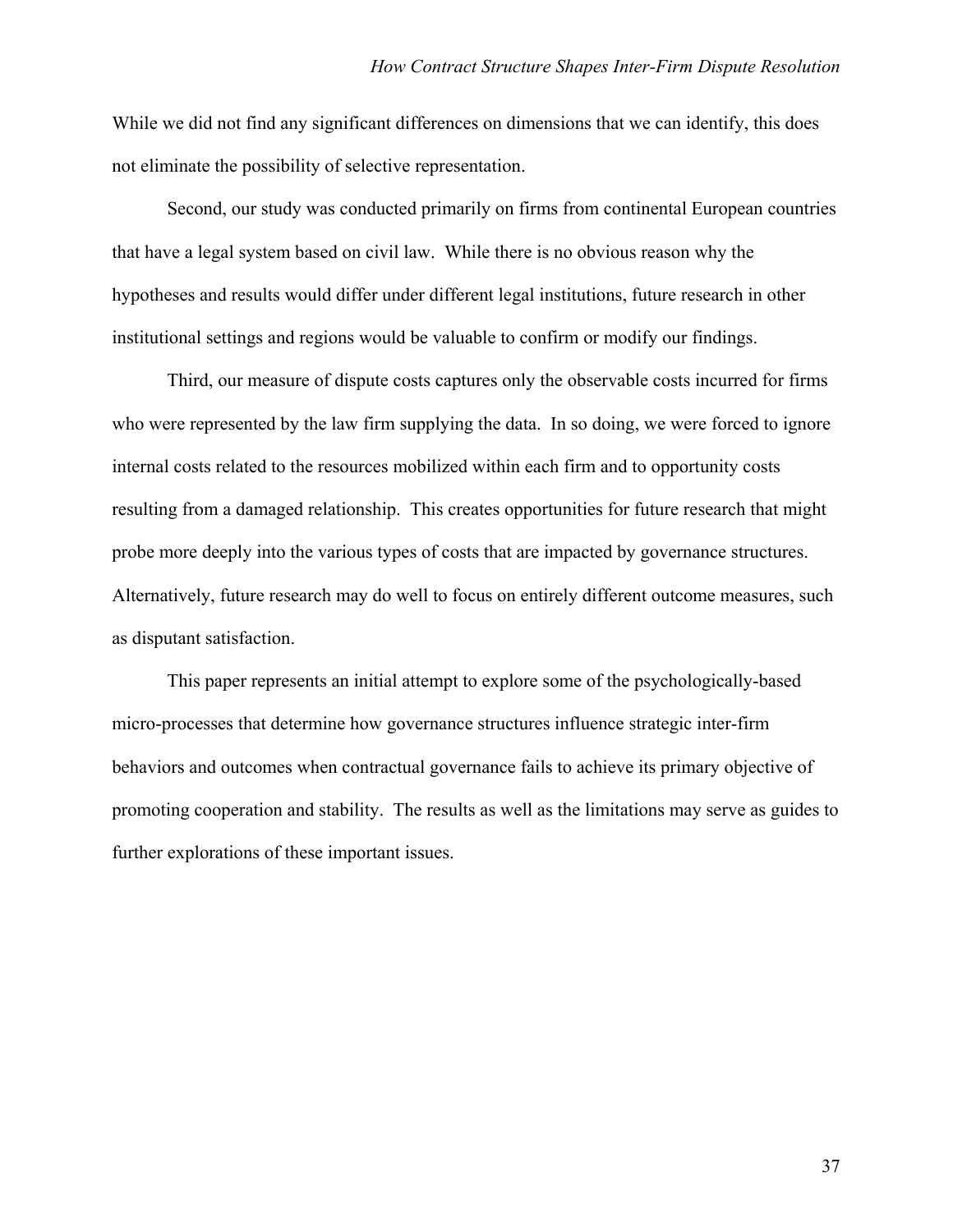While we did not find any significant differences on dimensions that we can identify, this does not eliminate the possibility of selective representation.

Second, our study was conducted primarily on firms from continental European countries that have a legal system based on civil law. While there is no obvious reason why the hypotheses and results would differ under different legal institutions, future research in other institutional settings and regions would be valuable to confirm or modify our findings.

Third, our measure of dispute costs captures only the observable costs incurred for firms who were represented by the law firm supplying the data. In so doing, we were forced to ignore internal costs related to the resources mobilized within each firm and to opportunity costs resulting from a damaged relationship. This creates opportunities for future research that might probe more deeply into the various types of costs that are impacted by governance structures. Alternatively, future research may do well to focus on entirely different outcome measures, such as disputant satisfaction.

This paper represents an initial attempt to explore some of the psychologically-based micro-processes that determine how governance structures influence strategic inter-firm behaviors and outcomes when contractual governance fails to achieve its primary objective of promoting cooperation and stability. The results as well as the limitations may serve as guides to further explorations of these important issues.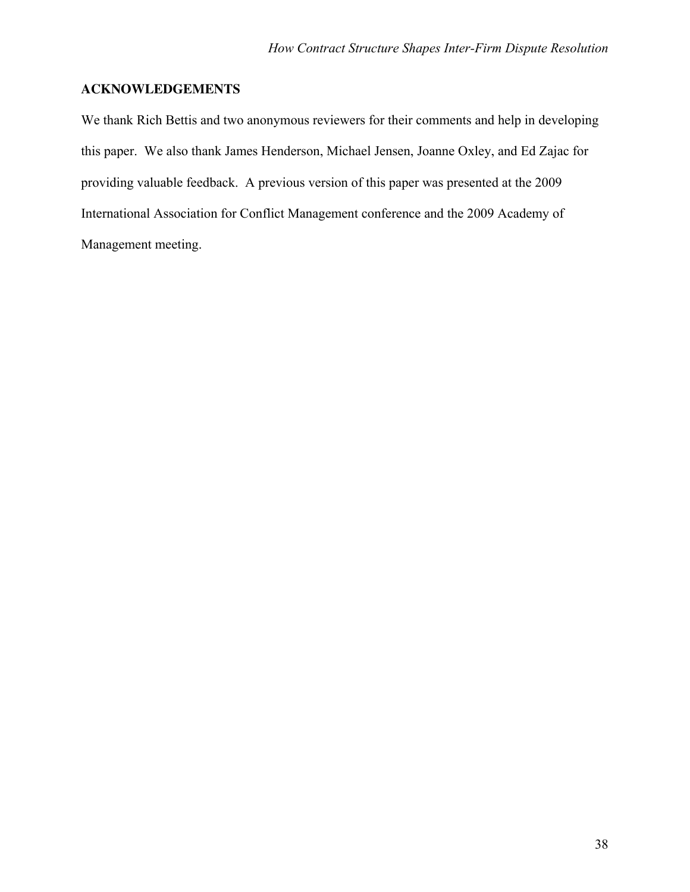## ACKNOWLEDGEMENTS

We thank Rich Bettis and two anonymous reviewers for their comments and help in developing this paper. We also thank James Henderson, Michael Jensen, Joanne Oxley, and Ed Zajac for providing valuable feedback. A previous version of this paper was presented at the 2009 International Association for Conflict Management conference and the 2009 Academy of Management meeting.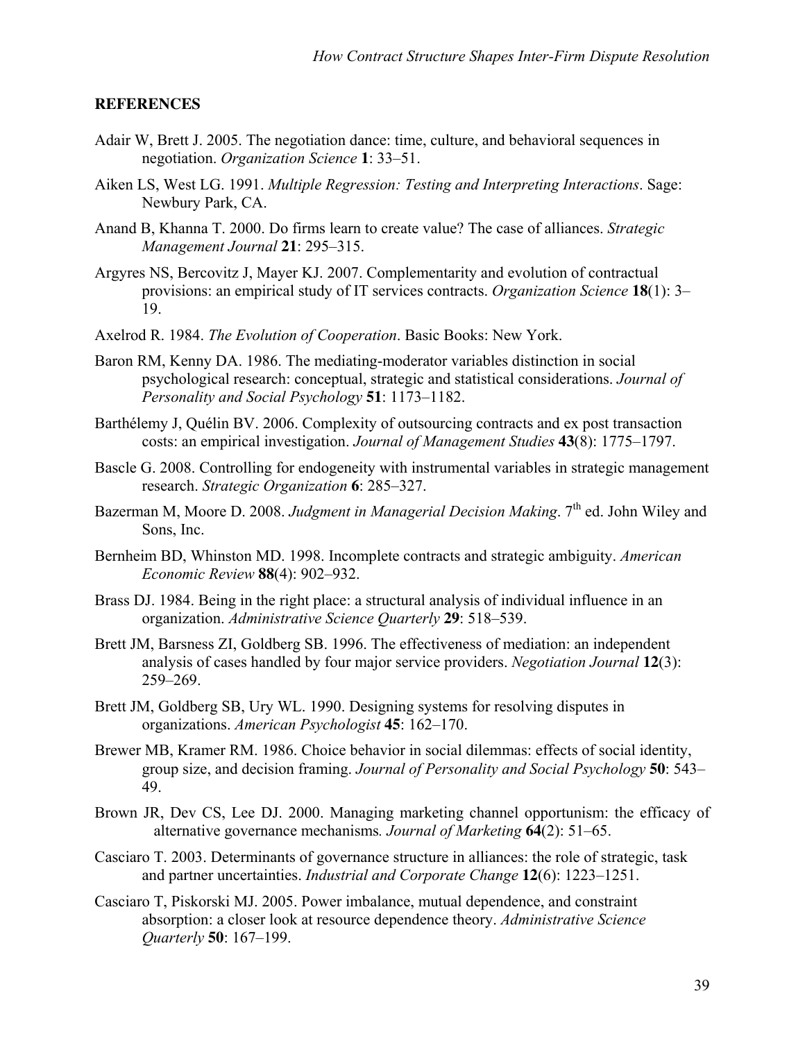**REFERENCES**

Adair W, Brett J. 2005. The negotiation dance: time, culture, and behavioral sequences in negotiation. *Organization Science* **1**: 33–51.

Aiken LS, West LG. 1991. *Multiple Regression: Testing and Interpreting Interactions*. Sage: Newbury Park, CA.

Anand B, Khanna T. 2000. Do firms learn to create value? The case of alliances. *Strategic Management Journal* **21**: 295–315.

Argyres NS, Bercovitz J, Mayer KJ. 2007. Complementarity and evolution of contractual provisions: an empirical study of IT services contracts. *Organization Science* **18**(1): 3–19.

Axelrod R. 1984. *The Evolution of Cooperation*. Basic Books: New York.

Baron RM, Kenny DA. 1986. The mediating-moderator variables distinction in social psychological research: conceptual, strategic and statistical considerations. *Journal of Personality and Social Psychology* **51**: 1173–1182.

Barthélemy J, Quélin BV. 2006. Complexity of outsourcing contracts and ex post transaction costs: an empirical investigation. *Journal of Management Studies* **43**(8): 1775–1797.

Bascle G. 2008. Controlling for endogeneity with instrumental variables in strategic management research. *Strategic Organization* **6**: 285–327.

Bazerman M, Moore D. 2008. *Judgment in Managerial Decision Making*. 7th ed. John Wiley and Sons, Inc.

Bernheim BD, Whinston MD. 1998. Incomplete contracts and strategic ambiguity. *American Economic Review* **88**(4): 902–932.

Brass DJ. 1984. Being in the right place: a structural analysis of individual influence in an organization. *Administrative Science Quarterly* **29**: 518–539.

Brett JM, Barsness ZI, Goldberg SB. 1996. The effectiveness of mediation: an independent analysis of cases handled by four major service providers. *Negotiation Journal* **12**(3): 259–269.

Brett JM, Goldberg SB, Ury WL. 1990. Designing systems for resolving disputes in organizations. *American Psychologist* **45**: 162–170.

Brewer MB, Kramer RM. 1986. Choice behavior in social dilemmas: effects of social identity, group size, and decision framing. *Journal of Personality and Social Psychology* **50**: 543–49.

Brown JR, Dev CS, Lee DJ. 2000. Managing marketing channel opportunism: the efficacy of alternative governance mechanisms*.* *Journal of Marketing* **64**(2): 51–65.

Casciaro T. 2003. Determinants of governance structure in alliances: the role of strategic, task and partner uncertainties. *Industrial and Corporate Change* **12**(6): 1223–1251.

Casciaro T, Piskorski MJ. 2005. Power imbalance, mutual dependence, and constraint absorption: a closer look at resource dependence theory. *Administrative Science Quarterly* **50**: 167–199.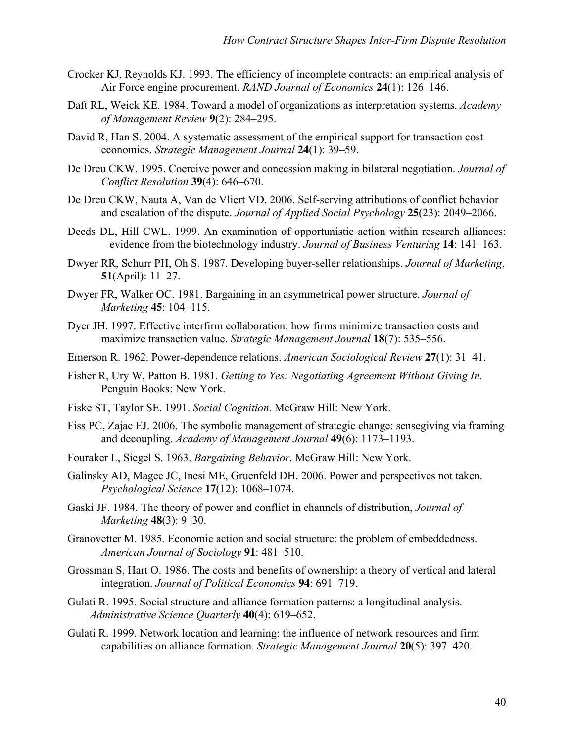Crocker KJ, Reynolds KJ. 1993. The efficiency of incomplete contracts: an empirical analysis of Air Force engine procurement. *RAND Journal of Economics* **24**(1): 126–146.

Daft RL, Weick KE. 1984. Toward a model of organizations as interpretation systems. *Academy of Management Review* **9**(2): 284–295.

David R, Han S. 2004. A systematic assessment of the empirical support for transaction cost economics. *Strategic Management Journal* **24**(1): 39–59.

De Dreu CKW. 1995. Coercive power and concession making in bilateral negotiation. *Journal of Conflict Resolution* **39**(4): 646–670.

De Dreu CKW, Nauta A, Van de Vliert VD. 2006. Self-serving attributions of conflict behavior and escalation of the dispute. *Journal of Applied Social Psychology* **25**(23): 2049–2066.

Deeds DL, Hill CWL. 1999. An examination of opportunistic action within research alliances: evidence from the biotechnology industry. *Journal of Business Venturing* **14**: 141–163.

Dwyer RR, Schurr PH, Oh S. 1987. Developing buyer-seller relationships. *Journal of Marketing*, **51**(April): 11–27.

Dwyer FR, Walker OC. 1981. Bargaining in an asymmetrical power structure. *Journal of Marketing* **45**: 104–115.

Dyer JH. 1997. Effective interfirm collaboration: how firms minimize transaction costs and maximize transaction value. *Strategic Management Journal* **18**(7): 535–556.

Emerson R. 1962. Power-dependence relations. *American Sociological Review* **27**(1): 31–41.

Fisher R, Ury W, Patton B. 1981. *Getting to Yes: Negotiating Agreement Without Giving In.* Penguin Books: New York.

Fiske ST, Taylor SE. 1991. *Social Cognition*. McGraw Hill: New York.

Fiss PC, Zajac EJ. 2006. The symbolic management of strategic change: sensegiving via framing and decoupling. *Academy of Management Journal* **49**(6): 1173–1193.

Fouraker L, Siegel S. 1963. *Bargaining Behavior*. McGraw Hill: New York.

Galinsky AD, Magee JC, Inesi ME, Gruenfeld DH. 2006. Power and perspectives not taken. *Psychological Science* **17**(12): 1068–1074.

Gaski JF. 1984. The theory of power and conflict in channels of distribution, *Journal of Marketing* **48**(3): 9–30.

Granovetter M. 1985. Economic action and social structure: the problem of embeddedness. *American Journal of Sociology* **91**: 481–510.

Grossman S, Hart O. 1986. The costs and benefits of ownership: a theory of vertical and lateral integration. *Journal of Political Economics* **94**: 691–719.

Gulati R. 1995. Social structure and alliance formation patterns: a longitudinal analysis. *Administrative Science Quarterly* **40**(4): 619–652.

Gulati R. 1999. Network location and learning: the influence of network resources and firm capabilities on alliance formation. *Strategic Management Journal* **20**(5): 397–420.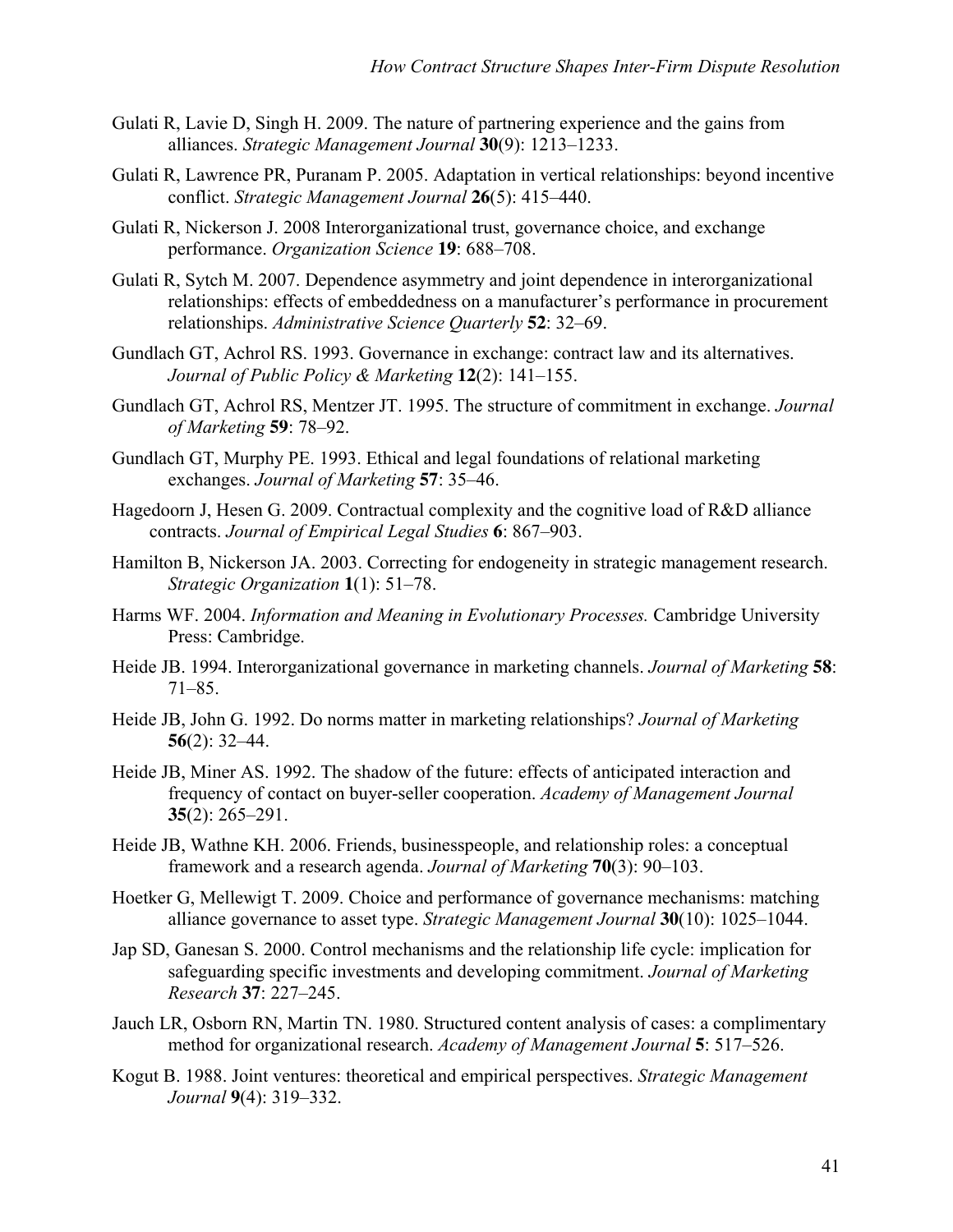Gulati R, Lavie D, Singh H. 2009. The nature of partnering experience and the gains from alliances. *Strategic Management Journal* **30**(9): 1213–1233.

Gulati R, Lawrence PR, Puranam P. 2005. Adaptation in vertical relationships: beyond incentive conflict. *Strategic Management Journal* **26**(5): 415–440.

Gulati R, Nickerson J. 2008 Interorganizational trust, governance choice, and exchange performance. *Organization Science* **19**: 688–708.

Gulati R, Sytch M. 2007. Dependence asymmetry and joint dependence in interorganizational relationships: effects of embeddedness on a manufacturer's performance in procurement relationships. *Administrative Science Quarterly* **52**: 32–69.

Gundlach GT, Achrol RS. 1993. Governance in exchange: contract law and its alternatives. *Journal of Public Policy & Marketing* **12**(2): 141–155.

Gundlach GT, Achrol RS, Mentzer JT. 1995. The structure of commitment in exchange. *Journal of Marketing* **59**: 78–92.

Gundlach GT, Murphy PE. 1993. Ethical and legal foundations of relational marketing exchanges. *Journal of Marketing* **57**: 35–46.

Hagedoorn J, Hesen G. 2009. Contractual complexity and the cognitive load of R&D alliance contracts. *Journal of Empirical Legal Studies* **6**: 867–903.

Hamilton B, Nickerson JA. 2003. Correcting for endogeneity in strategic management research. *Strategic Organization* **1**(1): 51–78.

Harms WF. 2004. *Information and Meaning in Evolutionary Processes.* Cambridge University Press: Cambridge.

Heide JB. 1994. Interorganizational governance in marketing channels. *Journal of Marketing* **58**: 71–85.

Heide JB, John G. 1992. Do norms matter in marketing relationships? *Journal of Marketing* **56**(2): 32–44.

Heide JB, Miner AS. 1992. The shadow of the future: effects of anticipated interaction and frequency of contact on buyer-seller cooperation. *Academy of Management Journal* **35**(2): 265–291.

Heide JB, Wathne KH. 2006. Friends, businesspeople, and relationship roles: a conceptual framework and a research agenda. *Journal of Marketing* **70**(3): 90–103.

Hoetker G, Mellewigt T. 2009. Choice and performance of governance mechanisms: matching alliance governance to asset type. *Strategic Management Journal* **30**(10): 1025–1044.

Jap SD, Ganesan S. 2000. Control mechanisms and the relationship life cycle: implication for safeguarding specific investments and developing commitment. *Journal of Marketing Research* **37**: 227–245.

Jauch LR, Osborn RN, Martin TN. 1980. Structured content analysis of cases: a complimentary method for organizational research. *Academy of Management Journal* **5**: 517–526.

Kogut B. 1988. Joint ventures: theoretical and empirical perspectives. *Strategic Management Journal* **9**(4): 319–332.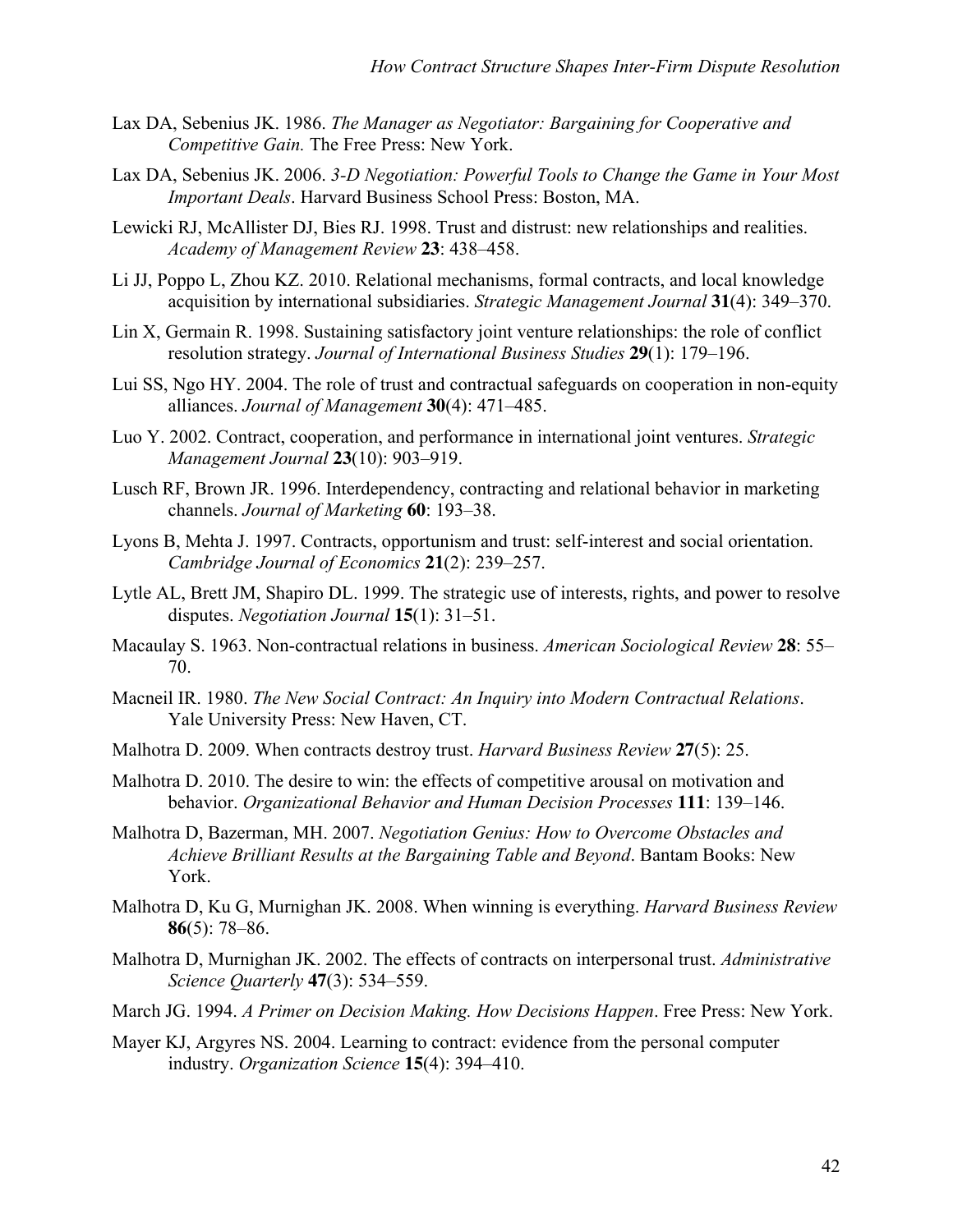Lax DA, Sebenius JK. 1986. *The Manager as Negotiator: Bargaining for Cooperative and Competitive Gain.* The Free Press: New York.

Lax DA, Sebenius JK. 2006. *3-D Negotiation: Powerful Tools to Change the Game in Your Most Important Deals*. Harvard Business School Press: Boston, MA.

Lewicki RJ, McAllister DJ, Bies RJ. 1998. Trust and distrust: new relationships and realities. *Academy of Management Review* **23**: 438–458.

Li JJ, Poppo L, Zhou KZ. 2010. Relational mechanisms, formal contracts, and local knowledge acquisition by international subsidiaries. *Strategic Management Journal* **31**(4): 349–370.

Lin X, Germain R. 1998. Sustaining satisfactory joint venture relationships: the role of conflict resolution strategy. *Journal of International Business Studies* **29**(1): 179–196.

Lui SS, Ngo HY. 2004. The role of trust and contractual safeguards on cooperation in non-equity alliances. *Journal of Management* **30**(4): 471–485.

Luo Y. 2002. Contract, cooperation, and performance in international joint ventures. *Strategic Management Journal* **23**(10): 903–919.

Lusch RF, Brown JR. 1996. Interdependency, contracting and relational behavior in marketing channels. *Journal of Marketing* **60**: 193–38.

Lyons B, Mehta J. 1997. Contracts, opportunism and trust: self-interest and social orientation. *Cambridge Journal of Economics* **21**(2): 239–257.

Lytle AL, Brett JM, Shapiro DL. 1999. The strategic use of interests, rights, and power to resolve disputes. *Negotiation Journal* **15**(1): 31–51.

Macaulay S. 1963. Non-contractual relations in business. *American Sociological Review* **28**: 55–70.

Macneil IR. 1980. *The New Social Contract: An Inquiry into Modern Contractual Relations*. Yale University Press: New Haven, CT.

Malhotra D. 2009. When contracts destroy trust. *Harvard Business Review* **27**(5): 25.

Malhotra D. 2010. The desire to win: the effects of competitive arousal on motivation and behavior. *Organizational Behavior and Human Decision Processes* **111**: 139–146.

Malhotra D, Bazerman, MH. 2007. *Negotiation Genius: How to Overcome Obstacles and Achieve Brilliant Results at the Bargaining Table and Beyond*. Bantam Books: New York.

Malhotra D, Ku G, Murnighan JK. 2008. When winning is everything. *Harvard Business Review* **86**(5): 78–86.

Malhotra D, Murnighan JK. 2002. The effects of contracts on interpersonal trust. *Administrative Science Quarterly* **47**(3): 534–559.

March JG. 1994. *A Primer on Decision Making. How Decisions Happen*. Free Press: New York.

Mayer KJ, Argyres NS. 2004. Learning to contract: evidence from the personal computer industry. *Organization Science* **15**(4): 394–410.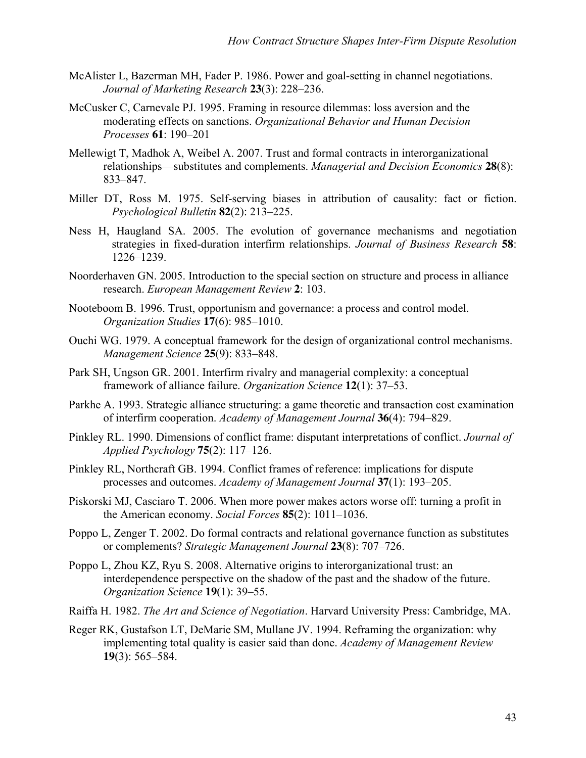McAlister L, Bazerman MH, Fader P. 1986. Power and goal-setting in channel negotiations. *Journal of Marketing Research* **23**(3): 228–236.

McCusker C, Carnevale PJ. 1995. Framing in resource dilemmas: loss aversion and the moderating effects on sanctions. *Organizational Behavior and Human Decision Processes* **61**: 190–201

Mellewigt T, Madhok A, Weibel A. 2007. Trust and formal contracts in interorganizational relationships—substitutes and complements. *Managerial and Decision Economics* **28**(8): 833–847.

Miller DT, Ross M. 1975. Self-serving biases in attribution of causality: fact or fiction. *Psychological Bulletin* **82**(2): 213–225.

Ness H, Haugland SA. 2005. The evolution of governance mechanisms and negotiation strategies in fixed-duration interfirm relationships. *Journal of Business Research* **58**: 1226–1239.

Noorderhaven GN. 2005. Introduction to the special section on structure and process in alliance research. *European Management Review* **2**: 103.

Nooteboom B. 1996. Trust, opportunism and governance: a process and control model. *Organization Studies* **17**(6): 985–1010.

Ouchi WG. 1979. A conceptual framework for the design of organizational control mechanisms. *Management Science* **25**(9): 833–848.

Park SH, Ungson GR. 2001. Interfirm rivalry and managerial complexity: a conceptual framework of alliance failure. *Organization Science* **12**(1): 37–53.

Parkhe A. 1993. Strategic alliance structuring: a game theoretic and transaction cost examination of interfirm cooperation. *Academy of Management Journal* **36**(4): 794–829.

Pinkley RL. 1990. Dimensions of conflict frame: disputant interpretations of conflict. *Journal of Applied Psychology* **75**(2): 117–126.

Pinkley RL, Northcraft GB. 1994. Conflict frames of reference: implications for dispute processes and outcomes. *Academy of Management Journal* **37**(1): 193–205.

Piskorski MJ, Casciaro T. 2006. When more power makes actors worse off: turning a profit in the American economy. *Social Forces* **85**(2): 1011–1036.

Poppo L, Zenger T. 2002. Do formal contracts and relational governance function as substitutes or complements? *Strategic Management Journal* **23**(8): 707–726.

Poppo L, Zhou KZ, Ryu S. 2008. Alternative origins to interorganizational trust: an interdependence perspective on the shadow of the past and the shadow of the future. *Organization Science* **19**(1): 39–55.

Raiffa H. 1982. *The Art and Science of Negotiation*. Harvard University Press: Cambridge, MA.

Reger RK, Gustafson LT, DeMarie SM, Mullane JV. 1994. Reframing the organization: why implementing total quality is easier said than done. *Academy of Management Review* **19**(3): 565–584.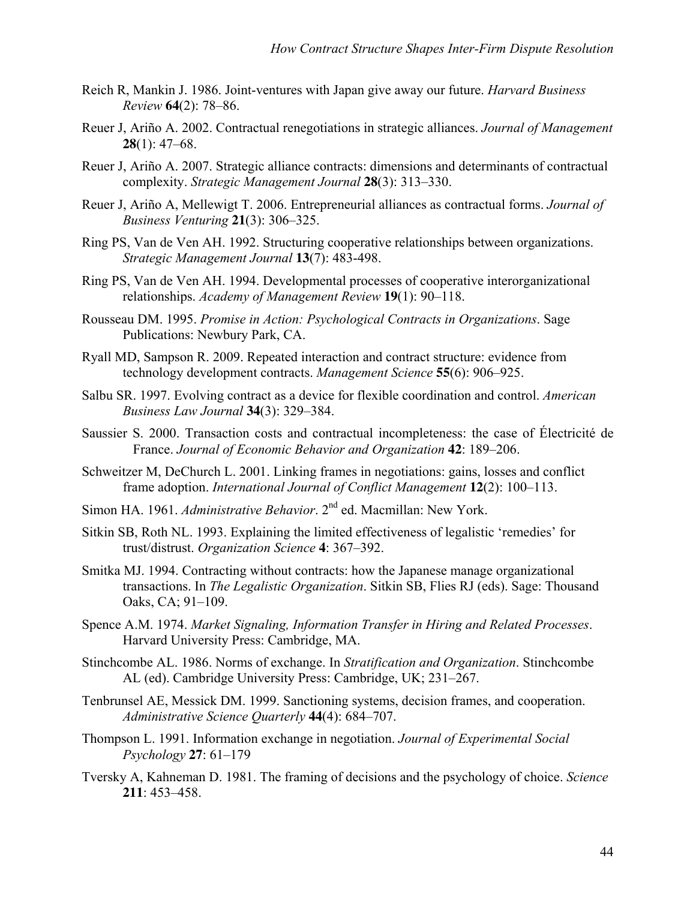Reich R, Mankin J. 1986. Joint-ventures with Japan give away our future. *Harvard Business Review* **64**(2): 78–86.

Reuer J, Ariño A. 2002. Contractual renegotiations in strategic alliances. *Journal of Management* **28**(1): 47–68.

Reuer J, Ariño A. 2007. Strategic alliance contracts: dimensions and determinants of contractual complexity. *Strategic Management Journal* **28**(3): 313–330.

Reuer J, Ariño A, Mellewigt T. 2006. Entrepreneurial alliances as contractual forms. *Journal of Business Venturing* **21**(3): 306–325.

Ring PS, Van de Ven AH. 1992. Structuring cooperative relationships between organizations. *Strategic Management Journal* **13**(7): 483-498.

Ring PS, Van de Ven AH. 1994. Developmental processes of cooperative interorganizational relationships. *Academy of Management Review* **19**(1): 90–118.

Rousseau DM. 1995. *Promise in Action: Psychological Contracts in Organizations*. Sage Publications: Newbury Park, CA.

Ryall MD, Sampson R. 2009. Repeated interaction and contract structure: evidence from technology development contracts. *Management Science* **55**(6): 906–925.

Salbu SR. 1997. Evolving contract as a device for flexible coordination and control. *American Business Law Journal* **34**(3): 329–384.

Saussier S. 2000. Transaction costs and contractual incompleteness: the case of Électricité de France. *Journal of Economic Behavior and Organization* **42**: 189–206.

Schweitzer M, DeChurch L. 2001. Linking frames in negotiations: gains, losses and conflict frame adoption. *International Journal of Conflict Management* **12**(2): 100–113.

Simon HA. 1961. *Administrative Behavior*. 2nd ed. Macmillan: New York.

Sitkin SB, Roth NL. 1993. Explaining the limited effectiveness of legalistic 'remedies' for trust/distrust. *Organization Science* **4**: 367–392.

Smitka MJ. 1994. Contracting without contracts: how the Japanese manage organizational transactions. In *The Legalistic Organization*. Sitkin SB, Flies RJ (eds). Sage: Thousand Oaks, CA; 91–109.

Spence A.M. 1974. *Market Signaling, Information Transfer in Hiring and Related Processes*. Harvard University Press: Cambridge, MA.

Stinchcombe AL. 1986. Norms of exchange. In *Stratification and Organization*. Stinchcombe AL (ed). Cambridge University Press: Cambridge, UK; 231–267.

Tenbrunsel AE, Messick DM. 1999. Sanctioning systems, decision frames, and cooperation. *Administrative Science Quarterly* **44**(4): 684–707.

Thompson L. 1991. Information exchange in negotiation. *Journal of Experimental Social Psychology* **27**: 61–179

Tversky A, Kahneman D. 1981. The framing of decisions and the psychology of choice. *Science* **211**: 453–458.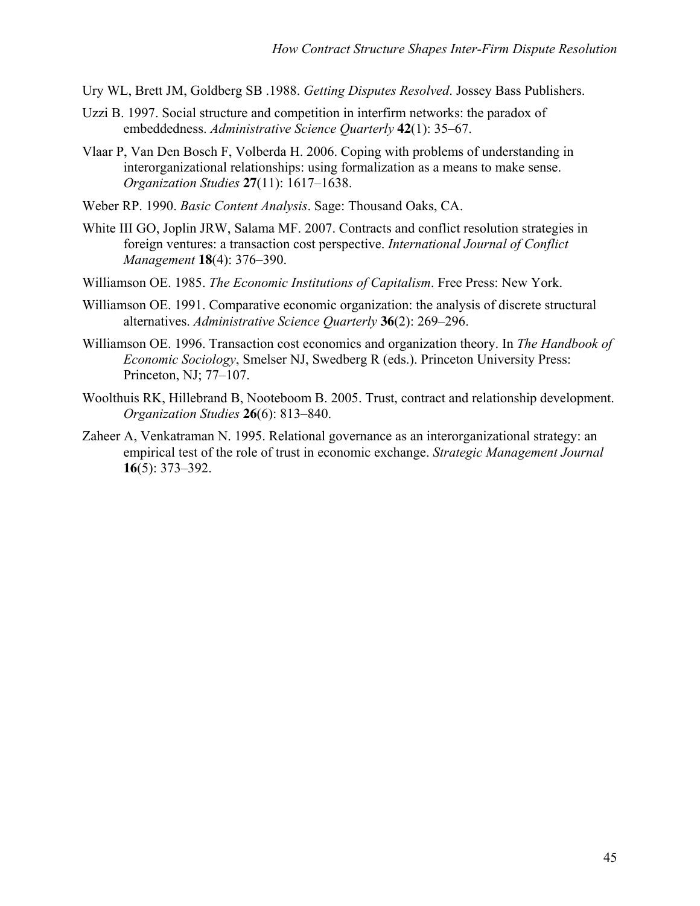Ury WL, Brett JM, Goldberg SB .1988. *Getting Disputes Resolved*. Jossey Bass Publishers.

Uzzi B. 1997. Social structure and competition in interfirm networks: the paradox of embeddedness. *Administrative Science Quarterly* **42**(1): 35–67.

Vlaar P, Van Den Bosch F, Volberda H. 2006. Coping with problems of understanding in interorganizational relationships: using formalization as a means to make sense. *Organization Studies* **27**(11): 1617–1638.

Weber RP. 1990. *Basic Content Analysis*. Sage: Thousand Oaks, CA.

White III GO, Joplin JRW, Salama MF. 2007. Contracts and conflict resolution strategies in foreign ventures: a transaction cost perspective. *International Journal of Conflict Management* **18**(4): 376–390.

Williamson OE. 1985. *The Economic Institutions of Capitalism*. Free Press: New York.

Williamson OE. 1991. Comparative economic organization: the analysis of discrete structural alternatives. *Administrative Science Quarterly* **36**(2): 269–296.

Williamson OE. 1996. Transaction cost economics and organization theory. In *The Handbook of Economic Sociology*, Smelser NJ, Swedberg R (eds.). Princeton University Press: Princeton, NJ; 77–107.

Woolthuis RK, Hillebrand B, Nooteboom B. 2005. Trust, contract and relationship development. *Organization Studies* **26**(6): 813–840.

Zaheer A, Venkatraman N. 1995. Relational governance as an interorganizational strategy: an empirical test of the role of trust in economic exchange. *Strategic Management Journal* **16**(5): 373–392.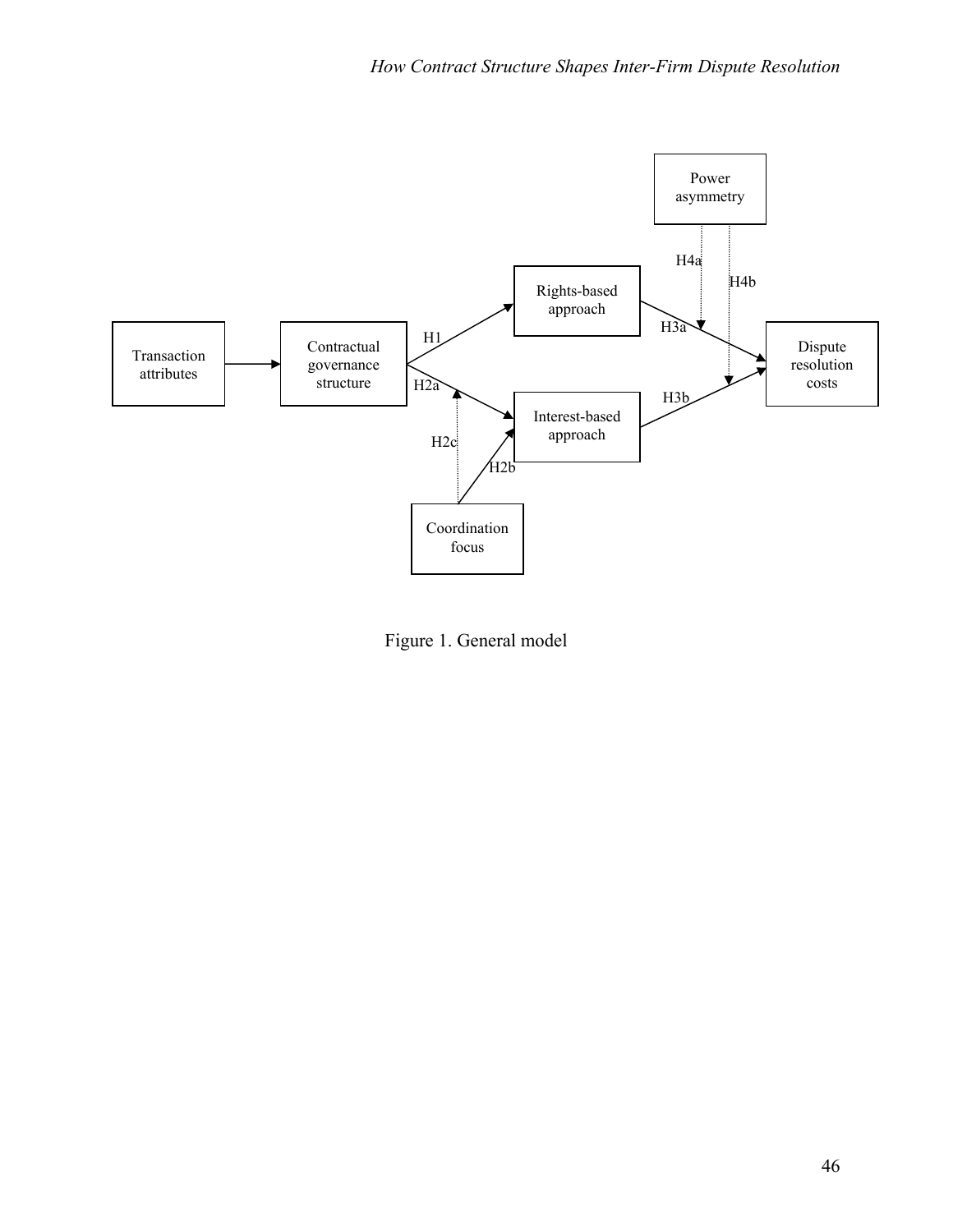Transaction attributes

Contractual governance structure

H1

Rights-based approach

H2a

Interest-based approach

H2b

H2c

Coordination focus

Power asymmetry

H4a

H4b

H3a

H3b

Dispute resolution costs

Figure 1. General model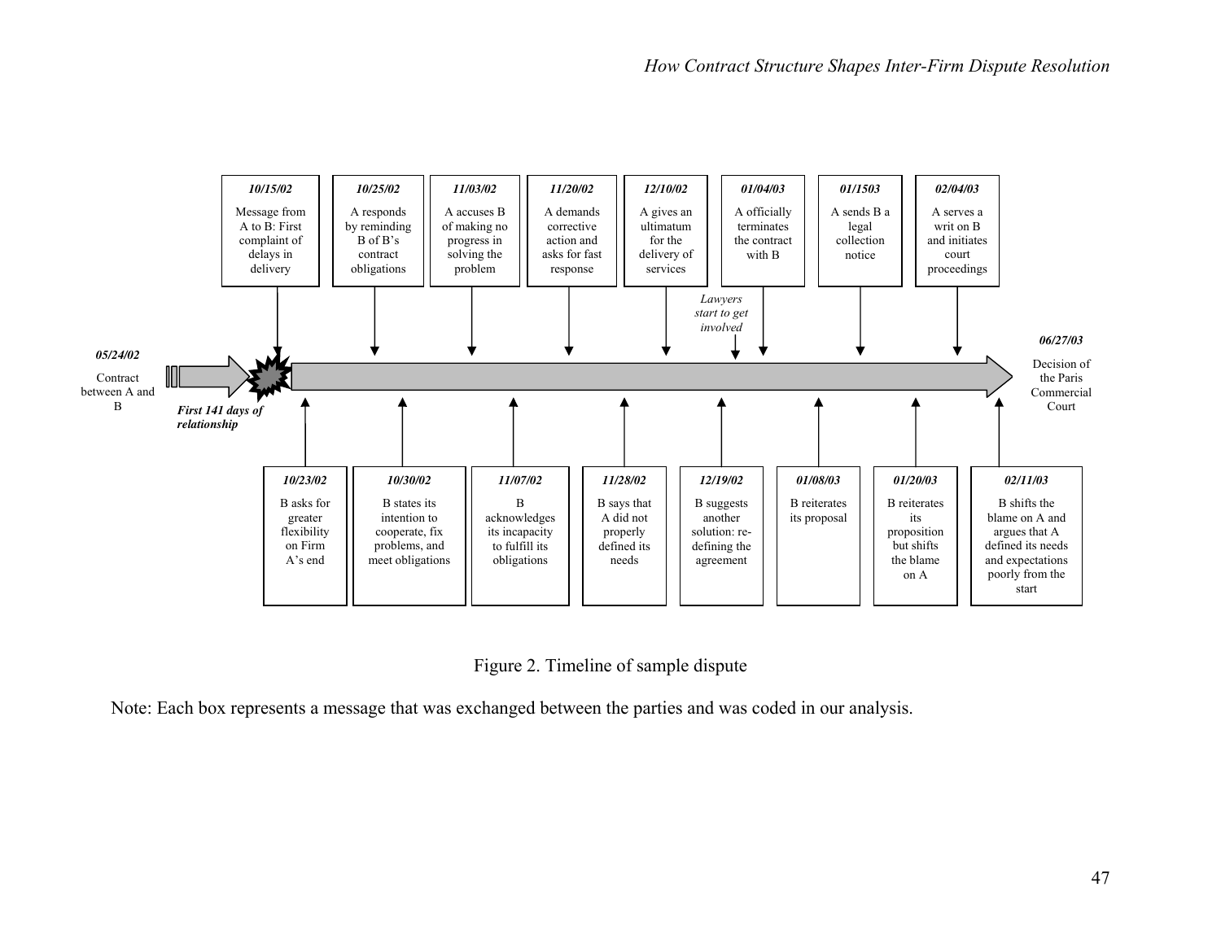**10/15/02**
Message from A to B: First complaint of delays in delivery

**10/25/02**
A responds by reminding B of B's contract obligations

**11/03/02**
A accuses B of making no progress in solving the problem

**11/20/02**
A demands corrective action and asks for fast response

**12/10/02**
A gives an ultimatum for the delivery of services

**01/04/03**
A officially terminates the contract with B

**01/1503**
A sends B a legal collection notice

**02/04/03**
A serves a writ on B and initiates court proceedings

*Lawyers start to get involved*

**05/24/02**
Contract between A and B

***First 141 days of relationship***

**06/27/03**
Decision of the Paris Commercial Court

**10/23/02**
B asks for greater flexibility on Firm A's end

**10/30/02**
B states its intention to cooperate, fix problems, and meet obligations

**11/07/02**
B acknowledges its incapacity to fulfill its obligations

**11/28/02**
B says that A did not properly defined its needs

**12/19/02**
B suggests another solution: re-defining the agreement

**01/08/03**
B reiterates its proposal

**01/20/03**
B reiterates its proposition but shifts the blame on A

**02/11/03**
B shifts the blame on A and argues that A defined its needs and expectations poorly from the start

Figure 2. Timeline of sample dispute

Note: Each box represents a message that was exchanged between the parties and was coded in our analysis.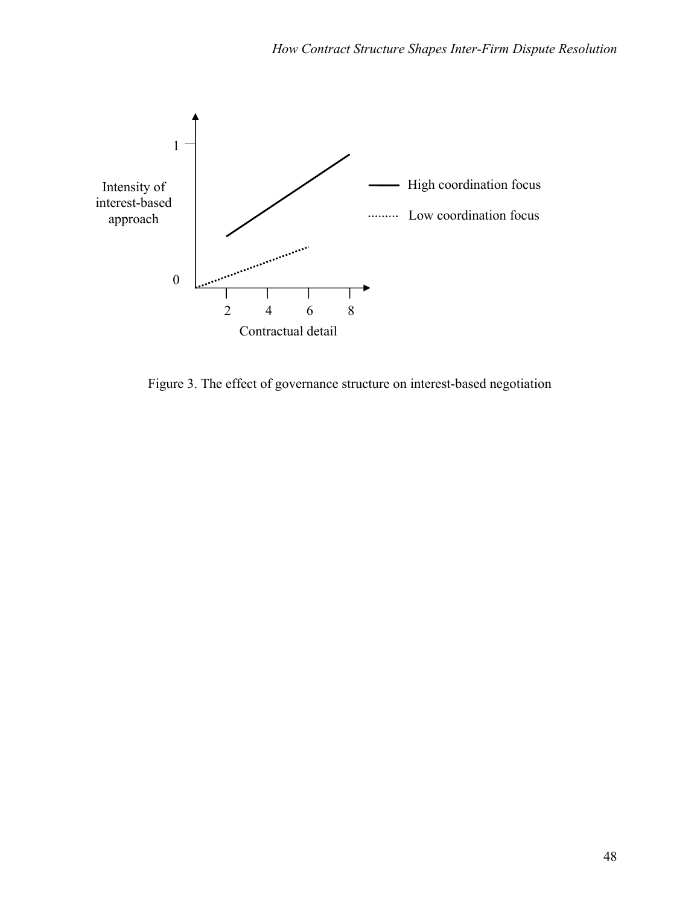Figure 3. The effect of governance structure on interest-based negotiation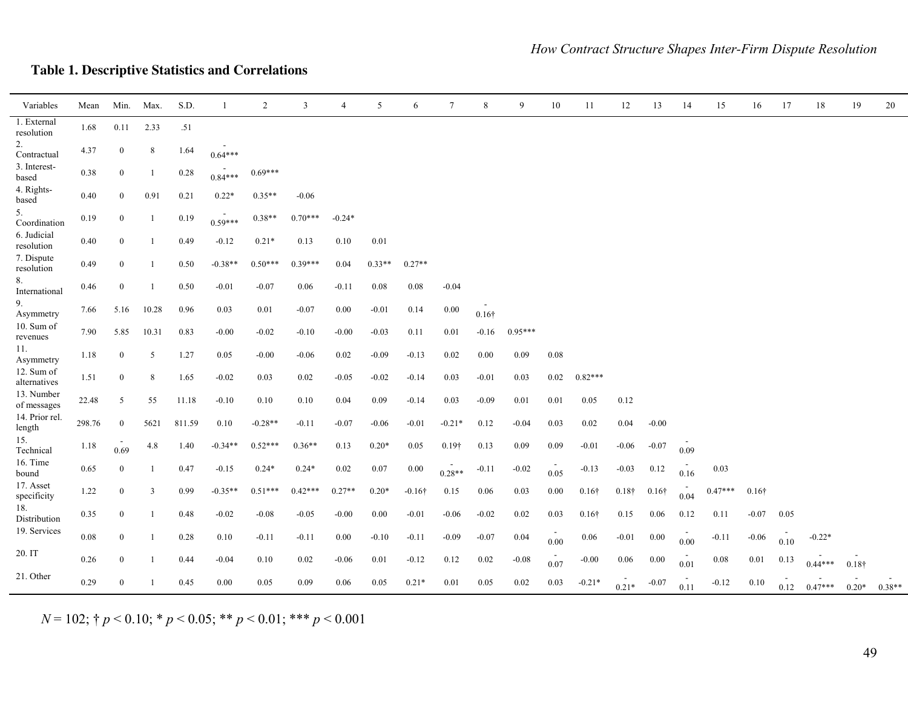**Table 1. Descriptive Statistics and Correlations**

| Variables | Mean | Min. | Max. | S.D. | 1 | 2 | 3 | 4 | 5 | 6 | 7 | 8 | 9 | 10 | 11 | 12 | 13 | 14 | 15 | 16 | 17 | 18 | 19 | 20 |
|---|---|---|---|---|---|---|---|---|---|---|---|---|---|---|---|---|---|---|---|---|---|---|---|---|
| 1. External resolution | 1.68 | 0.11 | 2.33 | .51 | | | | | | | | | | | | | | | | | | | | |
| 2. Contractual | 4.37 | 0 | 8 | 1.64 | -0.64*** | | | | | | | | | | | | | | | | | | | |
| 3. Interest-based | 0.38 | 0 | 1 | 0.28 | -0.84*** | 0.69*** | | | | | | | | | | | | | | | | | | |
| 4. Rights-based | 0.40 | 0 | 0.91 | 0.21 | 0.22* | 0.35** | -0.06 | | | | | | | | | | | | | | | | | |
| 5. Coordination | 0.19 | 0 | 1 | 0.19 | -0.59*** | 0.38** | 0.70*** | -0.24* | | | | | | | | | | | | | | | | |
| 6. Judicial resolution | 0.40 | 0 | 1 | 0.49 | -0.12 | 0.21* | 0.13 | 0.10 | 0.01 | | | | | | | | | | | | | | | |
| 7. Dispute resolution | 0.49 | 0 | 1 | 0.50 | -0.38** | 0.50*** | 0.39*** | 0.04 | 0.33** | 0.27** | | | | | | | | | | | | | | |
| 8. International | 0.46 | 0 | 1 | 0.50 | -0.01 | -0.07 | 0.06 | -0.11 | 0.08 | 0.08 | -0.04 | | | | | | | | | | | | | |
| 9. Asymmetry | 7.66 | 5.16 | 10.28 | 0.96 | 0.03 | 0.01 | -0.07 | 0.00 | -0.01 | 0.14 | 0.00 | -0.16† | | | | | | | | | | | | |
| 10. Sum of revenues | 7.90 | 5.85 | 10.31 | 0.83 | -0.00 | -0.02 | -0.10 | -0.00 | -0.03 | 0.11 | 0.01 | -0.16 | 0.95*** | | | | | | | | | | | |
| 11. Asymmetry | 1.18 | 0 | 5 | 1.27 | 0.05 | -0.00 | -0.06 | 0.02 | -0.09 | -0.13 | 0.02 | 0.00 | 0.09 | 0.08 | | | | | | | | | | |
| 12. Sum of alternatives | 1.51 | 0 | 8 | 1.65 | -0.02 | 0.03 | 0.02 | -0.05 | -0.02 | -0.14 | 0.03 | -0.01 | 0.03 | 0.02 | 0.82*** | | | | | | | | | |
| 13. Number of messages | 22.48 | 5 | 55 | 11.18 | -0.10 | 0.10 | 0.10 | 0.04 | 0.09 | -0.14 | 0.03 | -0.09 | 0.01 | 0.01 | 0.05 | 0.12 | | | | | | | | |
| 14. Prior rel. length | 298.76 | 0 | 5621 | 811.59 | 0.10 | -0.28** | -0.11 | -0.07 | -0.06 | -0.01 | -0.21* | 0.12 | -0.04 | 0.03 | 0.02 | 0.04 | -0.00 | | | | | | | |
| 15. Technical | 1.18 | -0.69 | 4.8 | 1.40 | -0.34** | 0.52*** | 0.36** | 0.13 | 0.20* | 0.05 | 0.19† | 0.13 | 0.09 | 0.09 | -0.01 | -0.06 | -0.07 | -0.09 | | | | | | |
| 16. Time bound | 0.65 | 0 | 1 | 0.47 | -0.15 | 0.24* | 0.24* | 0.02 | 0.07 | 0.00 | -0.28** | -0.11 | -0.02 | -0.05 | -0.13 | -0.03 | 0.12 | -0.16 | 0.03 | | | | | |
| 17. Asset specificity | 1.22 | 0 | 3 | 0.99 | -0.35** | 0.51*** | 0.42*** | 0.27** | 0.20* | -0.16† | 0.15 | 0.06 | 0.03 | 0.00 | 0.16† | 0.18† | 0.16† | -0.04 | 0.47*** | 0.16† | | | | |
| 18. Distribution | 0.35 | 0 | 1 | 0.48 | -0.02 | -0.08 | -0.05 | -0.00 | 0.00 | -0.01 | -0.06 | -0.02 | 0.02 | 0.03 | 0.16† | 0.15 | 0.06 | 0.12 | 0.11 | -0.07 | 0.05 | | | |
| 19. Services | 0.08 | 0 | 1 | 0.28 | 0.10 | -0.11 | -0.11 | 0.00 | -0.10 | -0.11 | -0.09 | -0.07 | 0.04 | -0.00 | 0.06 | -0.01 | 0.00 | -0.00 | -0.11 | -0.06 | -0.10 | -0.22* | | |
| 20. IT | 0.26 | 0 | 1 | 0.44 | -0.04 | 0.10 | 0.02 | -0.06 | 0.01 | -0.12 | 0.12 | 0.02 | -0.08 | -0.07 | -0.00 | 0.06 | 0.00 | -0.01 | 0.08 | 0.01 | 0.13 | -0.44*** | -0.18† | |
| 21. Other | 0.29 | 0 | 1 | 0.45 | 0.00 | 0.05 | 0.09 | 0.06 | 0.05 | 0.21* | 0.01 | 0.05 | 0.02 | 0.03 | -0.21* | -0.21* | -0.07 | -0.11 | -0.12 | 0.10 | -0.12 | -0.47*** | -0.20* | -0.38** |

*N* = 102; † $p < 0.10$; * $p < 0.05$; ** $p < 0.01$; *** $p < 0.001$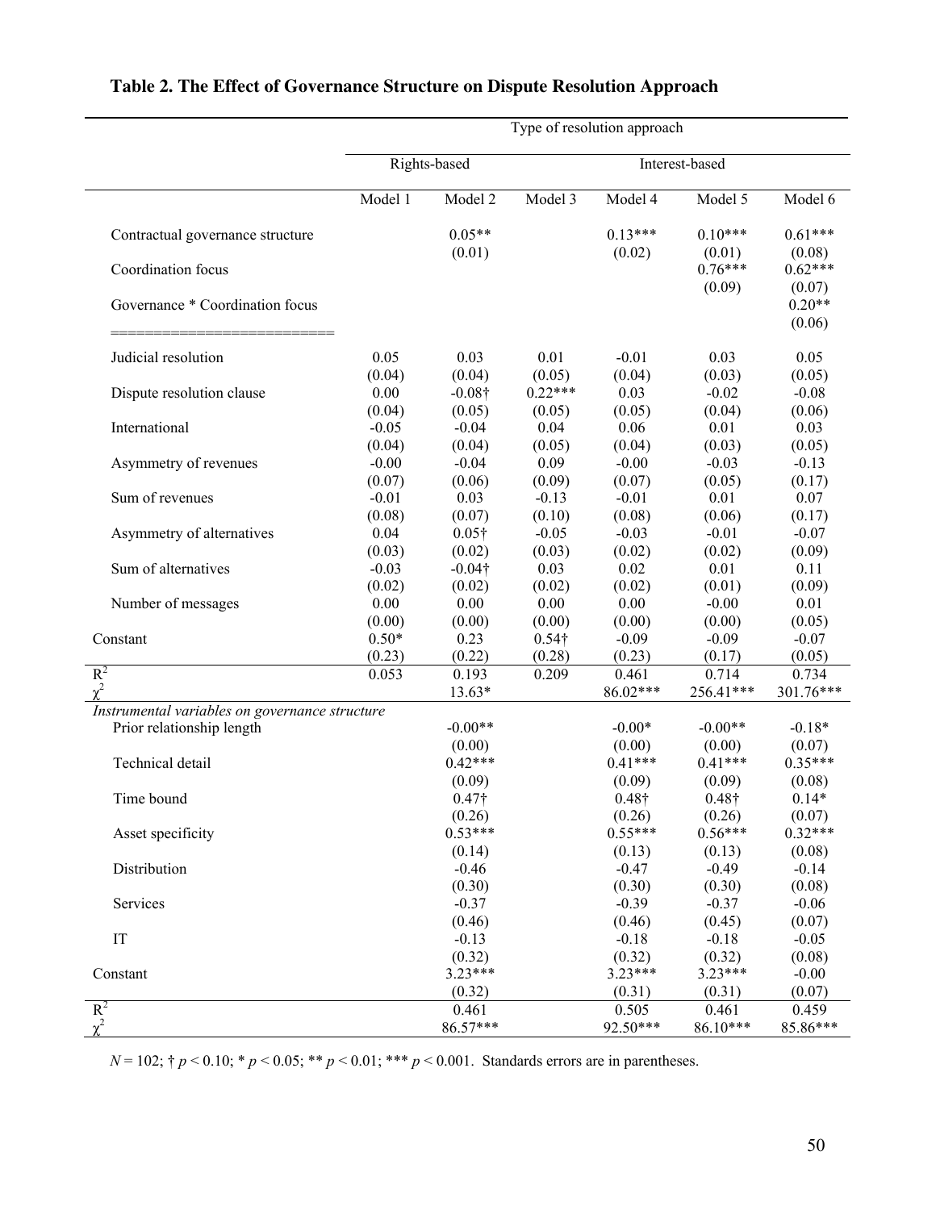## Table 2. The Effect of Governance Structure on Dispute Resolution Approach

| | Type of resolution approach | | | | | |
|---|---|---|---|---|---|---|
| | Rights-based | | Interest-based | | | |
| | Model 1 | Model 2 | Model 3 | Model 4 | Model 5 | Model 6 |
| Contractual governance structure | | 0.05** | | 0.13*** | 0.10*** | 0.61*** |
| | | (0.01) | | (0.02) | (0.01) | (0.08) |
| Coordination focus | | | | | 0.76*** | 0.62*** |
| | | | | | (0.09) | (0.07) |
| Governance * Coordination focus | | | | | | 0.20** |
| | | | | | | (0.06) |
| Judicial resolution | 0.05 | 0.03 | 0.01 | -0.01 | 0.03 | 0.05 |
| | (0.04) | (0.04) | (0.05) | (0.04) | (0.03) | (0.05) |
| Dispute resolution clause | 0.00 | -0.08† | 0.22*** | 0.03 | -0.02 | -0.08 |
| | (0.04) | (0.05) | (0.05) | (0.05) | (0.04) | (0.06) |
| International | -0.05 | -0.04 | 0.04 | 0.06 | 0.01 | 0.03 |
| | (0.04) | (0.04) | (0.05) | (0.04) | (0.03) | (0.05) |
| Asymmetry of revenues | -0.00 | -0.04 | 0.09 | -0.00 | -0.03 | -0.13 |
| | (0.07) | (0.06) | (0.09) | (0.07) | (0.05) | (0.17) |
| Sum of revenues | -0.01 | 0.03 | -0.13 | -0.01 | 0.01 | 0.07 |
| | (0.08) | (0.07) | (0.10) | (0.08) | (0.06) | (0.17) |
| Asymmetry of alternatives | 0.04 | 0.05† | -0.05 | -0.03 | -0.01 | -0.07 |
| | (0.03) | (0.02) | (0.03) | (0.02) | (0.02) | (0.09) |
| Sum of alternatives | -0.03 | -0.04† | 0.03 | 0.02 | 0.01 | 0.11 |
| | (0.02) | (0.02) | (0.02) | (0.02) | (0.01) | (0.09) |
| Number of messages | 0.00 | 0.00 | 0.00 | 0.00 | -0.00 | 0.01 |
| | (0.00) | (0.00) | (0.00) | (0.00) | (0.00) | (0.05) |
| Constant | 0.50* | 0.23 | 0.54† | -0.09 | -0.09 | -0.07 |
| | (0.23) | (0.22) | (0.28) | (0.23) | (0.17) | (0.05) |
| $R^2$ | 0.053 | 0.193 | 0.209 | 0.461 | 0.714 | 0.734 |
| $\chi^2$ | | 13.63* | | 86.02*** | 256.41*** | 301.76*** |
| *Instrumental variables on governance structure* | | | | | | |
| Prior relationship length | | -0.00** | | -0.00* | -0.00** | -0.18* |
| | | (0.00) | | (0.00) | (0.00) | (0.07) |
| Technical detail | | 0.42*** | | 0.41*** | 0.41*** | 0.35*** |
| | | (0.09) | | (0.09) | (0.09) | (0.08) |
| Time bound | | 0.47† | | 0.48† | 0.48† | 0.14* |
| | | (0.26) | | (0.26) | (0.26) | (0.07) |
| Asset specificity | | 0.53*** | | 0.55*** | 0.56*** | 0.32*** |
| | | (0.14) | | (0.13) | (0.13) | (0.08) |
| Distribution | | -0.46 | | -0.47 | -0.49 | -0.14 |
| | | (0.30) | | (0.30) | (0.30) | (0.08) |
| Services | | -0.37 | | -0.39 | -0.37 | -0.06 |
| | | (0.46) | | (0.46) | (0.45) | (0.07) |
| IT | | -0.13 | | -0.18 | -0.18 | -0.05 |
| | | (0.32) | | (0.32) | (0.32) | (0.08) |
| Constant | | 3.23*** | | 3.23*** | 3.23*** | -0.00 |
| | | (0.32) | | (0.31) | (0.31) | (0.07) |
| $R^2$ | | 0.461 | | 0.505 | 0.461 | 0.459 |
| $\chi^2$ | | 86.57*** | | 92.50*** | 86.10*** | 85.86*** |

*N* = 102; † $p < 0.10$; * $p < 0.05$; ** $p < 0.01$; *** $p < 0.001$. Standards errors are in parentheses.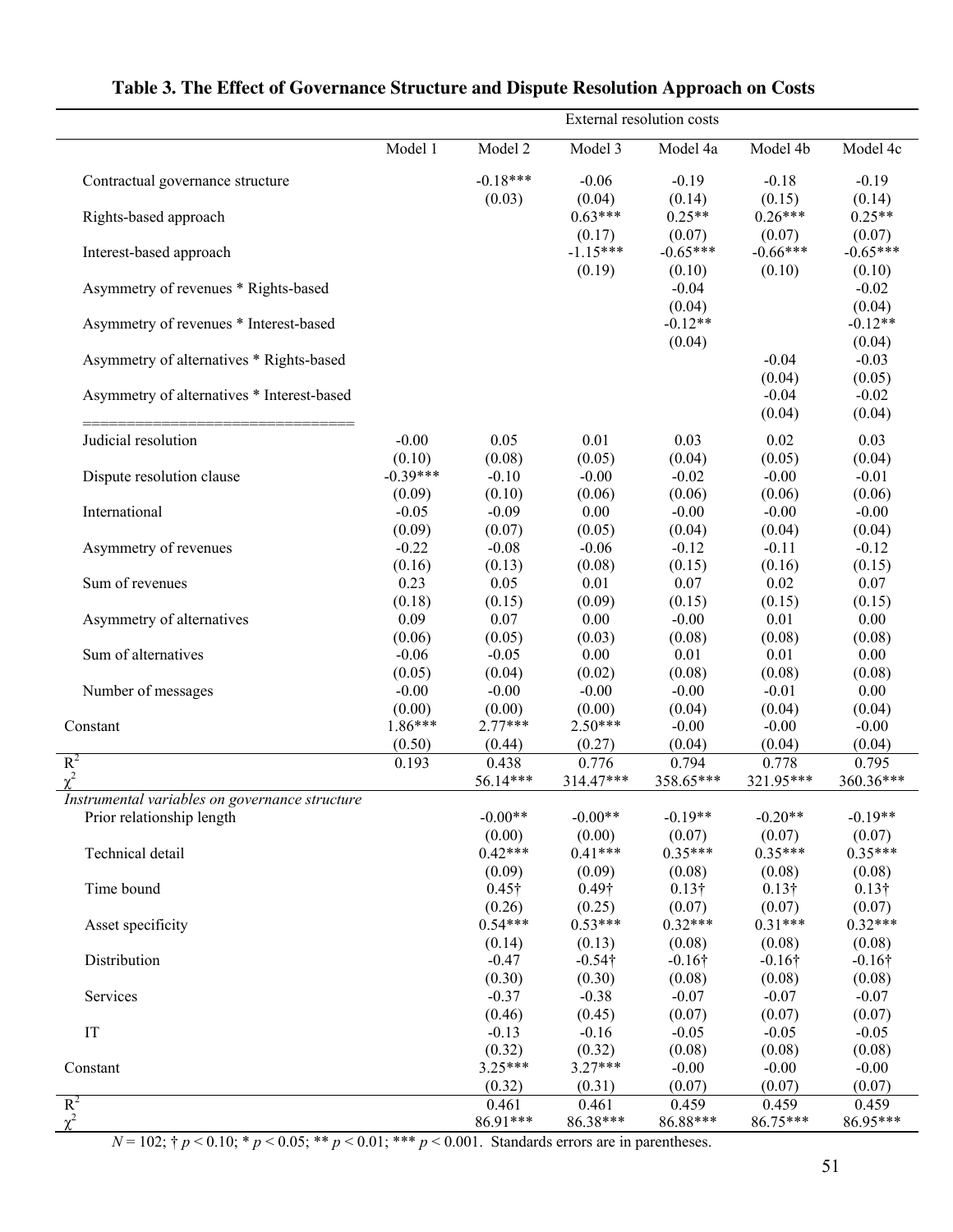**Table 3. The Effect of Governance Structure and Dispute Resolution Approach on Costs**

| | External resolution costs | | | | | |
|---|---|---|---|---|---|---|
| | Model 1 | Model 2 | Model 3 | Model 4a | Model 4b | Model 4c |
| Contractual governance structure | | -0.18*** | -0.06 | -0.19 | -0.18 | -0.19 |
| | | (0.03) | (0.04) | (0.14) | (0.15) | (0.14) |
| Rights-based approach | | | 0.63*** | 0.25** | 0.26*** | 0.25** |
| | | | (0.17) | (0.07) | (0.07) | (0.07) |
| Interest-based approach | | | -1.15*** | -0.65*** | -0.66*** | -0.65*** |
| | | | (0.19) | (0.10) | (0.10) | (0.10) |
| Asymmetry of revenues * Rights-based | | | | -0.04 | | -0.02 |
| | | | | (0.04) | | (0.04) |
| Asymmetry of revenues * Interest-based | | | | -0.12** | | -0.12** |
| | | | | (0.04) | | (0.04) |
| Asymmetry of alternatives * Rights-based | | | | | -0.04 | -0.03 |
| | | | | | (0.04) | (0.05) |
| Asymmetry of alternatives * Interest-based | | | | | -0.04 | -0.02 |
| | | | | | (0.04) | (0.04) |
| Judicial resolution | -0.00 | 0.05 | 0.01 | 0.03 | 0.02 | 0.03 |
| | (0.10) | (0.08) | (0.05) | (0.04) | (0.05) | (0.04) |
| Dispute resolution clause | -0.39*** | -0.10 | -0.00 | -0.02 | -0.00 | -0.01 |
| | (0.09) | (0.10) | (0.06) | (0.06) | (0.06) | (0.06) |
| International | -0.05 | -0.09 | 0.00 | -0.00 | -0.00 | -0.00 |
| | (0.09) | (0.07) | (0.05) | (0.04) | (0.04) | (0.04) |
| Asymmetry of revenues | -0.22 | -0.08 | -0.06 | -0.12 | -0.11 | -0.12 |
| | (0.16) | (0.13) | (0.08) | (0.15) | (0.16) | (0.15) |
| Sum of revenues | 0.23 | 0.05 | 0.01 | 0.07 | 0.02 | 0.07 |
| | (0.18) | (0.15) | (0.09) | (0.15) | (0.15) | (0.15) |
| Asymmetry of alternatives | 0.09 | 0.07 | 0.00 | -0.00 | 0.01 | 0.00 |
| | (0.06) | (0.05) | (0.03) | (0.08) | (0.08) | (0.08) |
| Sum of alternatives | -0.06 | -0.05 | 0.00 | 0.01 | 0.01 | 0.00 |
| | (0.05) | (0.04) | (0.02) | (0.08) | (0.08) | (0.08) |
| Number of messages | -0.00 | -0.00 | -0.00 | -0.00 | -0.01 | 0.00 |
| | (0.00) | (0.00) | (0.00) | (0.04) | (0.04) | (0.04) |
| Constant | 1.86*** | 2.77*** | 2.50*** | -0.00 | -0.00 | -0.00 |
| | (0.50) | (0.44) | (0.27) | (0.04) | (0.04) | (0.04) |
| $R^2$ | 0.193 | 0.438 | 0.776 | 0.794 | 0.778 | 0.795 |
| $\chi^2$ | | 56.14*** | 314.47*** | 358.65*** | 321.95*** | 360.36*** |
| *Instrumental variables on governance structure* | | | | | | |
| Prior relationship length | | -0.00** | -0.00** | -0.19** | -0.20** | -0.19** |
| | | (0.00) | (0.00) | (0.07) | (0.07) | (0.07) |
| Technical detail | | 0.42*** | 0.41*** | 0.35*** | 0.35*** | 0.35*** |
| | | (0.09) | (0.09) | (0.08) | (0.08) | (0.08) |
| Time bound | | 0.45† | 0.49† | 0.13† | 0.13† | 0.13† |
| | | (0.26) | (0.25) | (0.07) | (0.07) | (0.07) |
| Asset specificity | | 0.54*** | 0.53*** | 0.32*** | 0.31*** | 0.32*** |
| | | (0.14) | (0.13) | (0.08) | (0.08) | (0.08) |
| Distribution | | -0.47 | -0.54† | -0.16† | -0.16† | -0.16† |
| | | (0.30) | (0.30) | (0.08) | (0.08) | (0.08) |
| Services | | -0.37 | -0.38 | -0.07 | -0.07 | -0.07 |
| | | (0.46) | (0.45) | (0.07) | (0.07) | (0.07) |
| IT | | -0.13 | -0.16 | -0.05 | -0.05 | -0.05 |
| | | (0.32) | (0.32) | (0.08) | (0.08) | (0.08) |
| Constant | | 3.25*** | 3.27*** | -0.00 | -0.00 | -0.00 |
| | | (0.32) | (0.31) | (0.07) | (0.07) | (0.07) |
| $R^2$ | | 0.461 | 0.461 | 0.459 | 0.459 | 0.459 |
| $\chi^2$ | | 86.91*** | 86.38*** | 86.88*** | 86.75*** | 86.95*** |

$N = 102$; † $p < 0.10$; * $p < 0.05$; ** $p < 0.01$; *** $p < 0.001$. Standards errors are in parentheses.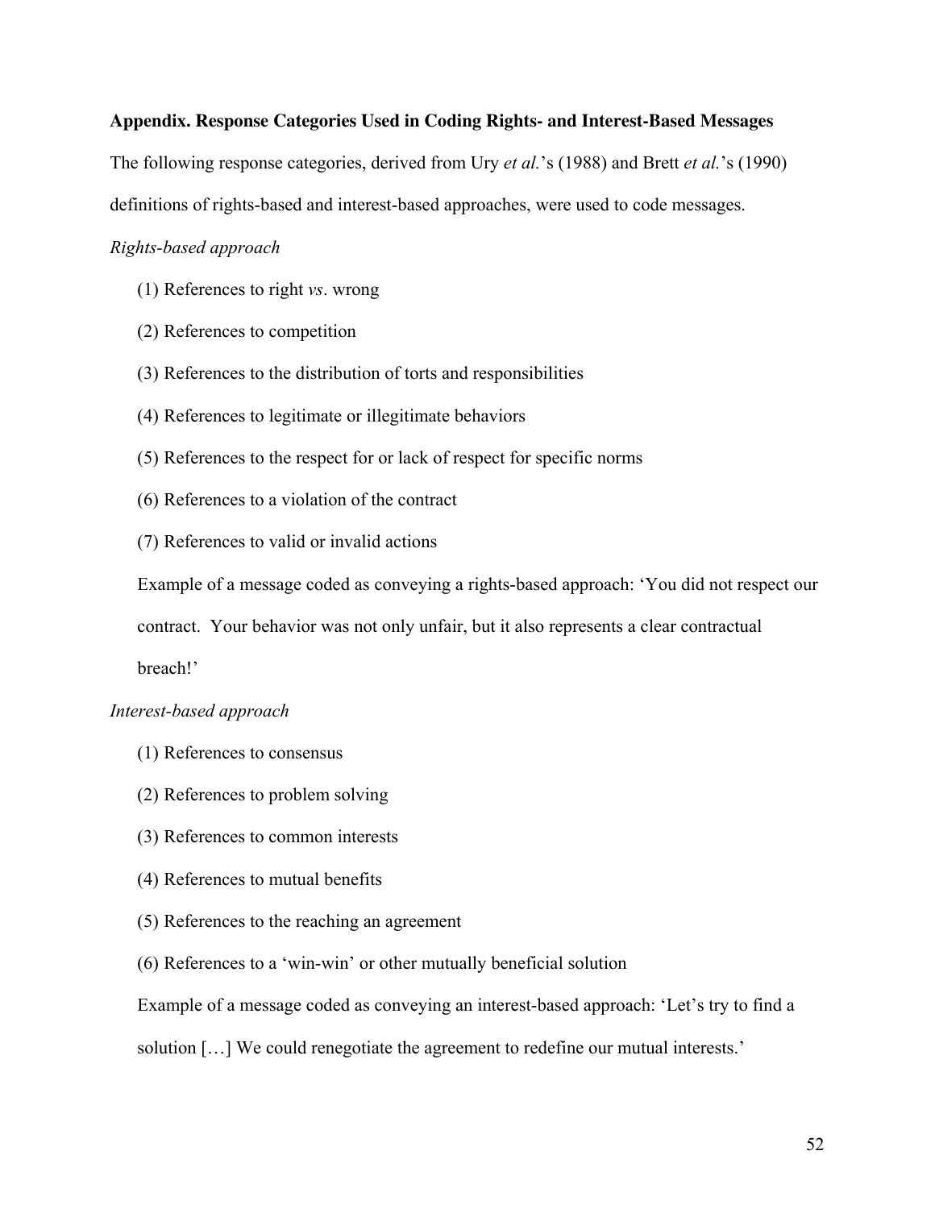**Appendix. Response Categories Used in Coding Rights- and Interest-Based Messages**

The following response categories, derived from Ury *et al.*'s (1988) and Brett *et al.*'s (1990) definitions of rights-based and interest-based approaches, were used to code messages.

*Rights-based approach*

(1) References to right *vs*. wrong

(2) References to competition

(3) References to the distribution of torts and responsibilities

(4) References to legitimate or illegitimate behaviors

(5) References to the respect for or lack of respect for specific norms

(6) References to a violation of the contract

(7) References to valid or invalid actions

Example of a message coded as conveying a rights-based approach: 'You did not respect our contract. Your behavior was not only unfair, but it also represents a clear contractual breach!'

*Interest-based approach*

(1) References to consensus

(2) References to problem solving

(3) References to common interests

(4) References to mutual benefits

(5) References to the reaching an agreement

(6) References to a 'win-win' or other mutually beneficial solution

Example of a message coded as conveying an interest-based approach: 'Let's try to find a solution […] We could renegotiate the agreement to redefine our mutual interests.'